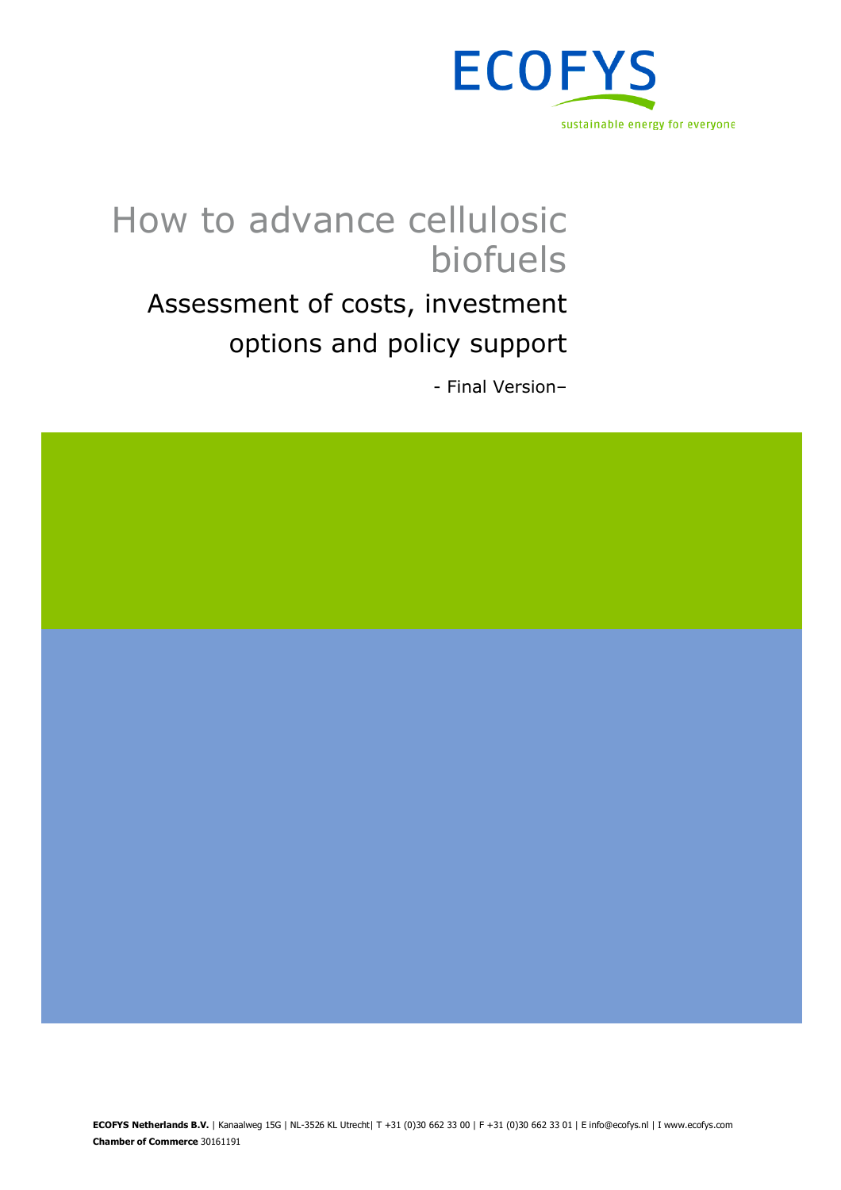ECOFYS

sustainable energy for everyone

# How to advance cellulosic biofuels

## Assessment of costs, investment options and policy support

- Final Version–

**ECOFYS Netherlands B.V.** | Kanaalweg 15G | NL-3526 KL Utrecht| T +31 (0)30 662 33 00 | F +31 (0)30 662 33 01 | E info@ecofys.nl | I www.ecofys.com
**Chamber of Commerce** 30161191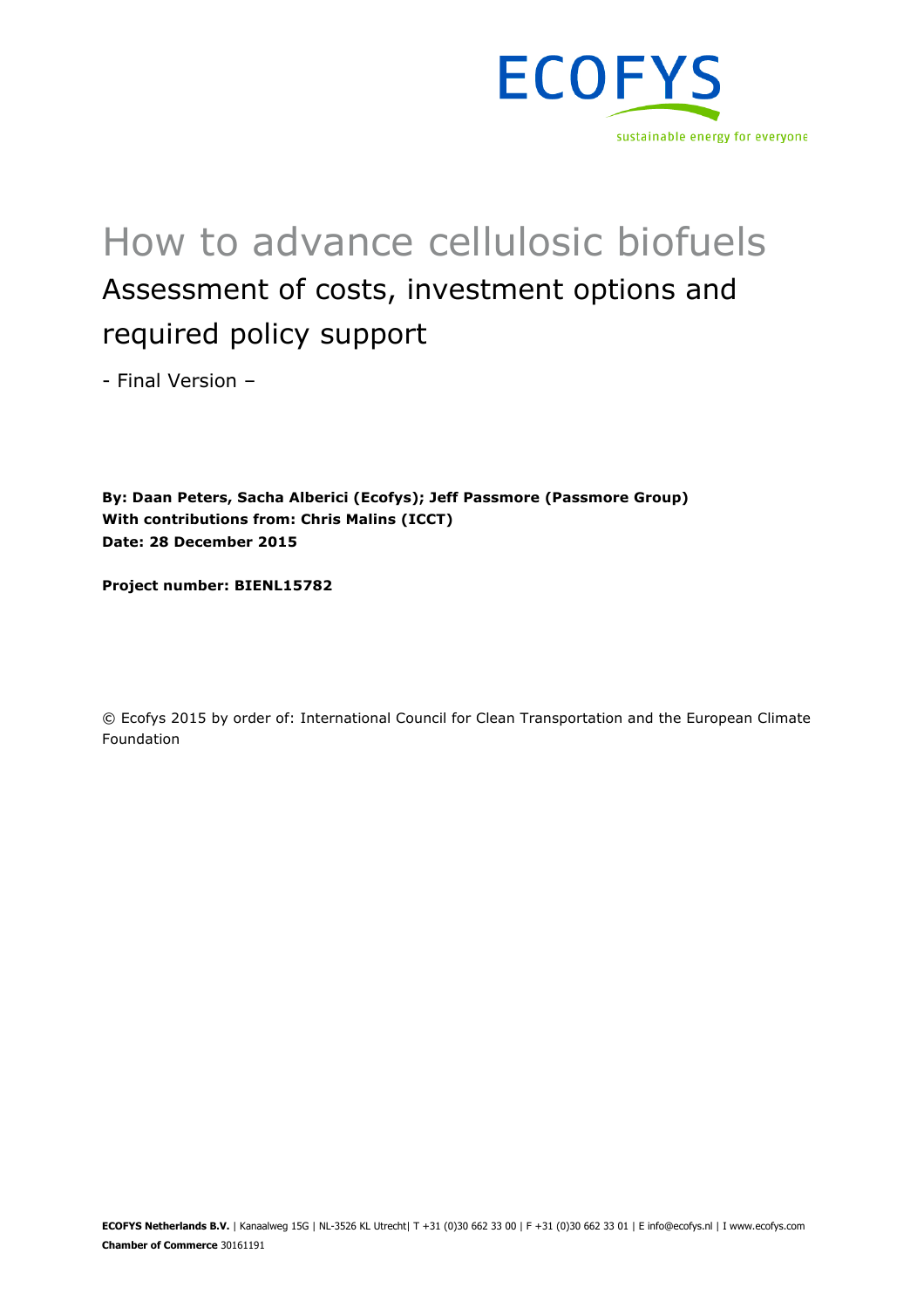# How to advance cellulosic biofuels

## Assessment of costs, investment options and required policy support

- Final Version –

**By: Daan Peters, Sacha Alberici (Ecofys); Jeff Passmore (Passmore Group)**
**With contributions from: Chris Malins (ICCT)**
**Date: 28 December 2015**

**Project number: BIENL15782**

© Ecofys 2015 by order of: International Council for Clean Transportation and the European Climate Foundation

**ECOFYS Netherlands B.V.** | Kanaalweg 15G | NL-3526 KL Utrecht| T +31 (0)30 662 33 00 | F +31 (0)30 662 33 01 | E info@ecofys.nl | I www.ecofys.com
**Chamber of Commerce** 30161191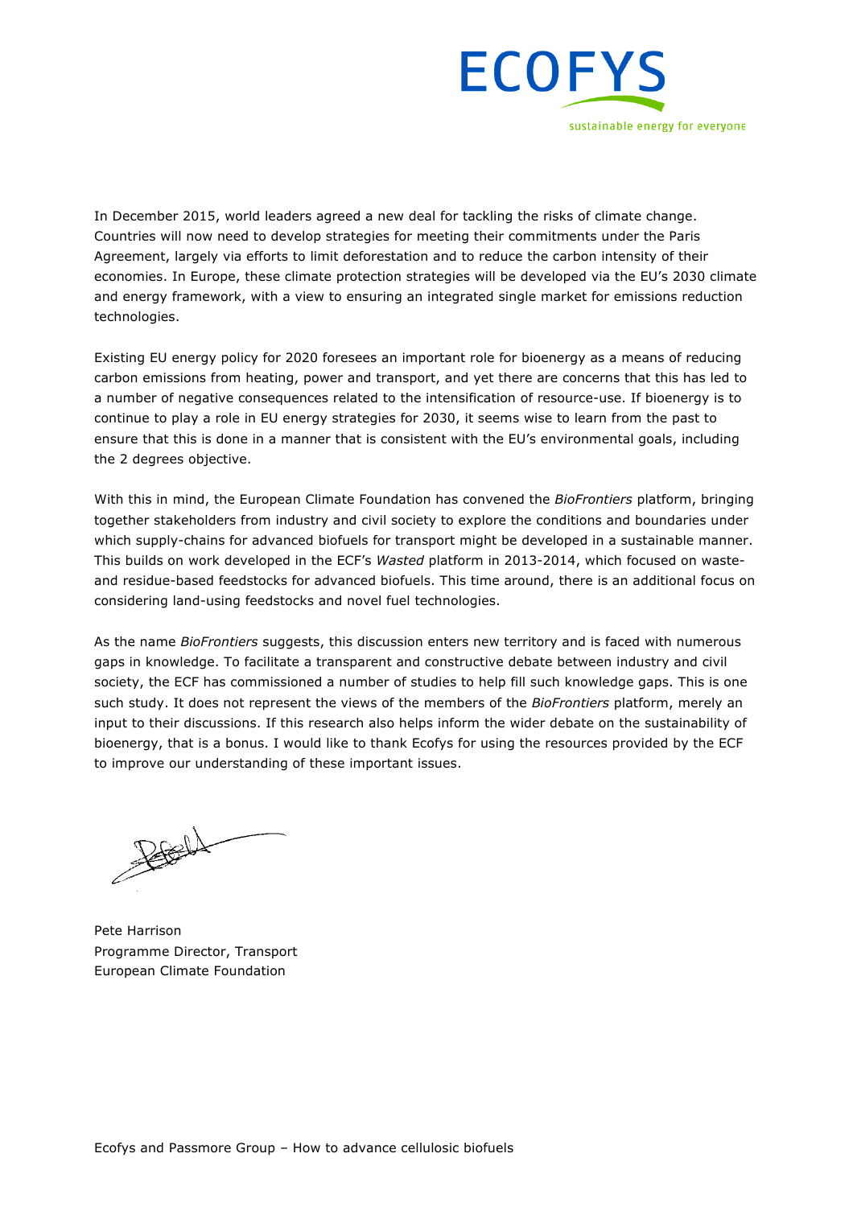In December 2015, world leaders agreed a new deal for tackling the risks of climate change. Countries will now need to develop strategies for meeting their commitments under the Paris Agreement, largely via efforts to limit deforestation and to reduce the carbon intensity of their economies. In Europe, these climate protection strategies will be developed via the EU's 2030 climate and energy framework, with a view to ensuring an integrated single market for emissions reduction technologies.

Existing EU energy policy for 2020 foresees an important role for bioenergy as a means of reducing carbon emissions from heating, power and transport, and yet there are concerns that this has led to a number of negative consequences related to the intensification of resource-use. If bioenergy is to continue to play a role in EU energy strategies for 2030, it seems wise to learn from the past to ensure that this is done in a manner that is consistent with the EU's environmental goals, including the 2 degrees objective.

With this in mind, the European Climate Foundation has convened the *BioFrontiers* platform, bringing together stakeholders from industry and civil society to explore the conditions and boundaries under which supply-chains for advanced biofuels for transport might be developed in a sustainable manner. This builds on work developed in the ECF's *Wasted* platform in 2013-2014, which focused on waste- and residue-based feedstocks for advanced biofuels. This time around, there is an additional focus on considering land-using feedstocks and novel fuel technologies.

As the name *BioFrontiers* suggests, this discussion enters new territory and is faced with numerous gaps in knowledge. To facilitate a transparent and constructive debate between industry and civil society, the ECF has commissioned a number of studies to help fill such knowledge gaps. This is one such study. It does not represent the views of the members of the *BioFrontiers* platform, merely an input to their discussions. If this research also helps inform the wider debate on the sustainability of bioenergy, that is a bonus. I would like to thank Ecofys for using the resources provided by the ECF to improve our understanding of these important issues.

Pete Harrison
Programme Director, Transport
European Climate Foundation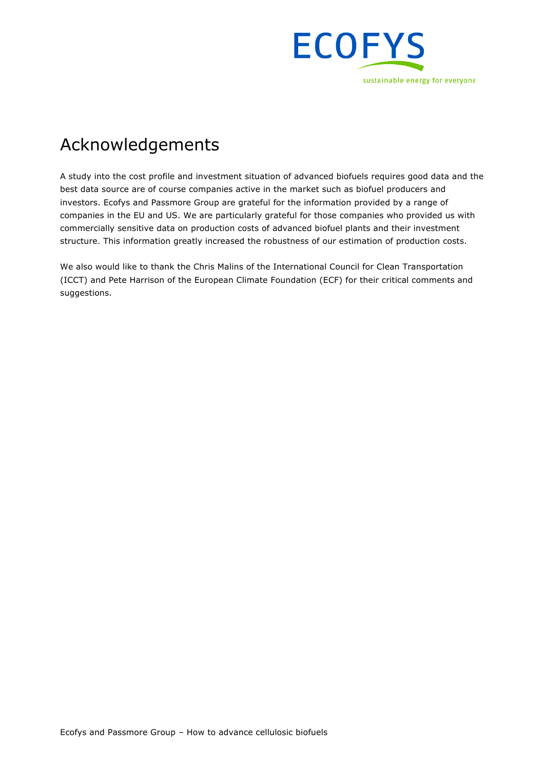# Acknowledgements

A study into the cost profile and investment situation of advanced biofuels requires good data and the best data source are of course companies active in the market such as biofuel producers and investors. Ecofys and Passmore Group are grateful for the information provided by a range of companies in the EU and US. We are particularly grateful for those companies who provided us with commercially sensitive data on production costs of advanced biofuel plants and their investment structure. This information greatly increased the robustness of our estimation of production costs.

We also would like to thank the Chris Malins of the International Council for Clean Transportation (ICCT) and Pete Harrison of the European Climate Foundation (ECF) for their critical comments and suggestions.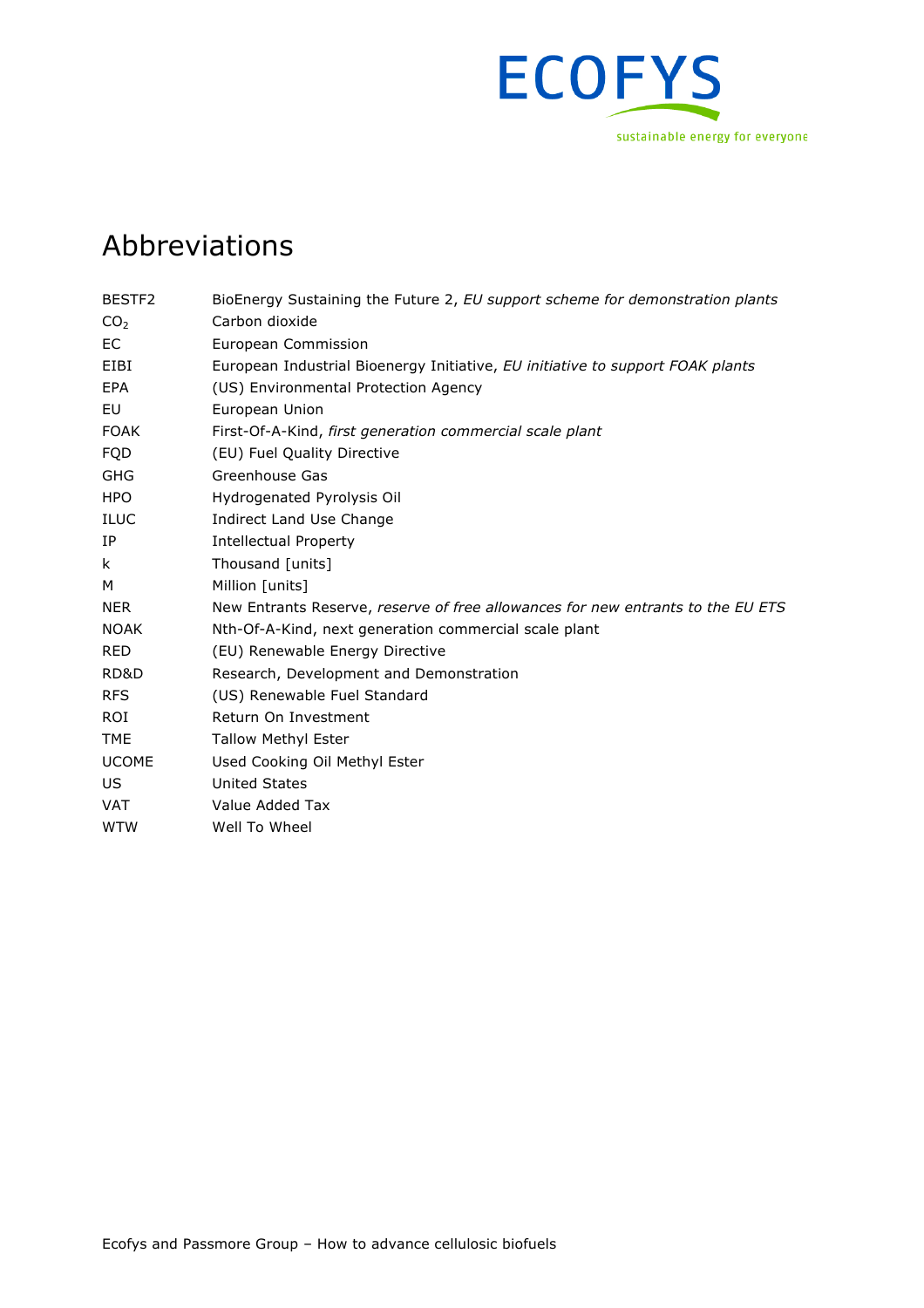# Abbreviations

| | |
|---|---|
| BESTF2 | BioEnergy Sustaining the Future 2, *EU support scheme for demonstration plants* |
| $CO_2$ | Carbon dioxide |
| EC | European Commission |
| EIBI | European Industrial Bioenergy Initiative, *EU initiative to support FOAK plants* |
| EPA | (US) Environmental Protection Agency |
| EU | European Union |
| FOAK | First-Of-A-Kind, *first generation commercial scale plant* |
| FQD | (EU) Fuel Quality Directive |
| GHG | Greenhouse Gas |
| HPO | Hydrogenated Pyrolysis Oil |
| ILUC | Indirect Land Use Change |
| IP | Intellectual Property |
| k | Thousand [units] |
| M | Million [units] |
| NER | New Entrants Reserve, *reserve of free allowances for new entrants to the EU ETS* |
| NOAK | Nth-Of-A-Kind, next generation commercial scale plant |
| RED | (EU) Renewable Energy Directive |
| RD&D | Research, Development and Demonstration |
| RFS | (US) Renewable Fuel Standard |
| ROI | Return On Investment |
| TME | Tallow Methyl Ester |
| UCOME | Used Cooking Oil Methyl Ester |
| US | United States |
| VAT | Value Added Tax |
| WTW | Well To Wheel |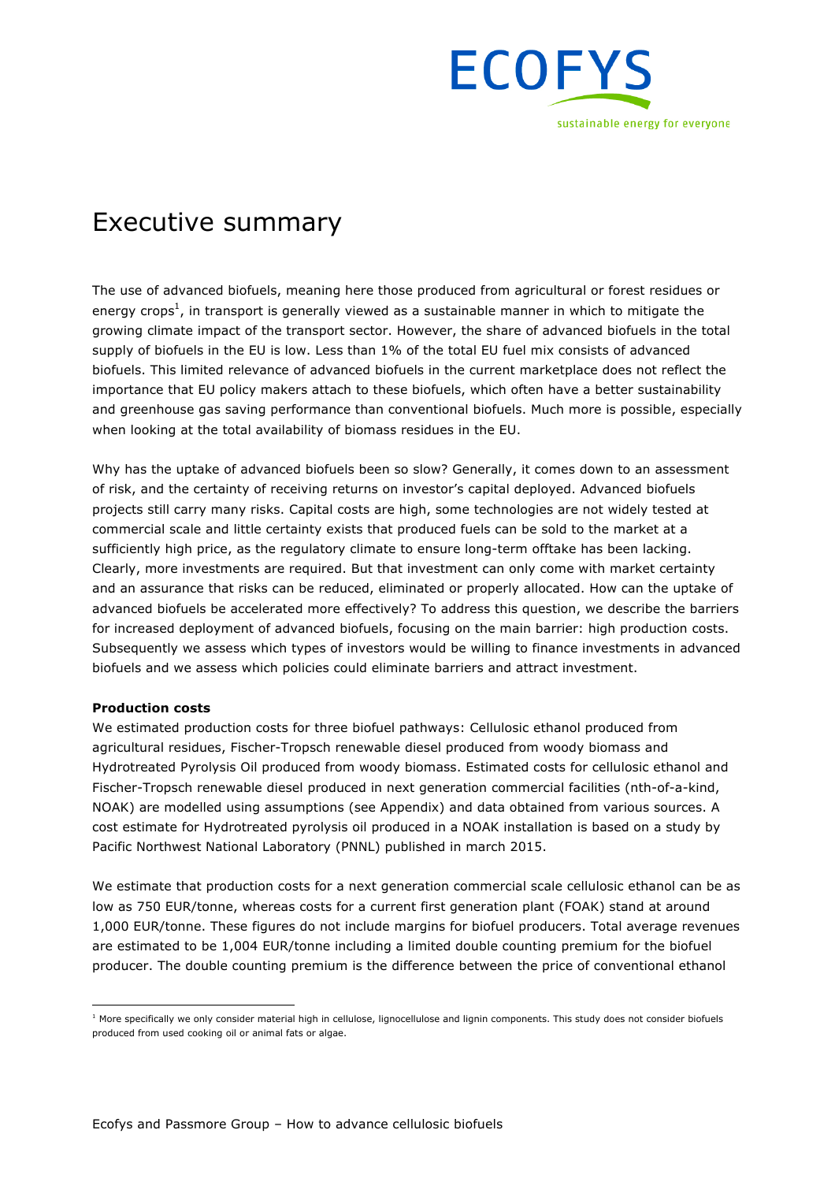# Executive summary

The use of advanced biofuels, meaning here those produced from agricultural or forest residues or energy crops[1], in transport is generally viewed as a sustainable manner in which to mitigate the growing climate impact of the transport sector. However, the share of advanced biofuels in the total supply of biofuels in the EU is low. Less than 1% of the total EU fuel mix consists of advanced biofuels. This limited relevance of advanced biofuels in the current marketplace does not reflect the importance that EU policy makers attach to these biofuels, which often have a better sustainability and greenhouse gas saving performance than conventional biofuels. Much more is possible, especially when looking at the total availability of biomass residues in the EU.

Why has the uptake of advanced biofuels been so slow? Generally, it comes down to an assessment of risk, and the certainty of receiving returns on investor's capital deployed. Advanced biofuels projects still carry many risks. Capital costs are high, some technologies are not widely tested at commercial scale and little certainty exists that produced fuels can be sold to the market at a sufficiently high price, as the regulatory climate to ensure long-term offtake has been lacking. Clearly, more investments are required. But that investment can only come with market certainty and an assurance that risks can be reduced, eliminated or properly allocated. How can the uptake of advanced biofuels be accelerated more effectively? To address this question, we describe the barriers for increased deployment of advanced biofuels, focusing on the main barrier: high production costs. Subsequently we assess which types of investors would be willing to finance investments in advanced biofuels and we assess which policies could eliminate barriers and attract investment.

**Production costs**

We estimated production costs for three biofuel pathways: Cellulosic ethanol produced from agricultural residues, Fischer-Tropsch renewable diesel produced from woody biomass and Hydrotreated Pyrolysis Oil produced from woody biomass. Estimated costs for cellulosic ethanol and Fischer-Tropsch renewable diesel produced in next generation commercial facilities (nth-of-a-kind, NOAK) are modelled using assumptions (see Appendix) and data obtained from various sources. A cost estimate for Hydrotreated pyrolysis oil produced in a NOAK installation is based on a study by Pacific Northwest National Laboratory (PNNL) published in march 2015.

We estimate that production costs for a next generation commercial scale cellulosic ethanol can be as low as 750 EUR/tonne, whereas costs for a current first generation plant (FOAK) stand at around 1,000 EUR/tonne. These figures do not include margins for biofuel producers. Total average revenues are estimated to be 1,004 EUR/tonne including a limited double counting premium for the biofuel producer. The double counting premium is the difference between the price of conventional ethanol

[1] More specifically we only consider material high in cellulose, lignocellulose and lignin components. This study does not consider biofuels produced from used cooking oil or animal fats or algae.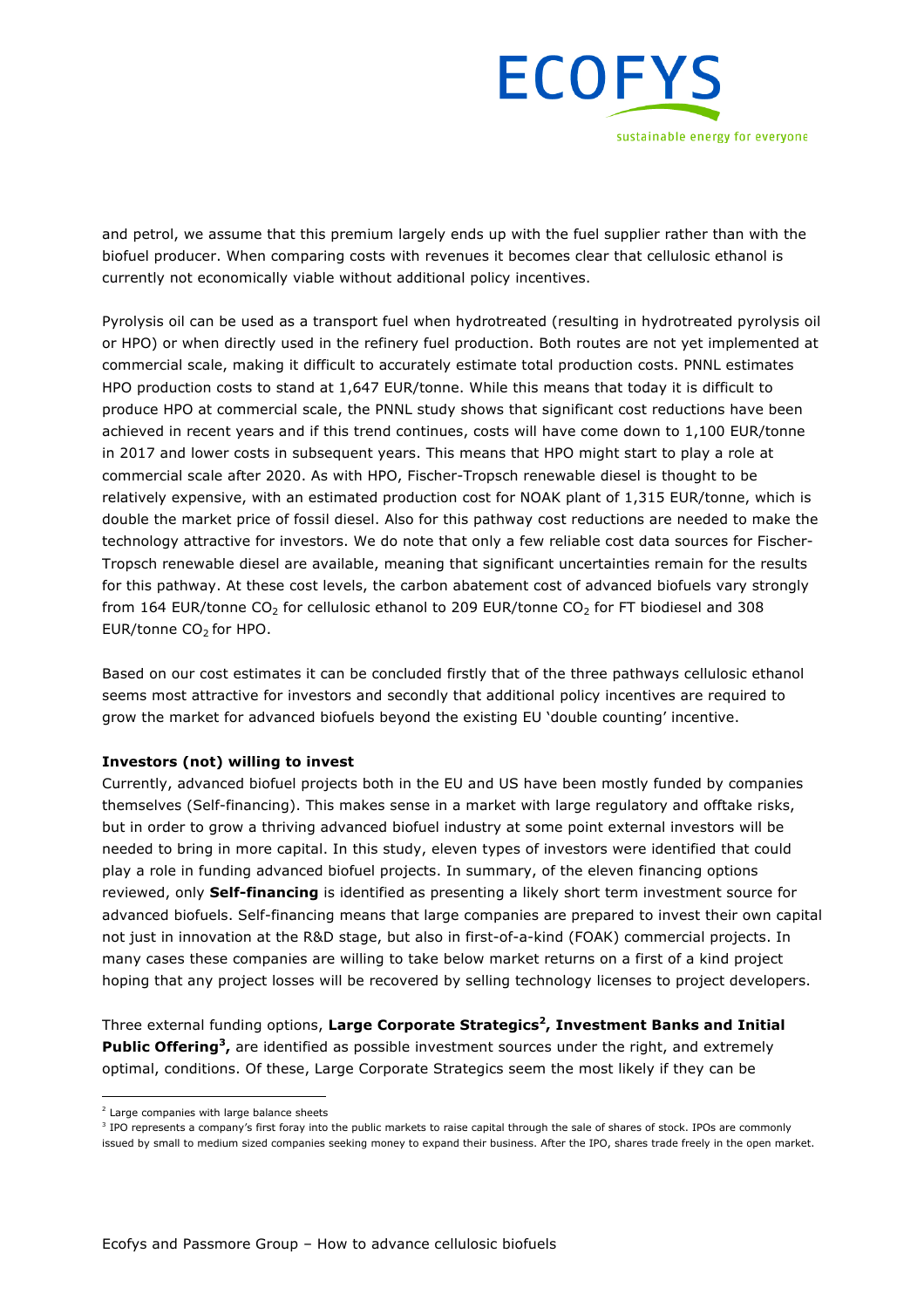and petrol, we assume that this premium largely ends up with the fuel supplier rather than with the biofuel producer. When comparing costs with revenues it becomes clear that cellulosic ethanol is currently not economically viable without additional policy incentives.

Pyrolysis oil can be used as a transport fuel when hydrotreated (resulting in hydrotreated pyrolysis oil or HPO) or when directly used in the refinery fuel production. Both routes are not yet implemented at commercial scale, making it difficult to accurately estimate total production costs. PNNL estimates HPO production costs to stand at 1,647 EUR/tonne. While this means that today it is difficult to produce HPO at commercial scale, the PNNL study shows that significant cost reductions have been achieved in recent years and if this trend continues, costs will have come down to 1,100 EUR/tonne in 2017 and lower costs in subsequent years. This means that HPO might start to play a role at commercial scale after 2020. As with HPO, Fischer-Tropsch renewable diesel is thought to be relatively expensive, with an estimated production cost for NOAK plant of 1,315 EUR/tonne, which is double the market price of fossil diesel. Also for this pathway cost reductions are needed to make the technology attractive for investors. We do note that only a few reliable cost data sources for Fischer-Tropsch renewable diesel are available, meaning that significant uncertainties remain for the results for this pathway. At these cost levels, the carbon abatement cost of advanced biofuels vary strongly from 164 EUR/tonne $CO_2$ for cellulosic ethanol to 209 EUR/tonne $CO_2$ for FT biodiesel and 308 EUR/tonne $CO_2$ for HPO.

Based on our cost estimates it can be concluded firstly that of the three pathways cellulosic ethanol seems most attractive for investors and secondly that additional policy incentives are required to grow the market for advanced biofuels beyond the existing EU 'double counting' incentive.

**Investors (not) willing to invest**

Currently, advanced biofuel projects both in the EU and US have been mostly funded by companies themselves (Self-financing). This makes sense in a market with large regulatory and offtake risks, but in order to grow a thriving advanced biofuel industry at some point external investors will be needed to bring in more capital. In this study, eleven types of investors were identified that could play a role in funding advanced biofuel projects. In summary, of the eleven financing options reviewed, only **Self-financing** is identified as presenting a likely short term investment source for advanced biofuels. Self-financing means that large companies are prepared to invest their own capital not just in innovation at the R&D stage, but also in first-of-a-kind (FOAK) commercial projects. In many cases these companies are willing to take below market returns on a first of a kind project hoping that any project losses will be recovered by selling technology licenses to project developers.

Three external funding options, **Large Corporate Strategics[2], Investment Banks and Initial Public Offering[3],** are identified as possible investment sources under the right, and extremely optimal, conditions. Of these, Large Corporate Strategics seem the most likely if they can be

[2] Large companies with large balance sheets

[3] IPO represents a company's first foray into the public markets to raise capital through the sale of shares of stock. IPOs are commonly issued by small to medium sized companies seeking money to expand their business. After the IPO, shares trade freely in the open market.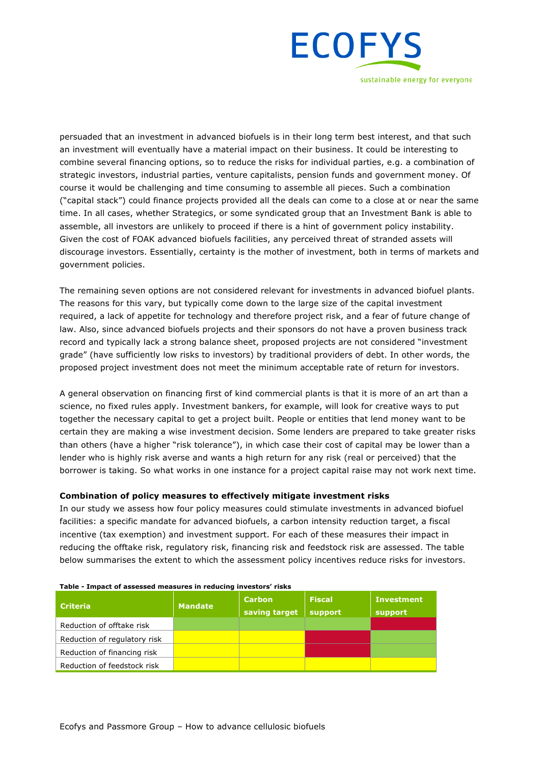persuaded that an investment in advanced biofuels is in their long term best interest, and that such an investment will eventually have a material impact on their business. It could be interesting to combine several financing options, so to reduce the risks for individual parties, e.g. a combination of strategic investors, industrial parties, venture capitalists, pension funds and government money. Of course it would be challenging and time consuming to assemble all pieces. Such a combination ("capital stack") could finance projects provided all the deals can come to a close at or near the same time. In all cases, whether Strategics, or some syndicated group that an Investment Bank is able to assemble, all investors are unlikely to proceed if there is a hint of government policy instability. Given the cost of FOAK advanced biofuels facilities, any perceived threat of stranded assets will discourage investors. Essentially, certainty is the mother of investment, both in terms of markets and government policies.

The remaining seven options are not considered relevant for investments in advanced biofuel plants. The reasons for this vary, but typically come down to the large size of the capital investment required, a lack of appetite for technology and therefore project risk, and a fear of future change of law. Also, since advanced biofuels projects and their sponsors do not have a proven business track record and typically lack a strong balance sheet, proposed projects are not considered "investment grade" (have sufficiently low risks to investors) by traditional providers of debt. In other words, the proposed project investment does not meet the minimum acceptable rate of return for investors.

A general observation on financing first of kind commercial plants is that it is more of an art than a science, no fixed rules apply. Investment bankers, for example, will look for creative ways to put together the necessary capital to get a project built. People or entities that lend money want to be certain they are making a wise investment decision. Some lenders are prepared to take greater risks than others (have a higher "risk tolerance"), in which case their cost of capital may be lower than a lender who is highly risk averse and wants a high return for any risk (real or perceived) that the borrower is taking. So what works in one instance for a project capital raise may not work next time.

**Combination of policy measures to effectively mitigate investment risks**

In our study we assess how four policy measures could stimulate investments in advanced biofuel facilities: a specific mandate for advanced biofuels, a carbon intensity reduction target, a fiscal incentive (tax exemption) and investment support. For each of these measures their impact in reducing the offtake risk, regulatory risk, financing risk and feedstock risk are assessed. The table below summarises the extent to which the assessment policy incentives reduce risks for investors.

**Table - Impact of assessed measures in reducing investors' risks**

| Criteria | Mandate | Carbon saving target | Fiscal support | Investment support |
|---|---|---|---|---|
| Reduction of offtake risk | Green | Green | Green | Red |
| Reduction of regulatory risk | Yellow | Yellow | Red | Green |
| Reduction of financing risk | Yellow | Yellow | Red | Green |
| Reduction of feedstock risk | Yellow | Yellow | Yellow | Yellow |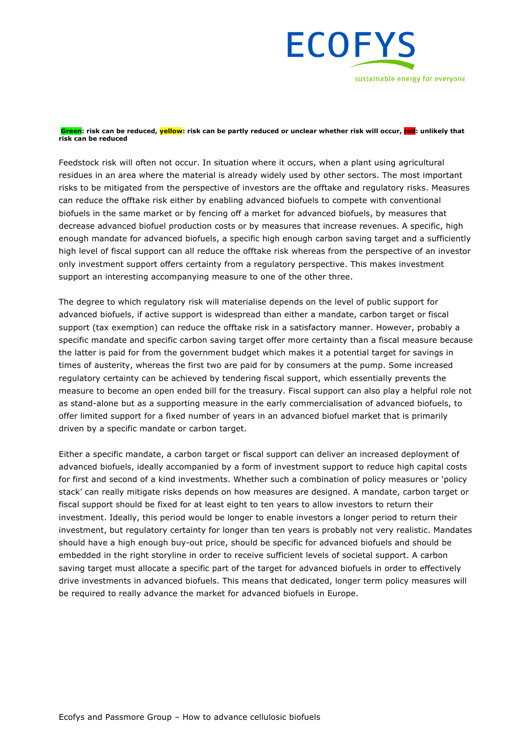**Green: risk can be reduced, yellow: risk can be partly reduced or unclear whether risk will occur, red: unlikely that risk can be reduced**

Feedstock risk will often not occur. In situation where it occurs, when a plant using agricultural residues in an area where the material is already widely used by other sectors. The most important risks to be mitigated from the perspective of investors are the offtake and regulatory risks. Measures can reduce the offtake risk either by enabling advanced biofuels to compete with conventional biofuels in the same market or by fencing off a market for advanced biofuels, by measures that decrease advanced biofuel production costs or by measures that increase revenues. A specific, high enough mandate for advanced biofuels, a specific high enough carbon saving target and a sufficiently high level of fiscal support can all reduce the offtake risk whereas from the perspective of an investor only investment support offers certainty from a regulatory perspective. This makes investment support an interesting accompanying measure to one of the other three.

The degree to which regulatory risk will materialise depends on the level of public support for advanced biofuels, if active support is widespread than either a mandate, carbon target or fiscal support (tax exemption) can reduce the offtake risk in a satisfactory manner. However, probably a specific mandate and specific carbon saving target offer more certainty than a fiscal measure because the latter is paid for from the government budget which makes it a potential target for savings in times of austerity, whereas the first two are paid for by consumers at the pump. Some increased regulatory certainty can be achieved by tendering fiscal support, which essentially prevents the measure to become an open ended bill for the treasury. Fiscal support can also play a helpful role not as stand-alone but as a supporting measure in the early commercialisation of advanced biofuels, to offer limited support for a fixed number of years in an advanced biofuel market that is primarily driven by a specific mandate or carbon target.

Either a specific mandate, a carbon target or fiscal support can deliver an increased deployment of advanced biofuels, ideally accompanied by a form of investment support to reduce high capital costs for first and second of a kind investments. Whether such a combination of policy measures or 'policy stack' can really mitigate risks depends on how measures are designed. A mandate, carbon target or fiscal support should be fixed for at least eight to ten years to allow investors to return their investment. Ideally, this period would be longer to enable investors a longer period to return their investment, but regulatory certainty for longer than ten years is probably not very realistic. Mandates should have a high enough buy-out price, should be specific for advanced biofuels and should be embedded in the right storyline in order to receive sufficient levels of societal support. A carbon saving target must allocate a specific part of the target for advanced biofuels in order to effectively drive investments in advanced biofuels. This means that dedicated, longer term policy measures will be required to really advance the market for advanced biofuels in Europe.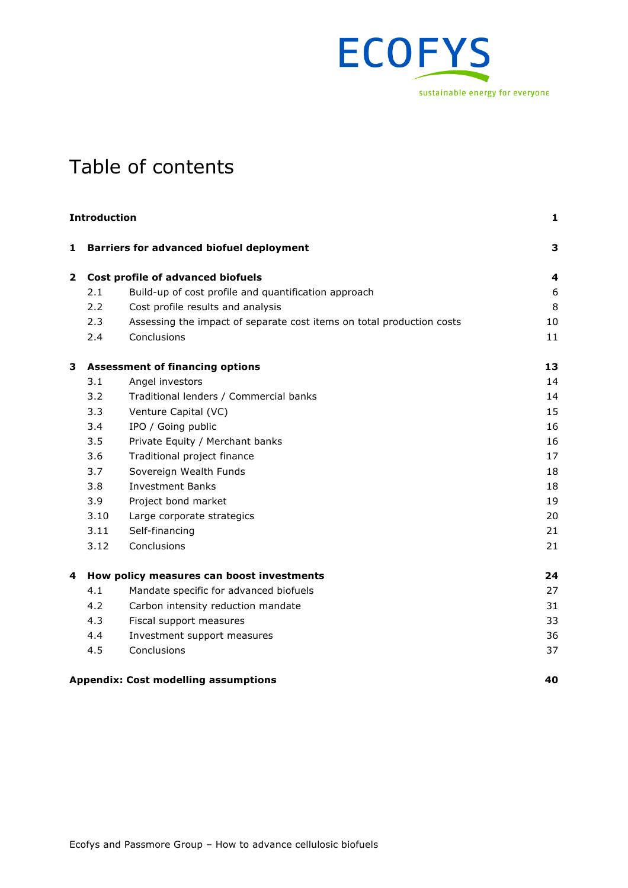# Table of contents

| | | |
|---|---|---|
| **Introduction** | | **1** |
| **1** | **Barriers for advanced biofuel deployment** | **3** |
| **2** | **Cost profile of advanced biofuels** | **4** |
| 2.1 | Build-up of cost profile and quantification approach | 6 |
| 2.2 | Cost profile results and analysis | 8 |
| 2.3 | Assessing the impact of separate cost items on total production costs | 10 |
| 2.4 | Conclusions | 11 |
| **3** | **Assessment of financing options** | **13** |
| 3.1 | Angel investors | 14 |
| 3.2 | Traditional lenders / Commercial banks | 14 |
| 3.3 | Venture Capital (VC) | 15 |
| 3.4 | IPO / Going public | 16 |
| 3.5 | Private Equity / Merchant banks | 16 |
| 3.6 | Traditional project finance | 17 |
| 3.7 | Sovereign Wealth Funds | 18 |
| 3.8 | Investment Banks | 18 |
| 3.9 | Project bond market | 19 |
| 3.10 | Large corporate strategics | 20 |
| 3.11 | Self-financing | 21 |
| 3.12 | Conclusions | 21 |
| **4** | **How policy measures can boost investments** | **24** |
| 4.1 | Mandate specific for advanced biofuels | 27 |
| 4.2 | Carbon intensity reduction mandate | 31 |
| 4.3 | Fiscal support measures | 33 |
| 4.4 | Investment support measures | 36 |
| 4.5 | Conclusions | 37 |
| **Appendix: Cost modelling assumptions** | | **40** |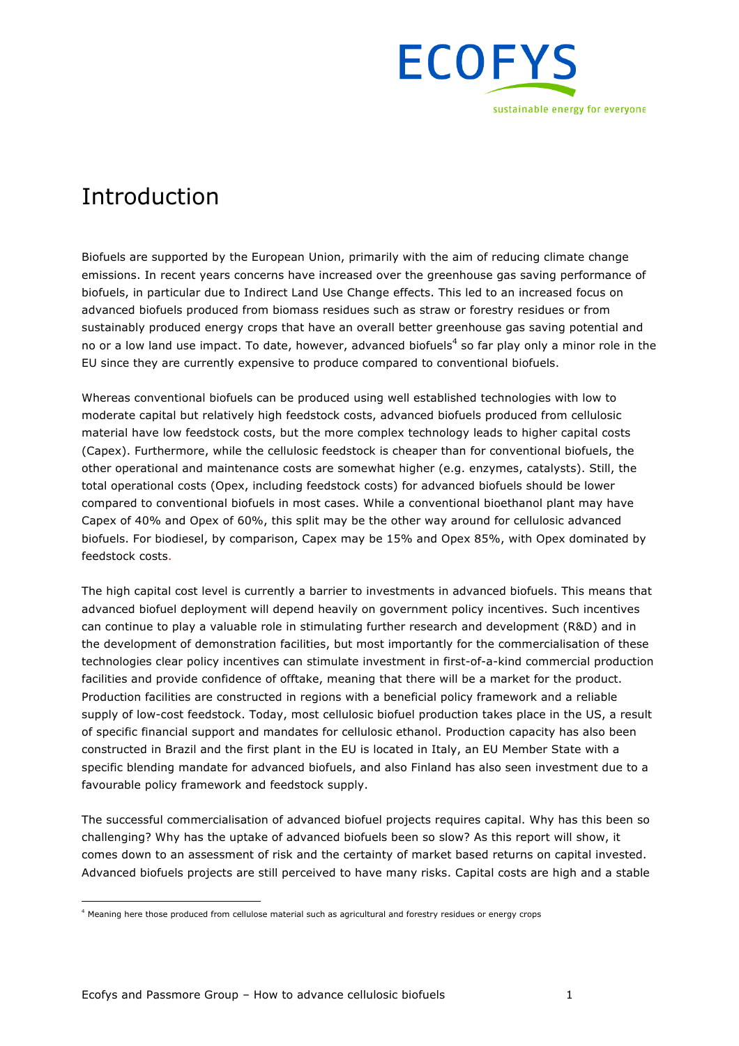# Introduction

Biofuels are supported by the European Union, primarily with the aim of reducing climate change emissions. In recent years concerns have increased over the greenhouse gas saving performance of biofuels, in particular due to Indirect Land Use Change effects. This led to an increased focus on advanced biofuels produced from biomass residues such as straw or forestry residues or from sustainably produced energy crops that have an overall better greenhouse gas saving potential and no or a low land use impact. To date, however, advanced biofuels[4] so far play only a minor role in the EU since they are currently expensive to produce compared to conventional biofuels.

Whereas conventional biofuels can be produced using well established technologies with low to moderate capital but relatively high feedstock costs, advanced biofuels produced from cellulosic material have low feedstock costs, but the more complex technology leads to higher capital costs (Capex). Furthermore, while the cellulosic feedstock is cheaper than for conventional biofuels, the other operational and maintenance costs are somewhat higher (e.g. enzymes, catalysts). Still, the total operational costs (Opex, including feedstock costs) for advanced biofuels should be lower compared to conventional biofuels in most cases. While a conventional bioethanol plant may have Capex of 40% and Opex of 60%, this split may be the other way around for cellulosic advanced biofuels. For biodiesel, by comparison, Capex may be 15% and Opex 85%, with Opex dominated by feedstock costs.

The high capital cost level is currently a barrier to investments in advanced biofuels. This means that advanced biofuel deployment will depend heavily on government policy incentives. Such incentives can continue to play a valuable role in stimulating further research and development (R&D) and in the development of demonstration facilities, but most importantly for the commercialisation of these technologies clear policy incentives can stimulate investment in first-of-a-kind commercial production facilities and provide confidence of offtake, meaning that there will be a market for the product. Production facilities are constructed in regions with a beneficial policy framework and a reliable supply of low-cost feedstock. Today, most cellulosic biofuel production takes place in the US, a result of specific financial support and mandates for cellulosic ethanol. Production capacity has also been constructed in Brazil and the first plant in the EU is located in Italy, an EU Member State with a specific blending mandate for advanced biofuels, and also Finland has also seen investment due to a favourable policy framework and feedstock supply.

The successful commercialisation of advanced biofuel projects requires capital. Why has this been so challenging? Why has the uptake of advanced biofuels been so slow? As this report will show, it comes down to an assessment of risk and the certainty of market based returns on capital invested. Advanced biofuels projects are still perceived to have many risks. Capital costs are high and a stable

[4] Meaning here those produced from cellulose material such as agricultural and forestry residues or energy crops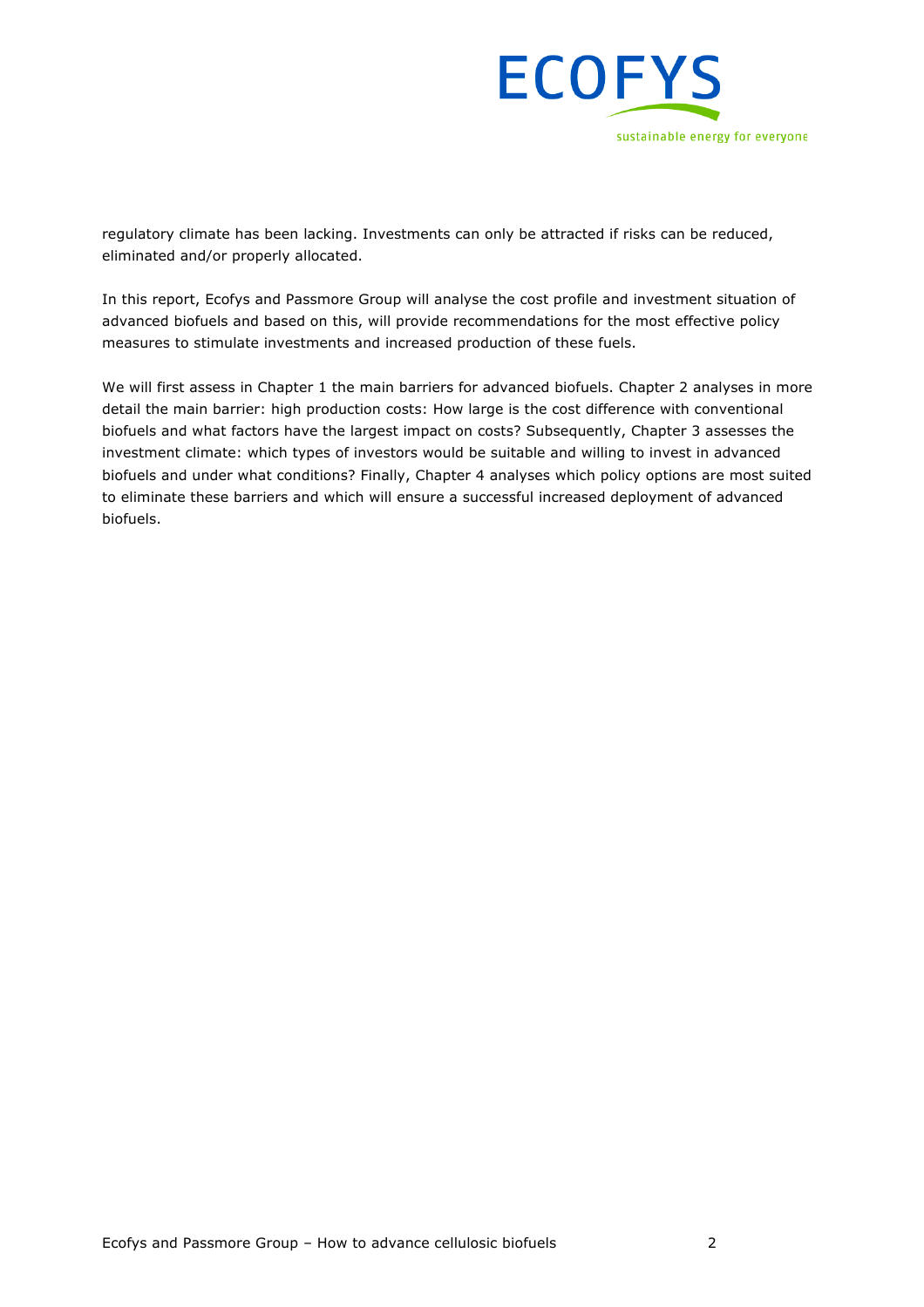regulatory climate has been lacking. Investments can only be attracted if risks can be reduced, eliminated and/or properly allocated.

In this report, Ecofys and Passmore Group will analyse the cost profile and investment situation of advanced biofuels and based on this, will provide recommendations for the most effective policy measures to stimulate investments and increased production of these fuels.

We will first assess in Chapter 1 the main barriers for advanced biofuels. Chapter 2 analyses in more detail the main barrier: high production costs: How large is the cost difference with conventional biofuels and what factors have the largest impact on costs? Subsequently, Chapter 3 assesses the investment climate: which types of investors would be suitable and willing to invest in advanced biofuels and under what conditions? Finally, Chapter 4 analyses which policy options are most suited to eliminate these barriers and which will ensure a successful increased deployment of advanced biofuels.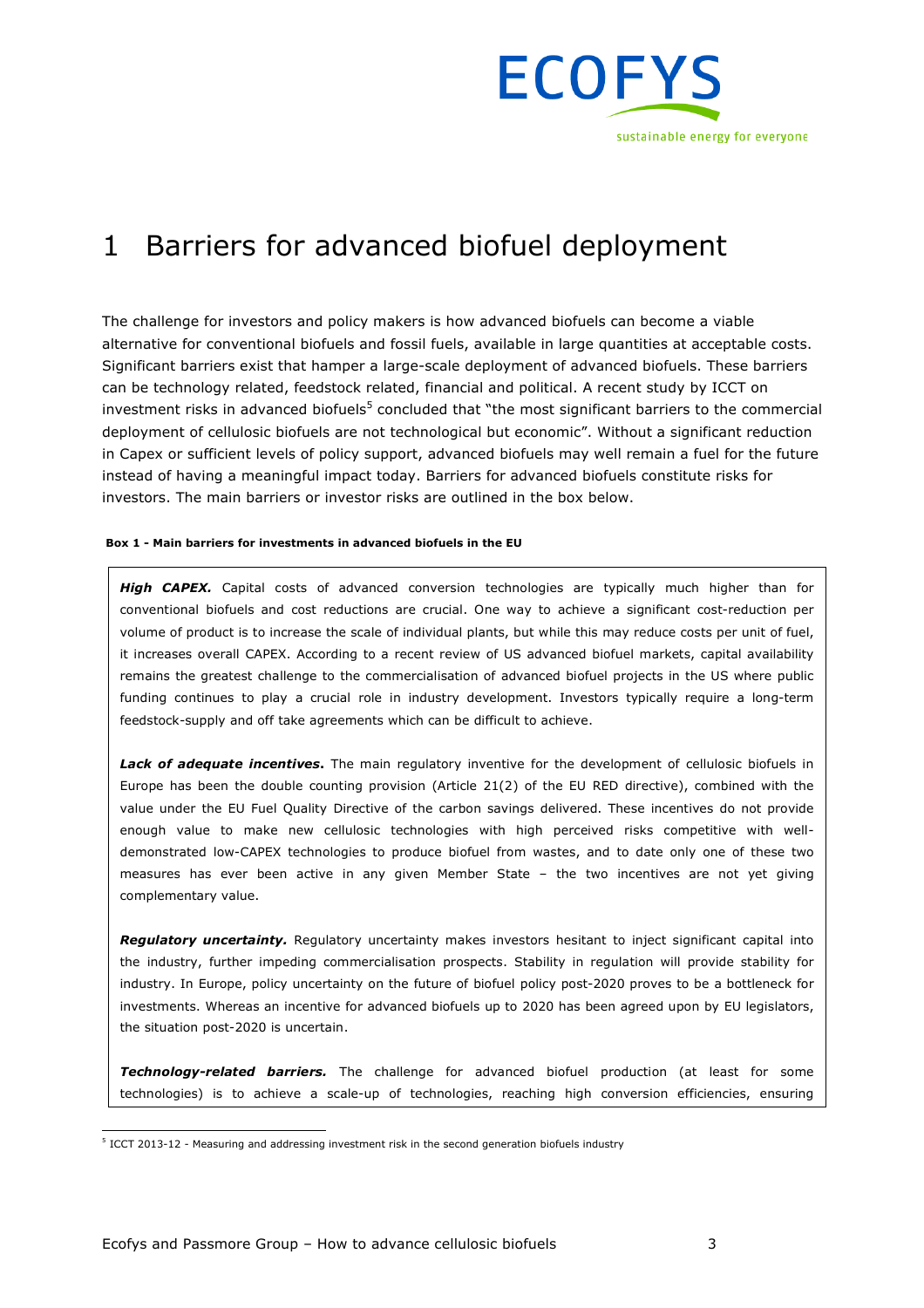# 1 Barriers for advanced biofuel deployment

The challenge for investors and policy makers is how advanced biofuels can become a viable alternative for conventional biofuels and fossil fuels, available in large quantities at acceptable costs. Significant barriers exist that hamper a large-scale deployment of advanced biofuels. These barriers can be technology related, feedstock related, financial and political. A recent study by ICCT on investment risks in advanced biofuels[5] concluded that "the most significant barriers to the commercial deployment of cellulosic biofuels are not technological but economic". Without a significant reduction in Capex or sufficient levels of policy support, advanced biofuels may well remain a fuel for the future instead of having a meaningful impact today. Barriers for advanced biofuels constitute risks for investors. The main barriers or investor risks are outlined in the box below.

**Box 1 - Main barriers for investments in advanced biofuels in the EU**

***High CAPEX.*** Capital costs of advanced conversion technologies are typically much higher than for conventional biofuels and cost reductions are crucial. One way to achieve a significant cost-reduction per volume of product is to increase the scale of individual plants, but while this may reduce costs per unit of fuel, it increases overall CAPEX. According to a recent review of US advanced biofuel markets, capital availability remains the greatest challenge to the commercialisation of advanced biofuel projects in the US where public funding continues to play a crucial role in industry development. Investors typically require a long-term feedstock-supply and off take agreements which can be difficult to achieve.

***Lack of adequate incentives.*** The main regulatory inventive for the development of cellulosic biofuels in Europe has been the double counting provision (Article 21(2) of the EU RED directive), combined with the value under the EU Fuel Quality Directive of the carbon savings delivered. These incentives do not provide enough value to make new cellulosic technologies with high perceived risks competitive with well-demonstrated low-CAPEX technologies to produce biofuel from wastes, and to date only one of these two measures has ever been active in any given Member State – the two incentives are not yet giving complementary value.

***Regulatory uncertainty.*** Regulatory uncertainty makes investors hesitant to inject significant capital into the industry, further impeding commercialisation prospects. Stability in regulation will provide stability for industry. In Europe, policy uncertainty on the future of biofuel policy post-2020 proves to be a bottleneck for investments. Whereas an incentive for advanced biofuels up to 2020 has been agreed upon by EU legislators, the situation post-2020 is uncertain.

***Technology-related barriers.*** The challenge for advanced biofuel production (at least for some technologies) is to achieve a scale-up of technologies, reaching high conversion efficiencies, ensuring

[5] ICCT 2013-12 - Measuring and addressing investment risk in the second generation biofuels industry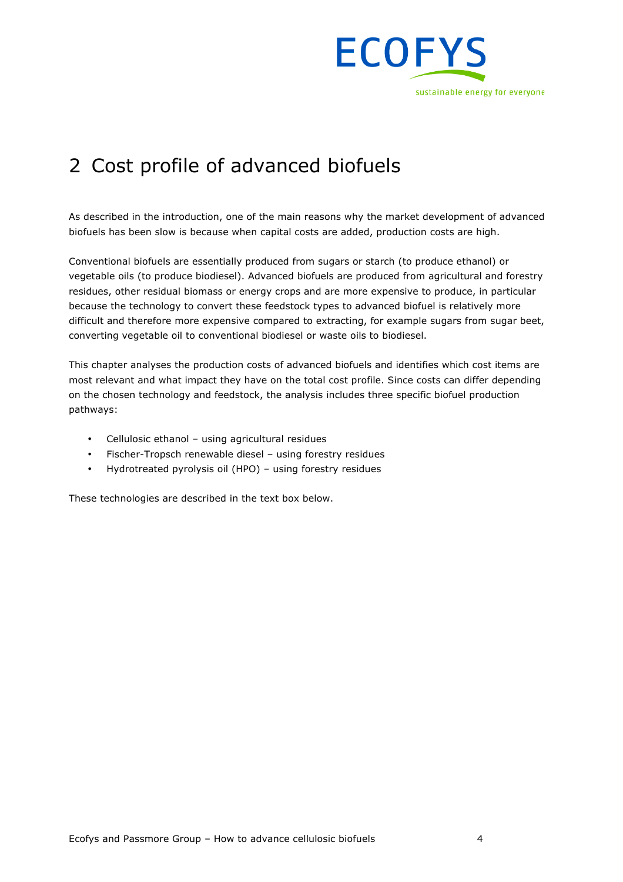# 2 Cost profile of advanced biofuels

As described in the introduction, one of the main reasons why the market development of advanced biofuels has been slow is because when capital costs are added, production costs are high.

Conventional biofuels are essentially produced from sugars or starch (to produce ethanol) or vegetable oils (to produce biodiesel). Advanced biofuels are produced from agricultural and forestry residues, other residual biomass or energy crops and are more expensive to produce, in particular because the technology to convert these feedstock types to advanced biofuel is relatively more difficult and therefore more expensive compared to extracting, for example sugars from sugar beet, converting vegetable oil to conventional biodiesel or waste oils to biodiesel.

This chapter analyses the production costs of advanced biofuels and identifies which cost items are most relevant and what impact they have on the total cost profile. Since costs can differ depending on the chosen technology and feedstock, the analysis includes three specific biofuel production pathways:

- Cellulosic ethanol – using agricultural residues
- Fischer-Tropsch renewable diesel – using forestry residues
- Hydrotreated pyrolysis oil (HPO) – using forestry residues

These technologies are described in the text box below.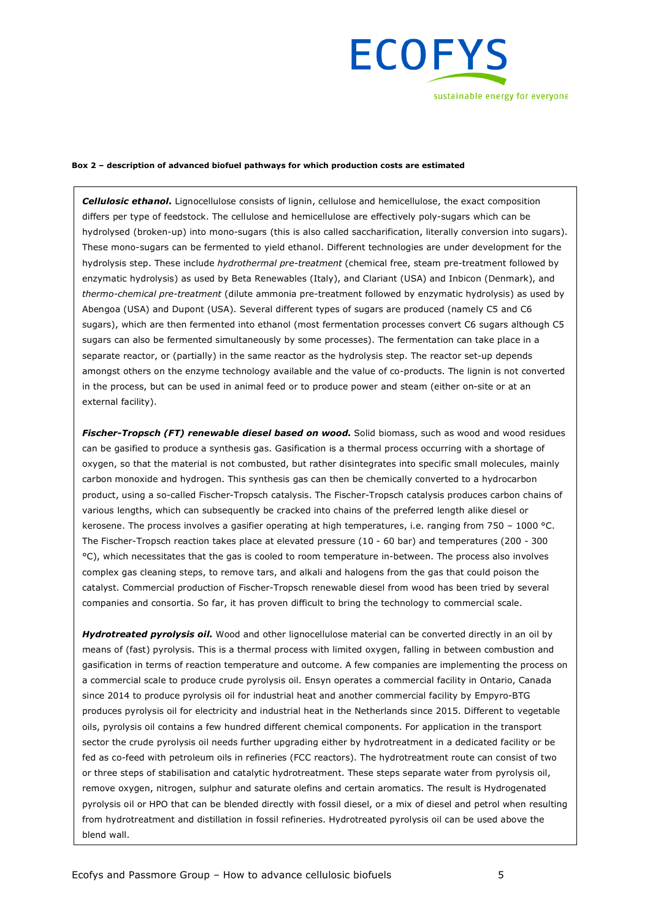**Box 2 – description of advanced biofuel pathways for which production costs are estimated**

***Cellulosic ethanol.*** Lignocellulose consists of lignin, cellulose and hemicellulose, the exact composition differs per type of feedstock. The cellulose and hemicellulose are effectively poly-sugars which can be hydrolysed (broken-up) into mono-sugars (this is also called saccharification, literally conversion into sugars). These mono-sugars can be fermented to yield ethanol. Different technologies are under development for the hydrolysis step. These include *hydrothermal pre-treatment* (chemical free, steam pre-treatment followed by enzymatic hydrolysis) as used by Beta Renewables (Italy), and Clariant (USA) and Inbicon (Denmark), and *thermo-chemical pre-treatment* (dilute ammonia pre-treatment followed by enzymatic hydrolysis) as used by Abengoa (USA) and Dupont (USA). Several different types of sugars are produced (namely C5 and C6 sugars), which are then fermented into ethanol (most fermentation processes convert C6 sugars although C5 sugars can also be fermented simultaneously by some processes). The fermentation can take place in a separate reactor, or (partially) in the same reactor as the hydrolysis step. The reactor set-up depends amongst others on the enzyme technology available and the value of co-products. The lignin is not converted in the process, but can be used in animal feed or to produce power and steam (either on-site or at an external facility).

***Fischer-Tropsch (FT) renewable diesel based on wood.*** Solid biomass, such as wood and wood residues can be gasified to produce a synthesis gas. Gasification is a thermal process occurring with a shortage of oxygen, so that the material is not combusted, but rather disintegrates into specific small molecules, mainly carbon monoxide and hydrogen. This synthesis gas can then be chemically converted to a hydrocarbon product, using a so-called Fischer-Tropsch catalysis. The Fischer-Tropsch catalysis produces carbon chains of various lengths, which can subsequently be cracked into chains of the preferred length alike diesel or kerosene. The process involves a gasifier operating at high temperatures, i.e. ranging from 750 – 1000 °C. The Fischer-Tropsch reaction takes place at elevated pressure (10 - 60 bar) and temperatures (200 - 300 °C), which necessitates that the gas is cooled to room temperature in-between. The process also involves complex gas cleaning steps, to remove tars, and alkali and halogens from the gas that could poison the catalyst. Commercial production of Fischer-Tropsch renewable diesel from wood has been tried by several companies and consortia. So far, it has proven difficult to bring the technology to commercial scale.

***Hydrotreated pyrolysis oil.*** Wood and other lignocellulose material can be converted directly in an oil by means of (fast) pyrolysis. This is a thermal process with limited oxygen, falling in between combustion and gasification in terms of reaction temperature and outcome. A few companies are implementing the process on a commercial scale to produce crude pyrolysis oil. Ensyn operates a commercial facility in Ontario, Canada since 2014 to produce pyrolysis oil for industrial heat and another commercial facility by Empyro-BTG produces pyrolysis oil for electricity and industrial heat in the Netherlands since 2015. Different to vegetable oils, pyrolysis oil contains a few hundred different chemical components. For application in the transport sector the crude pyrolysis oil needs further upgrading either by hydrotreatment in a dedicated facility or be fed as co-feed with petroleum oils in refineries (FCC reactors). The hydrotreatment route can consist of two or three steps of stabilisation and catalytic hydrotreatment. These steps separate water from pyrolysis oil, remove oxygen, nitrogen, sulphur and saturate olefins and certain aromatics. The result is Hydrogenated pyrolysis oil or HPO that can be blended directly with fossil diesel, or a mix of diesel and petrol when resulting from hydrotreatment and distillation in fossil refineries. Hydrotreated pyrolysis oil can be used above the blend wall.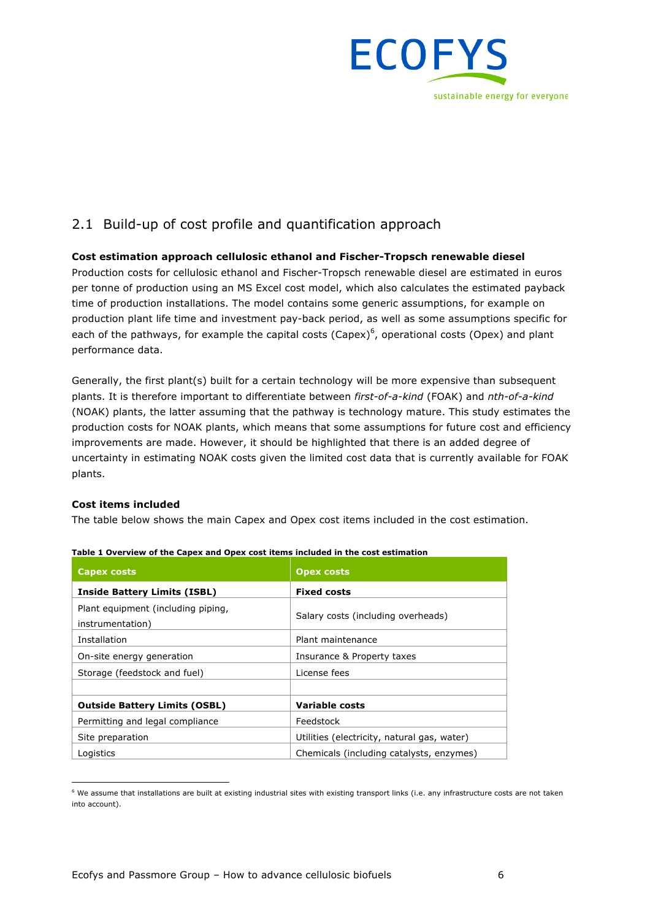## 2.1 Build-up of cost profile and quantification approach

**Cost estimation approach cellulosic ethanol and Fischer-Tropsch renewable diesel**

Production costs for cellulosic ethanol and Fischer-Tropsch renewable diesel are estimated in euros per tonne of production using an MS Excel cost model, which also calculates the estimated payback time of production installations. The model contains some generic assumptions, for example on production plant life time and investment pay-back period, as well as some assumptions specific for each of the pathways, for example the capital costs (Capex)[6], operational costs (Opex) and plant performance data.

Generally, the first plant(s) built for a certain technology will be more expensive than subsequent plants. It is therefore important to differentiate between *first-of-a-kind* (FOAK) and *nth-of-a-kind* (NOAK) plants, the latter assuming that the pathway is technology mature. This study estimates the production costs for NOAK plants, which means that some assumptions for future cost and efficiency improvements are made. However, it should be highlighted that there is an added degree of uncertainty in estimating NOAK costs given the limited cost data that is currently available for FOAK plants.

**Cost items included**

The table below shows the main Capex and Opex cost items included in the cost estimation.

**Table 1 Overview of the Capex and Opex cost items included in the cost estimation**

| Capex costs | Opex costs |
|---|---|
| **Inside Battery Limits (ISBL)** | **Fixed costs** |
| Plant equipment (including piping, instrumentation) | Salary costs (including overheads) |
| Installation | Plant maintenance |
| On-site energy generation | Insurance & Property taxes |
| Storage (feedstock and fuel) | License fees |
| | |
| **Outside Battery Limits (OSBL)** | **Variable costs** |
| Permitting and legal compliance | Feedstock |
| Site preparation | Utilities (electricity, natural gas, water) |
| Logistics | Chemicals (including catalysts, enzymes) |

[6] We assume that installations are built at existing industrial sites with existing transport links (i.e. any infrastructure costs are not taken into account).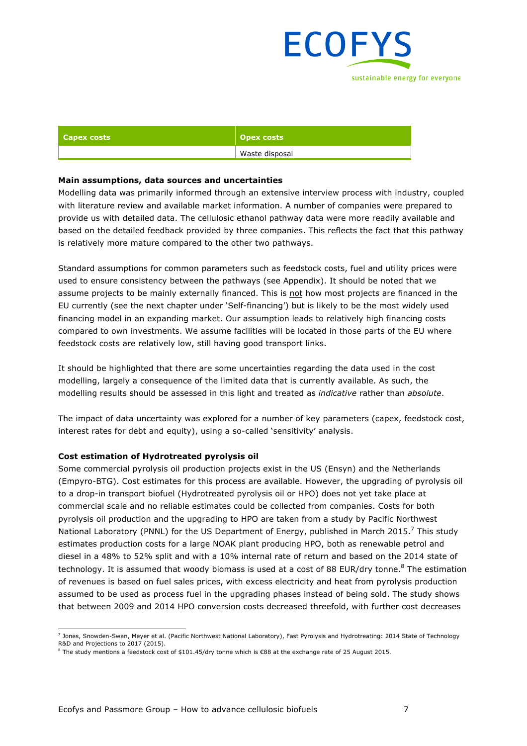| Capex costs | Opex costs |
|---|---|
| | Waste disposal |

**Main assumptions, data sources and uncertainties**

Modelling data was primarily informed through an extensive interview process with industry, coupled with literature review and available market information. A number of companies were prepared to provide us with detailed data. The cellulosic ethanol pathway data were more readily available and based on the detailed feedback provided by three companies. This reflects the fact that this pathway is relatively more mature compared to the other two pathways.

Standard assumptions for common parameters such as feedstock costs, fuel and utility prices were used to ensure consistency between the pathways (see Appendix). It should be noted that we assume projects to be mainly externally financed. This is not how most projects are financed in the EU currently (see the next chapter under 'Self-financing') but is likely to be the most widely used financing model in an expanding market. Our assumption leads to relatively high financing costs compared to own investments. We assume facilities will be located in those parts of the EU where feedstock costs are relatively low, still having good transport links.

It should be highlighted that there are some uncertainties regarding the data used in the cost modelling, largely a consequence of the limited data that is currently available. As such, the modelling results should be assessed in this light and treated as *indicative* rather than *absolute*.

The impact of data uncertainty was explored for a number of key parameters (capex, feedstock cost, interest rates for debt and equity), using a so-called 'sensitivity' analysis.

**Cost estimation of Hydrotreated pyrolysis oil**

Some commercial pyrolysis oil production projects exist in the US (Ensyn) and the Netherlands (Empyro-BTG). Cost estimates for this process are available. However, the upgrading of pyrolysis oil to a drop-in transport biofuel (Hydrotreated pyrolysis oil or HPO) does not yet take place at commercial scale and no reliable estimates could be collected from companies. Costs for both pyrolysis oil production and the upgrading to HPO are taken from a study by Pacific Northwest National Laboratory (PNNL) for the US Department of Energy, published in March 2015.[7] This study estimates production costs for a large NOAK plant producing HPO, both as renewable petrol and diesel in a 48% to 52% split and with a 10% internal rate of return and based on the 2014 state of technology. It is assumed that woody biomass is used at a cost of 88 EUR/dry tonne.[8] The estimation of revenues is based on fuel sales prices, with excess electricity and heat from pyrolysis production assumed to be used as process fuel in the upgrading phases instead of being sold. The study shows that between 2009 and 2014 HPO conversion costs decreased threefold, with further cost decreases

[7] Jones, Snowden-Swan, Meyer et al. (Pacific Northwest National Laboratory), Fast Pyrolysis and Hydrotreating: 2014 State of Technology R&D and Projections to 2017 (2015).

[8] The study mentions a feedstock cost of $101.45/dry tonne which is €88 at the exchange rate of 25 August 2015.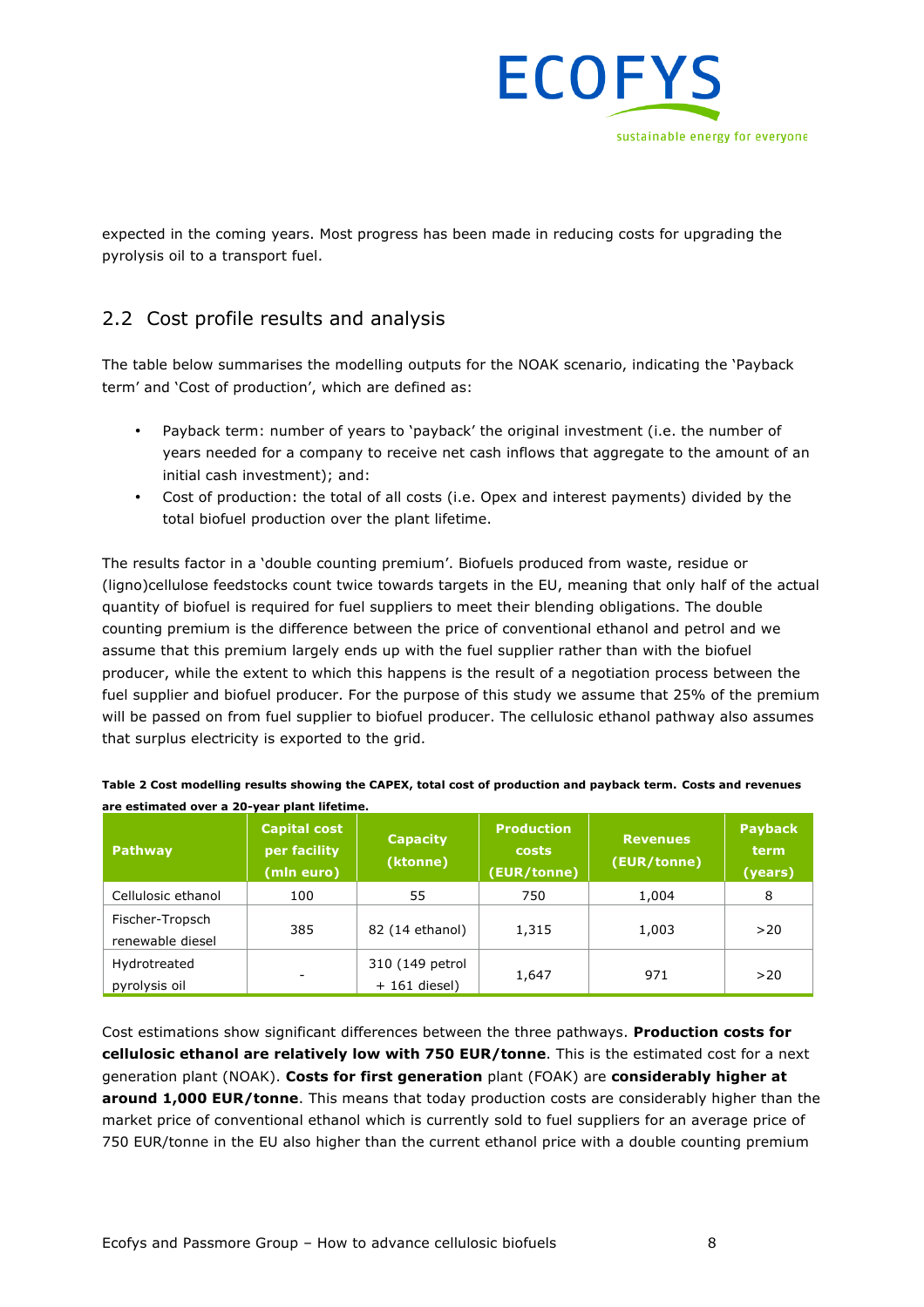expected in the coming years. Most progress has been made in reducing costs for upgrading the pyrolysis oil to a transport fuel.

## 2.2 Cost profile results and analysis

The table below summarises the modelling outputs for the NOAK scenario, indicating the 'Payback term' and 'Cost of production', which are defined as:

- Payback term: number of years to 'payback' the original investment (i.e. the number of years needed for a company to receive net cash inflows that aggregate to the amount of an initial cash investment); and:
- Cost of production: the total of all costs (i.e. Opex and interest payments) divided by the total biofuel production over the plant lifetime.

The results factor in a 'double counting premium'. Biofuels produced from waste, residue or (ligno)cellulose feedstocks count twice towards targets in the EU, meaning that only half of the actual quantity of biofuel is required for fuel suppliers to meet their blending obligations. The double counting premium is the difference between the price of conventional ethanol and petrol and we assume that this premium largely ends up with the fuel supplier rather than with the biofuel producer, while the extent to which this happens is the result of a negotiation process between the fuel supplier and biofuel producer. For the purpose of this study we assume that 25% of the premium will be passed on from fuel supplier to biofuel producer. The cellulosic ethanol pathway also assumes that surplus electricity is exported to the grid.

**Table 2 Cost modelling results showing the CAPEX, total cost of production and payback term. Costs and revenues are estimated over a 20-year plant lifetime.**

| Pathway | Capital cost per facility (mln euro) | Capacity (ktonne) | Production costs (EUR/tonne) | Revenues (EUR/tonne) | Payback term (years) |
|---|---|---|---|---|---|
| Cellulosic ethanol | 100 | 55 | 750 | 1,004 | 8 |
| Fischer-Tropsch renewable diesel | 385 | 82 (14 ethanol) | 1,315 | 1,003 | >20 |
| Hydrotreated pyrolysis oil | - | 310 (149 petrol + 161 diesel) | 1,647 | 971 | >20 |

Cost estimations show significant differences between the three pathways. **Production costs for cellulosic ethanol are relatively low with 750 EUR/tonne**. This is the estimated cost for a next generation plant (NOAK). **Costs for first generation** plant (FOAK) are **considerably higher at around 1,000 EUR/tonne**. This means that today production costs are considerably higher than the market price of conventional ethanol which is currently sold to fuel suppliers for an average price of 750 EUR/tonne in the EU also higher than the current ethanol price with a double counting premium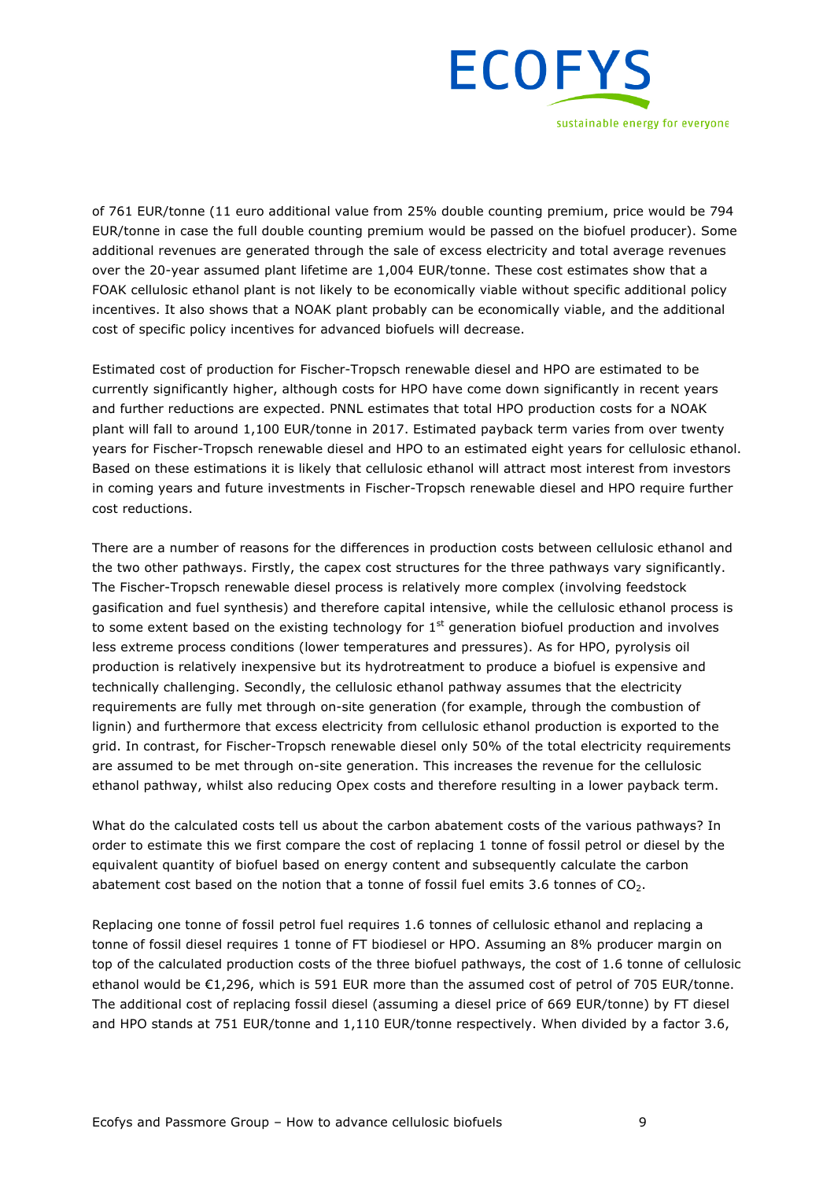of 761 EUR/tonne (11 euro additional value from 25% double counting premium, price would be 794 EUR/tonne in case the full double counting premium would be passed on the biofuel producer). Some additional revenues are generated through the sale of excess electricity and total average revenues over the 20-year assumed plant lifetime are 1,004 EUR/tonne. These cost estimates show that a FOAK cellulosic ethanol plant is not likely to be economically viable without specific additional policy incentives. It also shows that a NOAK plant probably can be economically viable, and the additional cost of specific policy incentives for advanced biofuels will decrease.

Estimated cost of production for Fischer-Tropsch renewable diesel and HPO are estimated to be currently significantly higher, although costs for HPO have come down significantly in recent years and further reductions are expected. PNNL estimates that total HPO production costs for a NOAK plant will fall to around 1,100 EUR/tonne in 2017. Estimated payback term varies from over twenty years for Fischer-Tropsch renewable diesel and HPO to an estimated eight years for cellulosic ethanol. Based on these estimations it is likely that cellulosic ethanol will attract most interest from investors in coming years and future investments in Fischer-Tropsch renewable diesel and HPO require further cost reductions.

There are a number of reasons for the differences in production costs between cellulosic ethanol and the two other pathways. Firstly, the capex cost structures for the three pathways vary significantly. The Fischer-Tropsch renewable diesel process is relatively more complex (involving feedstock gasification and fuel synthesis) and therefore capital intensive, while the cellulosic ethanol process is to some extent based on the existing technology for 1st generation biofuel production and involves less extreme process conditions (lower temperatures and pressures). As for HPO, pyrolysis oil production is relatively inexpensive but its hydrotreatment to produce a biofuel is expensive and technically challenging. Secondly, the cellulosic ethanol pathway assumes that the electricity requirements are fully met through on-site generation (for example, through the combustion of lignin) and furthermore that excess electricity from cellulosic ethanol production is exported to the grid. In contrast, for Fischer-Tropsch renewable diesel only 50% of the total electricity requirements are assumed to be met through on-site generation. This increases the revenue for the cellulosic ethanol pathway, whilst also reducing Opex costs and therefore resulting in a lower payback term.

What do the calculated costs tell us about the carbon abatement costs of the various pathways? In order to estimate this we first compare the cost of replacing 1 tonne of fossil petrol or diesel by the equivalent quantity of biofuel based on energy content and subsequently calculate the carbon abatement cost based on the notion that a tonne of fossil fuel emits 3.6 tonnes of $CO_2$.

Replacing one tonne of fossil petrol fuel requires 1.6 tonnes of cellulosic ethanol and replacing a tonne of fossil diesel requires 1 tonne of FT biodiesel or HPO. Assuming an 8% producer margin on top of the calculated production costs of the three biofuel pathways, the cost of 1.6 tonne of cellulosic ethanol would be €1,296, which is 591 EUR more than the assumed cost of petrol of 705 EUR/tonne. The additional cost of replacing fossil diesel (assuming a diesel price of 669 EUR/tonne) by FT diesel and HPO stands at 751 EUR/tonne and 1,110 EUR/tonne respectively. When divided by a factor 3.6,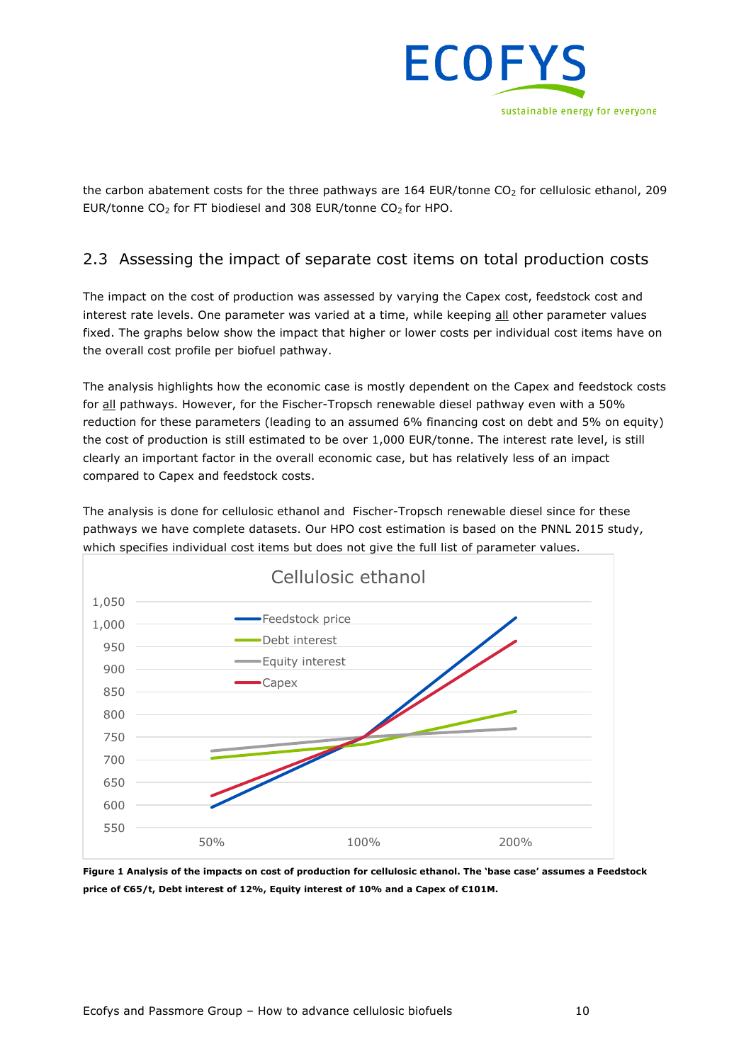the carbon abatement costs for the three pathways are 164 EUR/tonne $CO_2$ for cellulosic ethanol, 209 EUR/tonne $CO_2$ for FT biodiesel and 308 EUR/tonne $CO_2$ for HPO.

## 2.3 Assessing the impact of separate cost items on total production costs

The impact on the cost of production was assessed by varying the Capex cost, feedstock cost and interest rate levels. One parameter was varied at a time, while keeping all other parameter values fixed. The graphs below show the impact that higher or lower costs per individual cost items have on the overall cost profile per biofuel pathway.

The analysis highlights how the economic case is mostly dependent on the Capex and feedstock costs for all pathways. However, for the Fischer-Tropsch renewable diesel pathway even with a 50% reduction for these parameters (leading to an assumed 6% financing cost on debt and 5% on equity) the cost of production is still estimated to be over 1,000 EUR/tonne. The interest rate level, is still clearly an important factor in the overall economic case, but has relatively less of an impact compared to Capex and feedstock costs.

The analysis is done for cellulosic ethanol and Fischer-Tropsch renewable diesel since for these pathways we have complete datasets. Our HPO cost estimation is based on the PNNL 2015 study, which specifies individual cost items but does not give the full list of parameter values.

**Figure 1 Analysis of the impacts on cost of production for cellulosic ethanol. The 'base case' assumes a Feedstock price of €65/t, Debt interest of 12%, Equity interest of 10% and a Capex of €101M.**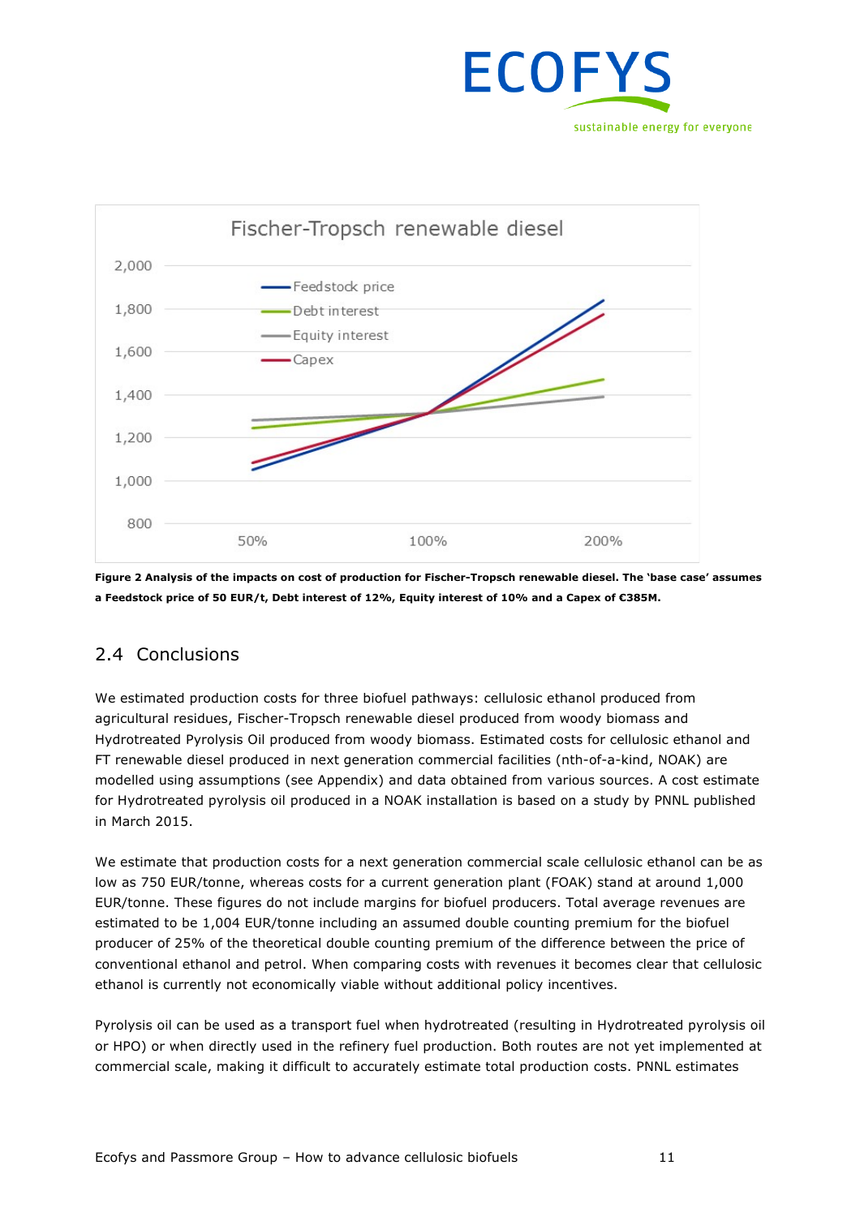**Figure 2 Analysis of the impacts on cost of production for Fischer-Tropsch renewable diesel. The 'base case' assumes a Feedstock price of 50 EUR/t, Debt interest of 12%, Equity interest of 10% and a Capex of €385M.**

## 2.4 Conclusions

We estimated production costs for three biofuel pathways: cellulosic ethanol produced from agricultural residues, Fischer-Tropsch renewable diesel produced from woody biomass and Hydrotreated Pyrolysis Oil produced from woody biomass. Estimated costs for cellulosic ethanol and FT renewable diesel produced in next generation commercial facilities (nth-of-a-kind, NOAK) are modelled using assumptions (see Appendix) and data obtained from various sources. A cost estimate for Hydrotreated pyrolysis oil produced in a NOAK installation is based on a study by PNNL published in March 2015.

We estimate that production costs for a next generation commercial scale cellulosic ethanol can be as low as 750 EUR/tonne, whereas costs for a current generation plant (FOAK) stand at around 1,000 EUR/tonne. These figures do not include margins for biofuel producers. Total average revenues are estimated to be 1,004 EUR/tonne including an assumed double counting premium for the biofuel producer of 25% of the theoretical double counting premium of the difference between the price of conventional ethanol and petrol. When comparing costs with revenues it becomes clear that cellulosic ethanol is currently not economically viable without additional policy incentives.

Pyrolysis oil can be used as a transport fuel when hydrotreated (resulting in Hydrotreated pyrolysis oil or HPO) or when directly used in the refinery fuel production. Both routes are not yet implemented at commercial scale, making it difficult to accurately estimate total production costs. PNNL estimates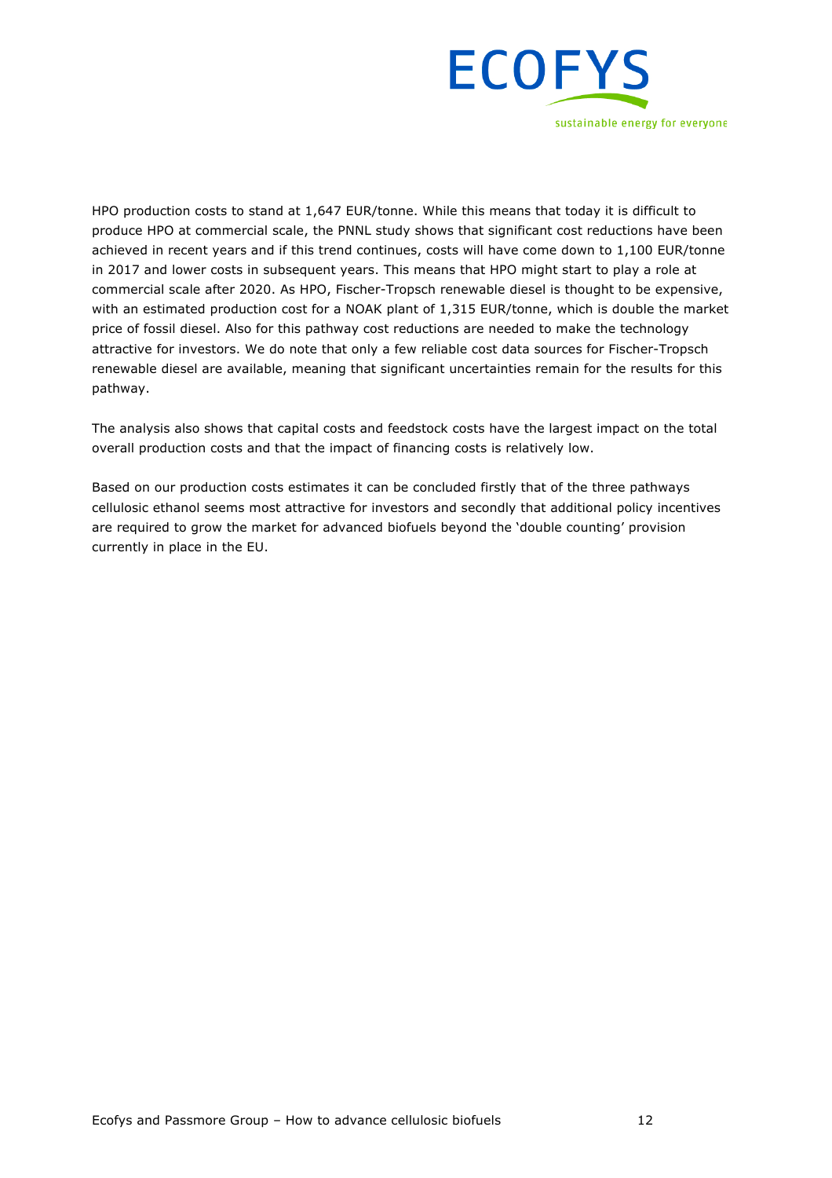HPO production costs to stand at 1,647 EUR/tonne. While this means that today it is difficult to produce HPO at commercial scale, the PNNL study shows that significant cost reductions have been achieved in recent years and if this trend continues, costs will have come down to 1,100 EUR/tonne in 2017 and lower costs in subsequent years. This means that HPO might start to play a role at commercial scale after 2020. As HPO, Fischer-Tropsch renewable diesel is thought to be expensive, with an estimated production cost for a NOAK plant of 1,315 EUR/tonne, which is double the market price of fossil diesel. Also for this pathway cost reductions are needed to make the technology attractive for investors. We do note that only a few reliable cost data sources for Fischer-Tropsch renewable diesel are available, meaning that significant uncertainties remain for the results for this pathway.

The analysis also shows that capital costs and feedstock costs have the largest impact on the total overall production costs and that the impact of financing costs is relatively low.

Based on our production costs estimates it can be concluded firstly that of the three pathways cellulosic ethanol seems most attractive for investors and secondly that additional policy incentives are required to grow the market for advanced biofuels beyond the 'double counting' provision currently in place in the EU.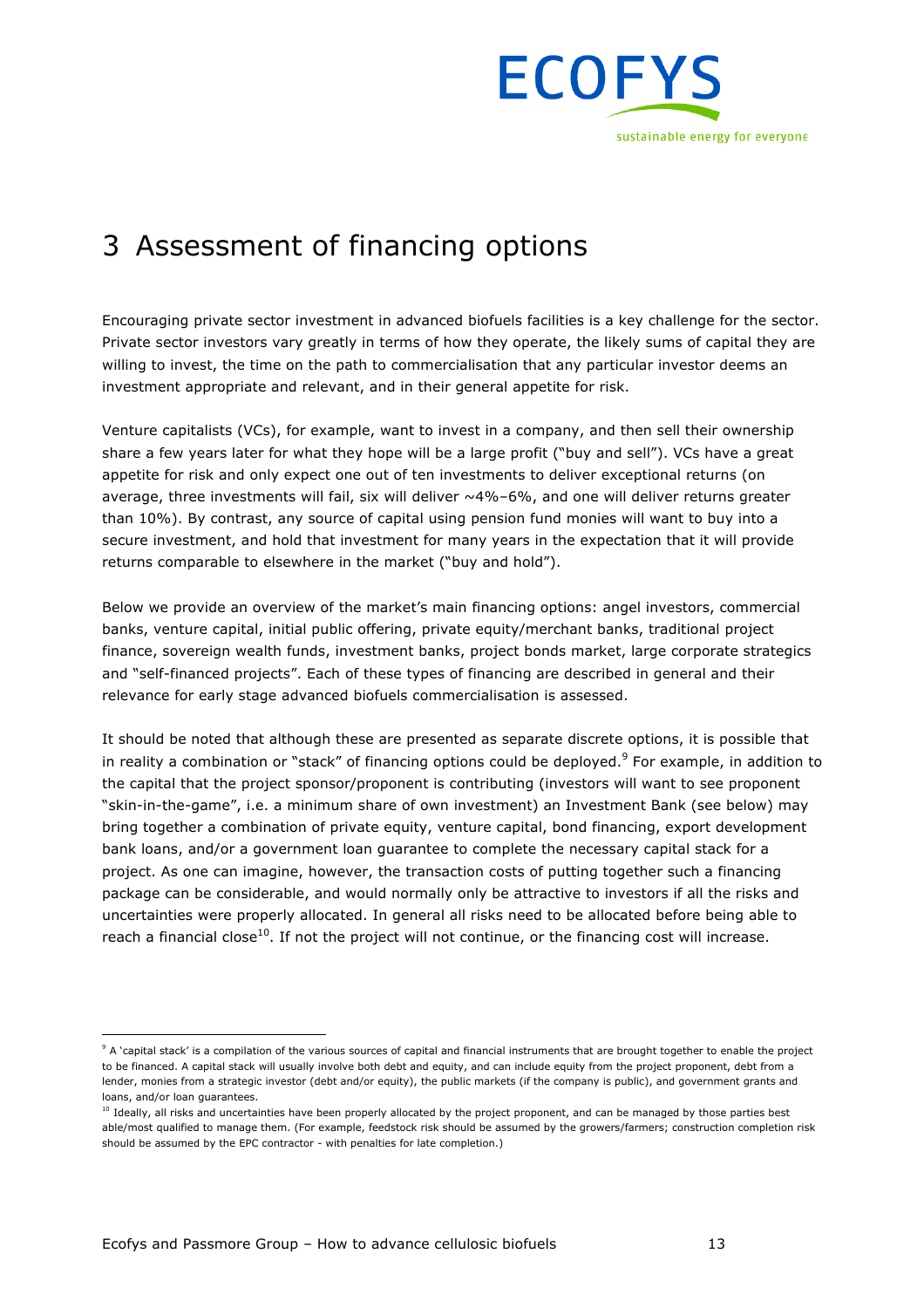# 3 Assessment of financing options

Encouraging private sector investment in advanced biofuels facilities is a key challenge for the sector. Private sector investors vary greatly in terms of how they operate, the likely sums of capital they are willing to invest, the time on the path to commercialisation that any particular investor deems an investment appropriate and relevant, and in their general appetite for risk.

Venture capitalists (VCs), for example, want to invest in a company, and then sell their ownership share a few years later for what they hope will be a large profit ("buy and sell"). VCs have a great appetite for risk and only expect one out of ten investments to deliver exceptional returns (on average, three investments will fail, six will deliver ~4%–6%, and one will deliver returns greater than 10%). By contrast, any source of capital using pension fund monies will want to buy into a secure investment, and hold that investment for many years in the expectation that it will provide returns comparable to elsewhere in the market ("buy and hold").

Below we provide an overview of the market's main financing options: angel investors, commercial banks, venture capital, initial public offering, private equity/merchant banks, traditional project finance, sovereign wealth funds, investment banks, project bonds market, large corporate strategics and "self-financed projects". Each of these types of financing are described in general and their relevance for early stage advanced biofuels commercialisation is assessed.

It should be noted that although these are presented as separate discrete options, it is possible that in reality a combination or "stack" of financing options could be deployed.[9] For example, in addition to the capital that the project sponsor/proponent is contributing (investors will want to see proponent "skin-in-the-game", i.e. a minimum share of own investment) an Investment Bank (see below) may bring together a combination of private equity, venture capital, bond financing, export development bank loans, and/or a government loan guarantee to complete the necessary capital stack for a project. As one can imagine, however, the transaction costs of putting together such a financing package can be considerable, and would normally only be attractive to investors if all the risks and uncertainties were properly allocated. In general all risks need to be allocated before being able to reach a financial close[10]. If not the project will not continue, or the financing cost will increase.

---

[9] A 'capital stack' is a compilation of the various sources of capital and financial instruments that are brought together to enable the project to be financed. A capital stack will usually involve both debt and equity, and can include equity from the project proponent, debt from a lender, monies from a strategic investor (debt and/or equity), the public markets (if the company is public), and government grants and loans, and/or loan guarantees.

[10] Ideally, all risks and uncertainties have been properly allocated by the project proponent, and can be managed by those parties best able/most qualified to manage them. (For example, feedstock risk should be assumed by the growers/farmers; construction completion risk should be assumed by the EPC contractor - with penalties for late completion.)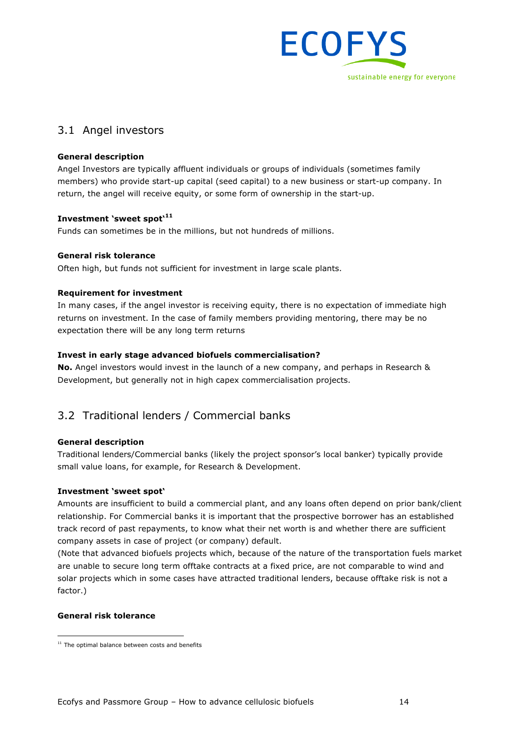## 3.1 Angel investors

**General description**

Angel Investors are typically affluent individuals or groups of individuals (sometimes family members) who provide start-up capital (seed capital) to a new business or start-up company. In return, the angel will receive equity, or some form of ownership in the start-up.

**Investment 'sweet spot'**[11]

Funds can sometimes be in the millions, but not hundreds of millions.

**General risk tolerance**

Often high, but funds not sufficient for investment in large scale plants.

**Requirement for investment**

In many cases, if the angel investor is receiving equity, there is no expectation of immediate high returns on investment. In the case of family members providing mentoring, there may be no expectation there will be any long term returns

**Invest in early stage advanced biofuels commercialisation?**

**No.** Angel investors would invest in the launch of a new company, and perhaps in Research & Development, but generally not in high capex commercialisation projects.

## 3.2 Traditional lenders / Commercial banks

**General description**

Traditional lenders/Commercial banks (likely the project sponsor's local banker) typically provide small value loans, for example, for Research & Development.

**Investment 'sweet spot'**

Amounts are insufficient to build a commercial plant, and any loans often depend on prior bank/client relationship. For Commercial banks it is important that the prospective borrower has an established track record of past repayments, to know what their net worth is and whether there are sufficient company assets in case of project (or company) default.

(Note that advanced biofuels projects which, because of the nature of the transportation fuels market are unable to secure long term offtake contracts at a fixed price, are not comparable to wind and solar projects which in some cases have attracted traditional lenders, because offtake risk is not a factor.)

**General risk tolerance**

[11] The optimal balance between costs and benefits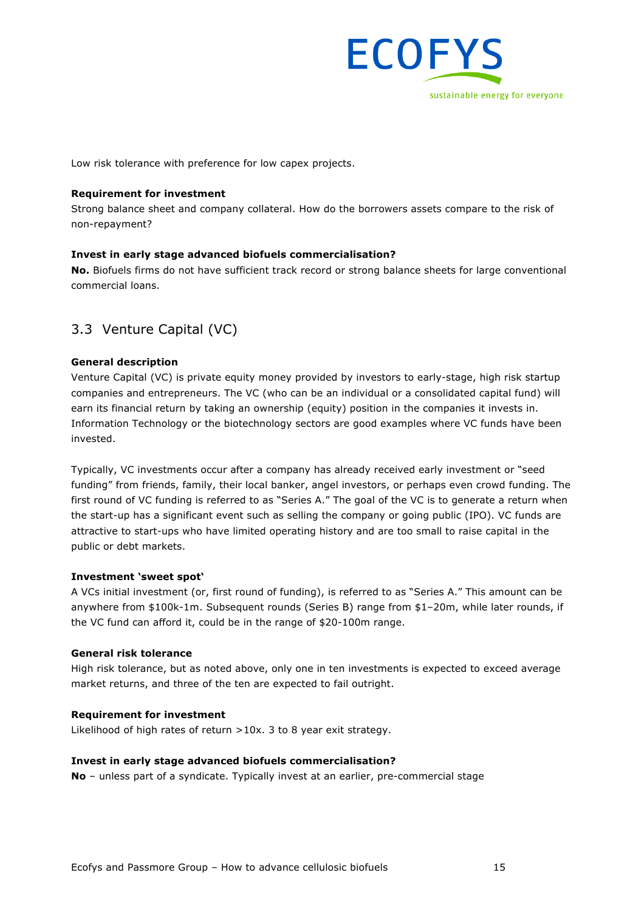Low risk tolerance with preference for low capex projects.

**Requirement for investment**

Strong balance sheet and company collateral. How do the borrowers assets compare to the risk of non-repayment?

**Invest in early stage advanced biofuels commercialisation?**

**No.** Biofuels firms do not have sufficient track record or strong balance sheets for large conventional commercial loans.

## 3.3 Venture Capital (VC)

**General description**

Venture Capital (VC) is private equity money provided by investors to early-stage, high risk startup companies and entrepreneurs. The VC (who can be an individual or a consolidated capital fund) will earn its financial return by taking an ownership (equity) position in the companies it invests in. Information Technology or the biotechnology sectors are good examples where VC funds have been invested.

Typically, VC investments occur after a company has already received early investment or "seed funding" from friends, family, their local banker, angel investors, or perhaps even crowd funding. The first round of VC funding is referred to as "Series A." The goal of the VC is to generate a return when the start-up has a significant event such as selling the company or going public (IPO). VC funds are attractive to start-ups who have limited operating history and are too small to raise capital in the public or debt markets.

**Investment 'sweet spot'**

A VCs initial investment (or, first round of funding), is referred to as "Series A." This amount can be anywhere from $100k-1m. Subsequent rounds (Series B) range from $1–20m, while later rounds, if the VC fund can afford it, could be in the range of $20-100m range.

**General risk tolerance**

High risk tolerance, but as noted above, only one in ten investments is expected to exceed average market returns, and three of the ten are expected to fail outright.

**Requirement for investment**

Likelihood of high rates of return >10x. 3 to 8 year exit strategy.

**Invest in early stage advanced biofuels commercialisation?**

**No** – unless part of a syndicate. Typically invest at an earlier, pre-commercial stage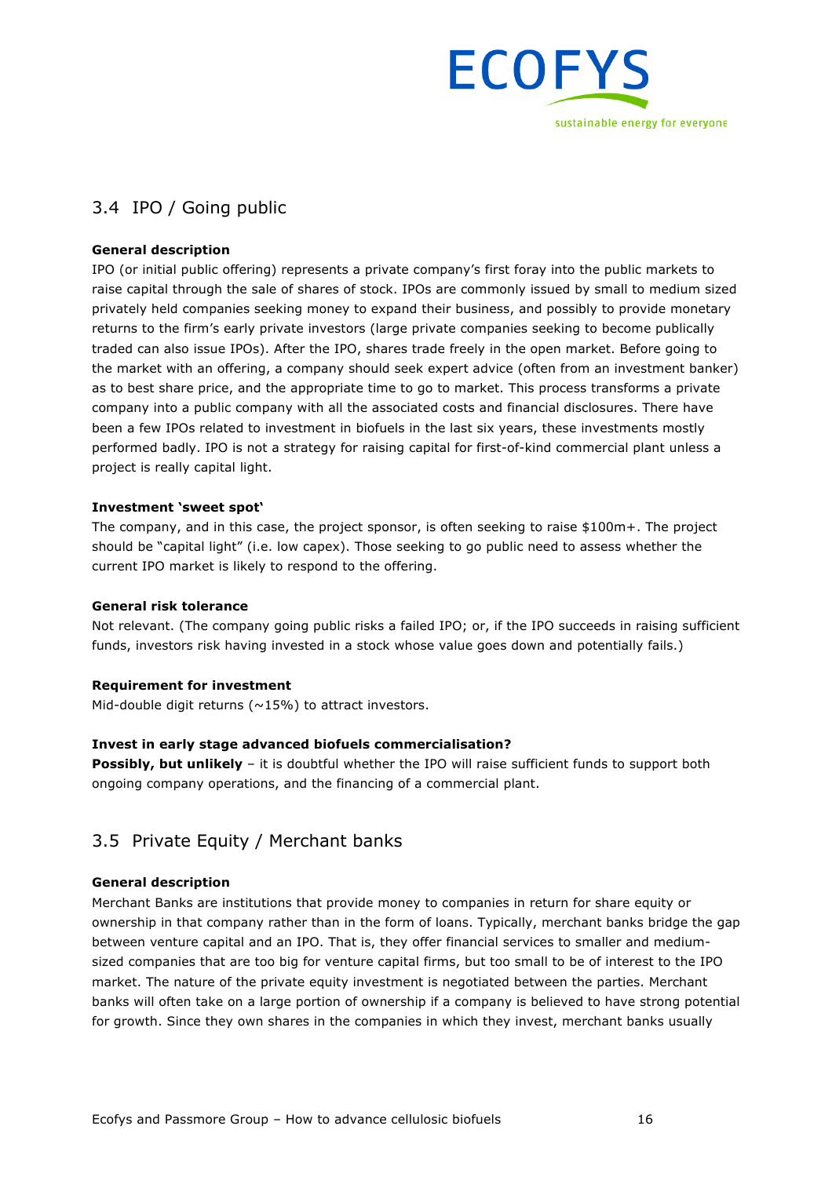## 3.4 IPO / Going public

**General description**

IPO (or initial public offering) represents a private company's first foray into the public markets to raise capital through the sale of shares of stock. IPOs are commonly issued by small to medium sized privately held companies seeking money to expand their business, and possibly to provide monetary returns to the firm's early private investors (large private companies seeking to become publically traded can also issue IPOs). After the IPO, shares trade freely in the open market. Before going to the market with an offering, a company should seek expert advice (often from an investment banker) as to best share price, and the appropriate time to go to market. This process transforms a private company into a public company with all the associated costs and financial disclosures. There have been a few IPOs related to investment in biofuels in the last six years, these investments mostly performed badly. IPO is not a strategy for raising capital for first-of-kind commercial plant unless a project is really capital light.

**Investment 'sweet spot'**

The company, and in this case, the project sponsor, is often seeking to raise $100m+. The project should be "capital light" (i.e. low capex). Those seeking to go public need to assess whether the current IPO market is likely to respond to the offering.

**General risk tolerance**

Not relevant. (The company going public risks a failed IPO; or, if the IPO succeeds in raising sufficient funds, investors risk having invested in a stock whose value goes down and potentially fails.)

**Requirement for investment**

Mid-double digit returns (~15%) to attract investors.

**Invest in early stage advanced biofuels commercialisation?**

**Possibly, but unlikely** – it is doubtful whether the IPO will raise sufficient funds to support both ongoing company operations, and the financing of a commercial plant.

## 3.5 Private Equity / Merchant banks

**General description**

Merchant Banks are institutions that provide money to companies in return for share equity or ownership in that company rather than in the form of loans. Typically, merchant banks bridge the gap between venture capital and an IPO. That is, they offer financial services to smaller and medium-sized companies that are too big for venture capital firms, but too small to be of interest to the IPO market. The nature of the private equity investment is negotiated between the parties. Merchant banks will often take on a large portion of ownership if a company is believed to have strong potential for growth. Since they own shares in the companies in which they invest, merchant banks usually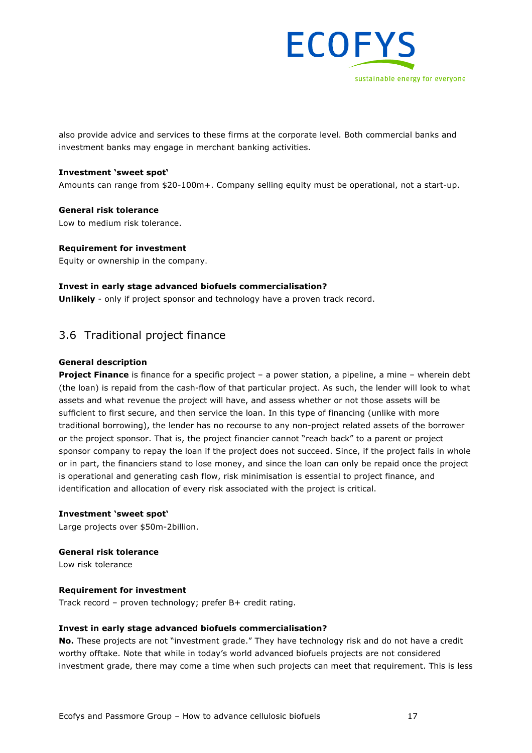also provide advice and services to these firms at the corporate level. Both commercial banks and investment banks may engage in merchant banking activities.

**Investment 'sweet spot'**

Amounts can range from $20-100m+. Company selling equity must be operational, not a start-up.

**General risk tolerance**

Low to medium risk tolerance.

**Requirement for investment**

Equity or ownership in the company.

**Invest in early stage advanced biofuels commercialisation?**

**Unlikely** - only if project sponsor and technology have a proven track record.

## 3.6 Traditional project finance

**General description**

**Project Finance** is finance for a specific project – a power station, a pipeline, a mine – wherein debt (the loan) is repaid from the cash-flow of that particular project. As such, the lender will look to what assets and what revenue the project will have, and assess whether or not those assets will be sufficient to first secure, and then service the loan. In this type of financing (unlike with more traditional borrowing), the lender has no recourse to any non-project related assets of the borrower or the project sponsor. That is, the project financier cannot "reach back" to a parent or project sponsor company to repay the loan if the project does not succeed. Since, if the project fails in whole or in part, the financiers stand to lose money, and since the loan can only be repaid once the project is operational and generating cash flow, risk minimisation is essential to project finance, and identification and allocation of every risk associated with the project is critical.

**Investment 'sweet spot'**

Large projects over $50m-2billion.

**General risk tolerance**

Low risk tolerance

**Requirement for investment**

Track record – proven technology; prefer B+ credit rating.

**Invest in early stage advanced biofuels commercialisation?**

**No.** These projects are not "investment grade." They have technology risk and do not have a credit worthy offtake. Note that while in today's world advanced biofuels projects are not considered investment grade, there may come a time when such projects can meet that requirement. This is less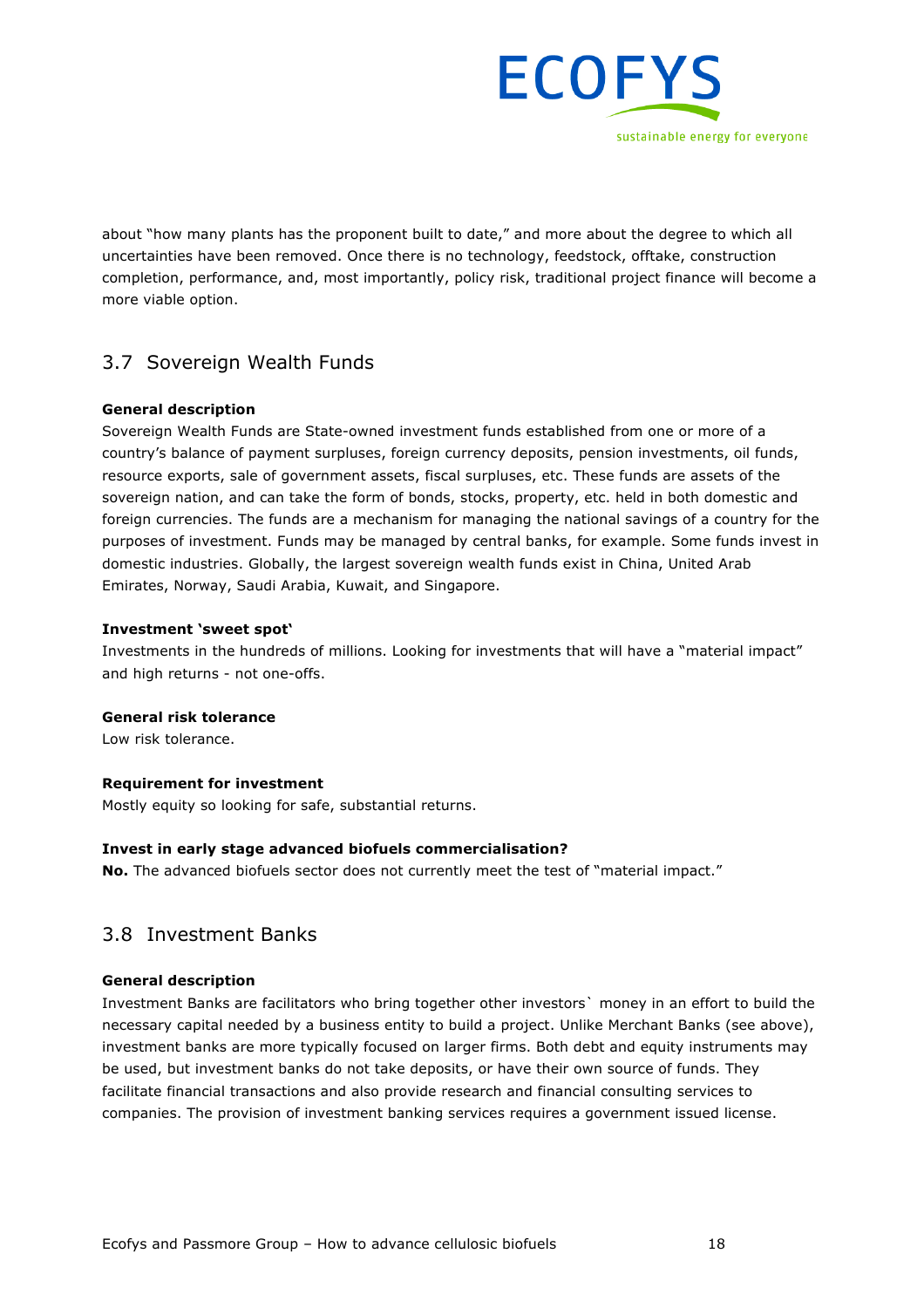about "how many plants has the proponent built to date," and more about the degree to which all uncertainties have been removed. Once there is no technology, feedstock, offtake, construction completion, performance, and, most importantly, policy risk, traditional project finance will become a more viable option.

## 3.7 Sovereign Wealth Funds

**General description**

Sovereign Wealth Funds are State-owned investment funds established from one or more of a country's balance of payment surpluses, foreign currency deposits, pension investments, oil funds, resource exports, sale of government assets, fiscal surpluses, etc. These funds are assets of the sovereign nation, and can take the form of bonds, stocks, property, etc. held in both domestic and foreign currencies. The funds are a mechanism for managing the national savings of a country for the purposes of investment. Funds may be managed by central banks, for example. Some funds invest in domestic industries. Globally, the largest sovereign wealth funds exist in China, United Arab Emirates, Norway, Saudi Arabia, Kuwait, and Singapore.

**Investment 'sweet spot'**

Investments in the hundreds of millions. Looking for investments that will have a "material impact" and high returns - not one-offs.

**General risk tolerance**

Low risk tolerance.

**Requirement for investment**

Mostly equity so looking for safe, substantial returns.

**Invest in early stage advanced biofuels commercialisation?**

**No.** The advanced biofuels sector does not currently meet the test of "material impact."

## 3.8 Investment Banks

**General description**

Investment Banks are facilitators who bring together other investors` money in an effort to build the necessary capital needed by a business entity to build a project. Unlike Merchant Banks (see above), investment banks are more typically focused on larger firms. Both debt and equity instruments may be used, but investment banks do not take deposits, or have their own source of funds. They facilitate financial transactions and also provide research and financial consulting services to companies. The provision of investment banking services requires a government issued license.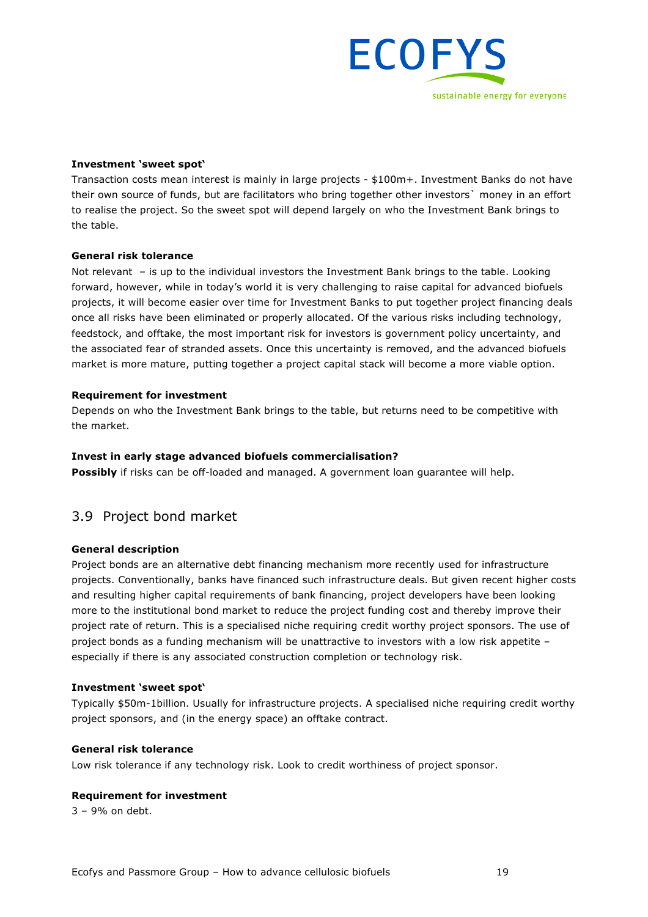**Investment 'sweet spot'**

Transaction costs mean interest is mainly in large projects - $100m+. Investment Banks do not have their own source of funds, but are facilitators who bring together other investors` money in an effort to realise the project. So the sweet spot will depend largely on who the Investment Bank brings to the table.

**General risk tolerance**

Not relevant – is up to the individual investors the Investment Bank brings to the table. Looking forward, however, while in today's world it is very challenging to raise capital for advanced biofuels projects, it will become easier over time for Investment Banks to put together project financing deals once all risks have been eliminated or properly allocated. Of the various risks including technology, feedstock, and offtake, the most important risk for investors is government policy uncertainty, and the associated fear of stranded assets. Once this uncertainty is removed, and the advanced biofuels market is more mature, putting together a project capital stack will become a more viable option.

**Requirement for investment**

Depends on who the Investment Bank brings to the table, but returns need to be competitive with the market.

**Invest in early stage advanced biofuels commercialisation?**

**Possibly** if risks can be off-loaded and managed. A government loan guarantee will help.

## 3.9 Project bond market

**General description**

Project bonds are an alternative debt financing mechanism more recently used for infrastructure projects. Conventionally, banks have financed such infrastructure deals. But given recent higher costs and resulting higher capital requirements of bank financing, project developers have been looking more to the institutional bond market to reduce the project funding cost and thereby improve their project rate of return. This is a specialised niche requiring credit worthy project sponsors. The use of project bonds as a funding mechanism will be unattractive to investors with a low risk appetite – especially if there is any associated construction completion or technology risk.

**Investment 'sweet spot'**

Typically $50m-1billion. Usually for infrastructure projects. A specialised niche requiring credit worthy project sponsors, and (in the energy space) an offtake contract.

**General risk tolerance**

Low risk tolerance if any technology risk. Look to credit worthiness of project sponsor.

**Requirement for investment**

3 – 9% on debt.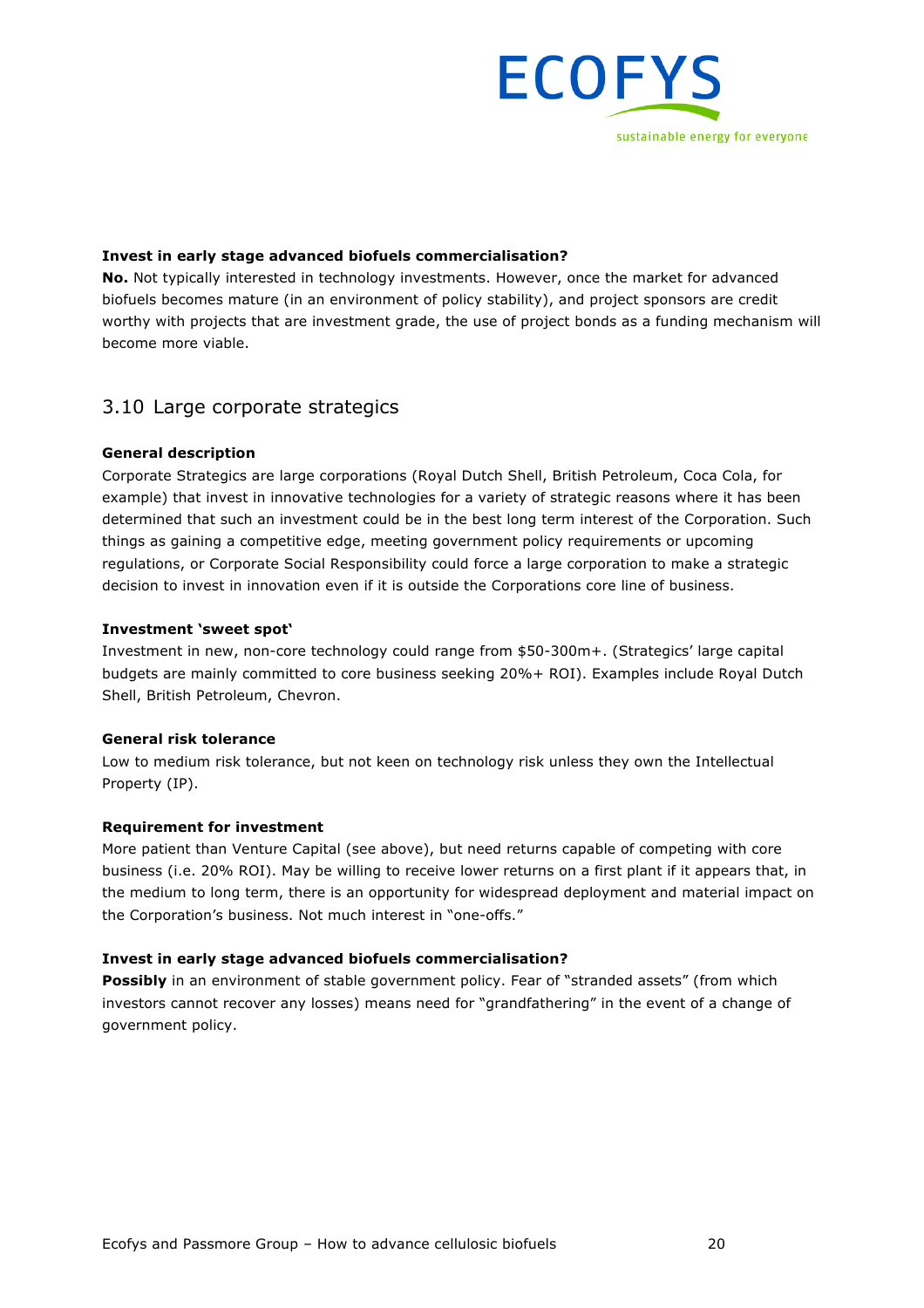**Invest in early stage advanced biofuels commercialisation?**

**No.** Not typically interested in technology investments. However, once the market for advanced biofuels becomes mature (in an environment of policy stability), and project sponsors are credit worthy with projects that are investment grade, the use of project bonds as a funding mechanism will become more viable.

## 3.10 Large corporate strategics

**General description**

Corporate Strategics are large corporations (Royal Dutch Shell, British Petroleum, Coca Cola, for example) that invest in innovative technologies for a variety of strategic reasons where it has been determined that such an investment could be in the best long term interest of the Corporation. Such things as gaining a competitive edge, meeting government policy requirements or upcoming regulations, or Corporate Social Responsibility could force a large corporation to make a strategic decision to invest in innovation even if it is outside the Corporations core line of business.

**Investment 'sweet spot'**

Investment in new, non-core technology could range from $50-300m+. (Strategics' large capital budgets are mainly committed to core business seeking 20%+ ROI). Examples include Royal Dutch Shell, British Petroleum, Chevron.

**General risk tolerance**

Low to medium risk tolerance, but not keen on technology risk unless they own the Intellectual Property (IP).

**Requirement for investment**

More patient than Venture Capital (see above), but need returns capable of competing with core business (i.e. 20% ROI). May be willing to receive lower returns on a first plant if it appears that, in the medium to long term, there is an opportunity for widespread deployment and material impact on the Corporation's business. Not much interest in "one-offs."

**Invest in early stage advanced biofuels commercialisation?**

**Possibly** in an environment of stable government policy. Fear of "stranded assets" (from which investors cannot recover any losses) means need for "grandfathering" in the event of a change of government policy.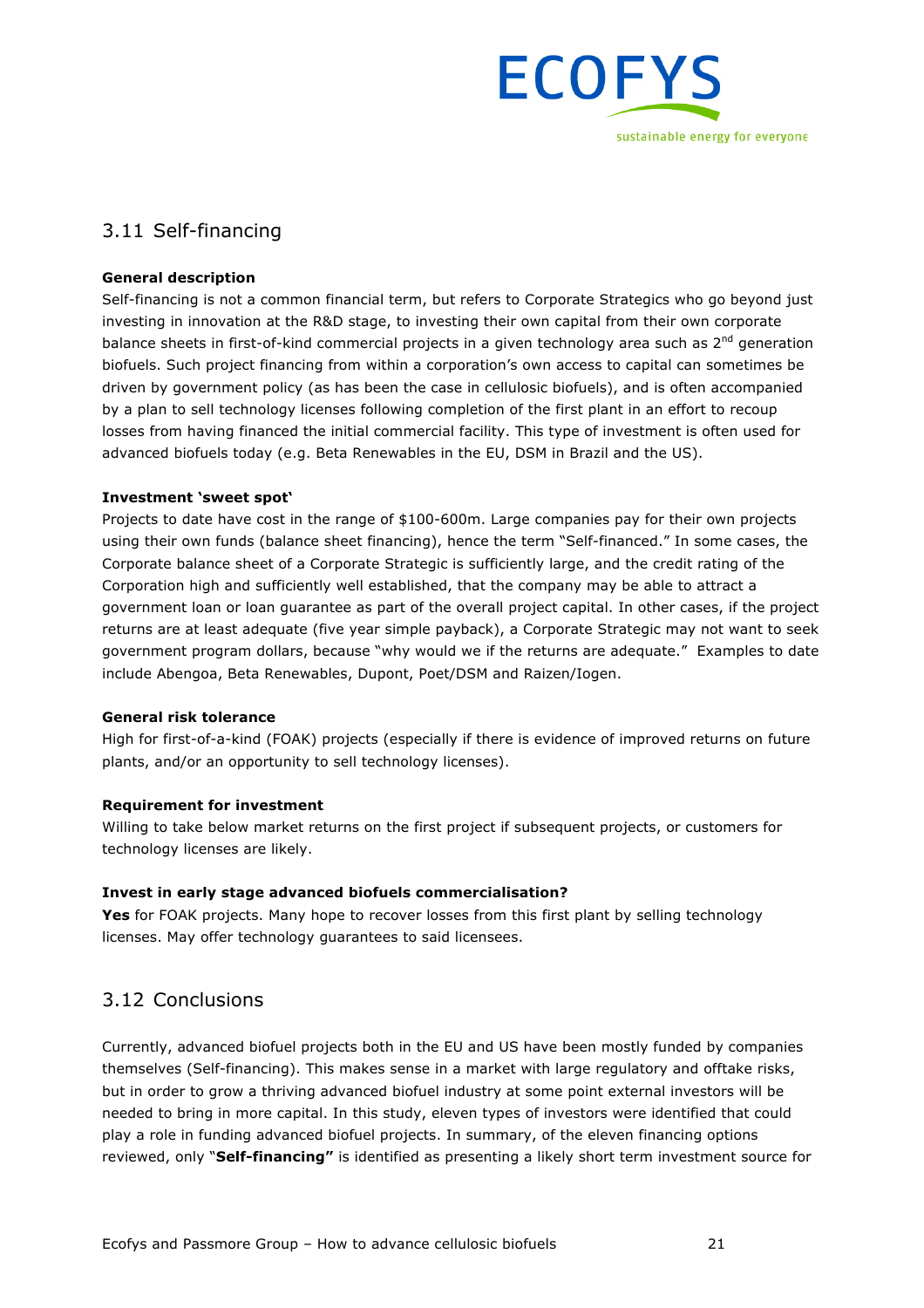## 3.11 Self-financing

**General description**

Self-financing is not a common financial term, but refers to Corporate Strategics who go beyond just investing in innovation at the R&D stage, to investing their own capital from their own corporate balance sheets in first-of-kind commercial projects in a given technology area such as 2nd generation biofuels. Such project financing from within a corporation's own access to capital can sometimes be driven by government policy (as has been the case in cellulosic biofuels), and is often accompanied by a plan to sell technology licenses following completion of the first plant in an effort to recoup losses from having financed the initial commercial facility. This type of investment is often used for advanced biofuels today (e.g. Beta Renewables in the EU, DSM in Brazil and the US).

**Investment 'sweet spot'**

Projects to date have cost in the range of $100-600m. Large companies pay for their own projects using their own funds (balance sheet financing), hence the term "Self-financed." In some cases, the Corporate balance sheet of a Corporate Strategic is sufficiently large, and the credit rating of the Corporation high and sufficiently well established, that the company may be able to attract a government loan or loan guarantee as part of the overall project capital. In other cases, if the project returns are at least adequate (five year simple payback), a Corporate Strategic may not want to seek government program dollars, because "why would we if the returns are adequate." Examples to date include Abengoa, Beta Renewables, Dupont, Poet/DSM and Raizen/Iogen.

**General risk tolerance**

High for first-of-a-kind (FOAK) projects (especially if there is evidence of improved returns on future plants, and/or an opportunity to sell technology licenses).

**Requirement for investment**

Willing to take below market returns on the first project if subsequent projects, or customers for technology licenses are likely.

**Invest in early stage advanced biofuels commercialisation?**

**Yes** for FOAK projects. Many hope to recover losses from this first plant by selling technology licenses. May offer technology guarantees to said licensees.

## 3.12 Conclusions

Currently, advanced biofuel projects both in the EU and US have been mostly funded by companies themselves (Self-financing). This makes sense in a market with large regulatory and offtake risks, but in order to grow a thriving advanced biofuel industry at some point external investors will be needed to bring in more capital. In this study, eleven types of investors were identified that could play a role in funding advanced biofuel projects. In summary, of the eleven financing options reviewed, only "**Self-financing"** is identified as presenting a likely short term investment source for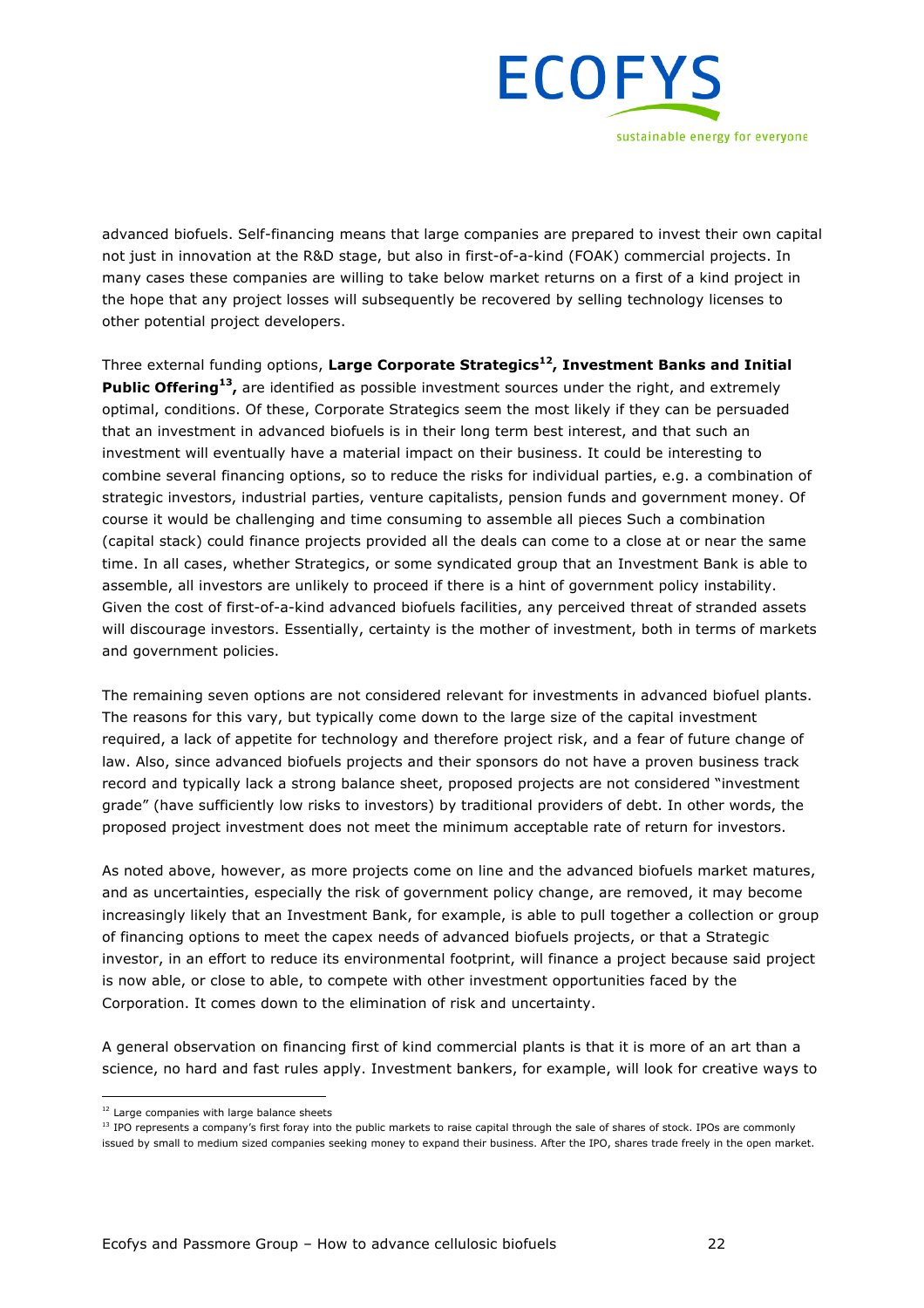advanced biofuels. Self-financing means that large companies are prepared to invest their own capital not just in innovation at the R&D stage, but also in first-of-a-kind (FOAK) commercial projects. In many cases these companies are willing to take below market returns on a first of a kind project in the hope that any project losses will subsequently be recovered by selling technology licenses to other potential project developers.

Three external funding options, **Large Corporate Strategics[12], Investment Banks and Initial Public Offering[13],** are identified as possible investment sources under the right, and extremely optimal, conditions. Of these, Corporate Strategics seem the most likely if they can be persuaded that an investment in advanced biofuels is in their long term best interest, and that such an investment will eventually have a material impact on their business. It could be interesting to combine several financing options, so to reduce the risks for individual parties, e.g. a combination of strategic investors, industrial parties, venture capitalists, pension funds and government money. Of course it would be challenging and time consuming to assemble all pieces Such a combination (capital stack) could finance projects provided all the deals can come to a close at or near the same time. In all cases, whether Strategics, or some syndicated group that an Investment Bank is able to assemble, all investors are unlikely to proceed if there is a hint of government policy instability. Given the cost of first-of-a-kind advanced biofuels facilities, any perceived threat of stranded assets will discourage investors. Essentially, certainty is the mother of investment, both in terms of markets and government policies.

The remaining seven options are not considered relevant for investments in advanced biofuel plants. The reasons for this vary, but typically come down to the large size of the capital investment required, a lack of appetite for technology and therefore project risk, and a fear of future change of law. Also, since advanced biofuels projects and their sponsors do not have a proven business track record and typically lack a strong balance sheet, proposed projects are not considered "investment grade" (have sufficiently low risks to investors) by traditional providers of debt. In other words, the proposed project investment does not meet the minimum acceptable rate of return for investors.

As noted above, however, as more projects come on line and the advanced biofuels market matures, and as uncertainties, especially the risk of government policy change, are removed, it may become increasingly likely that an Investment Bank, for example, is able to pull together a collection or group of financing options to meet the capex needs of advanced biofuels projects, or that a Strategic investor, in an effort to reduce its environmental footprint, will finance a project because said project is now able, or close to able, to compete with other investment opportunities faced by the Corporation. It comes down to the elimination of risk and uncertainty.

A general observation on financing first of kind commercial plants is that it is more of an art than a science, no hard and fast rules apply. Investment bankers, for example, will look for creative ways to

---

[12] Large companies with large balance sheets

[13] IPO represents a company's first foray into the public markets to raise capital through the sale of shares of stock. IPOs are commonly issued by small to medium sized companies seeking money to expand their business. After the IPO, shares trade freely in the open market.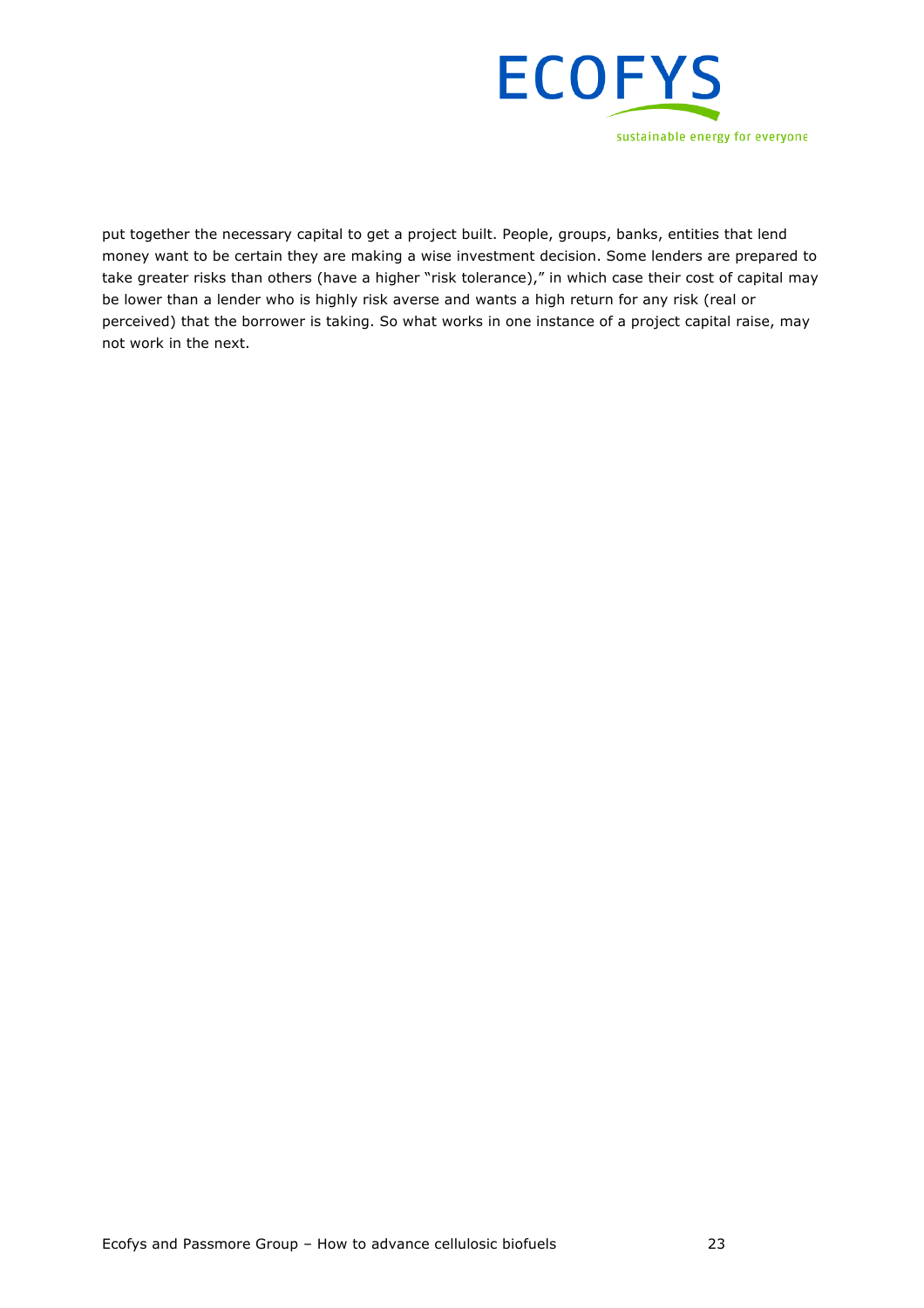put together the necessary capital to get a project built. People, groups, banks, entities that lend money want to be certain they are making a wise investment decision. Some lenders are prepared to take greater risks than others (have a higher "risk tolerance)," in which case their cost of capital may be lower than a lender who is highly risk averse and wants a high return for any risk (real or perceived) that the borrower is taking. So what works in one instance of a project capital raise, may not work in the next.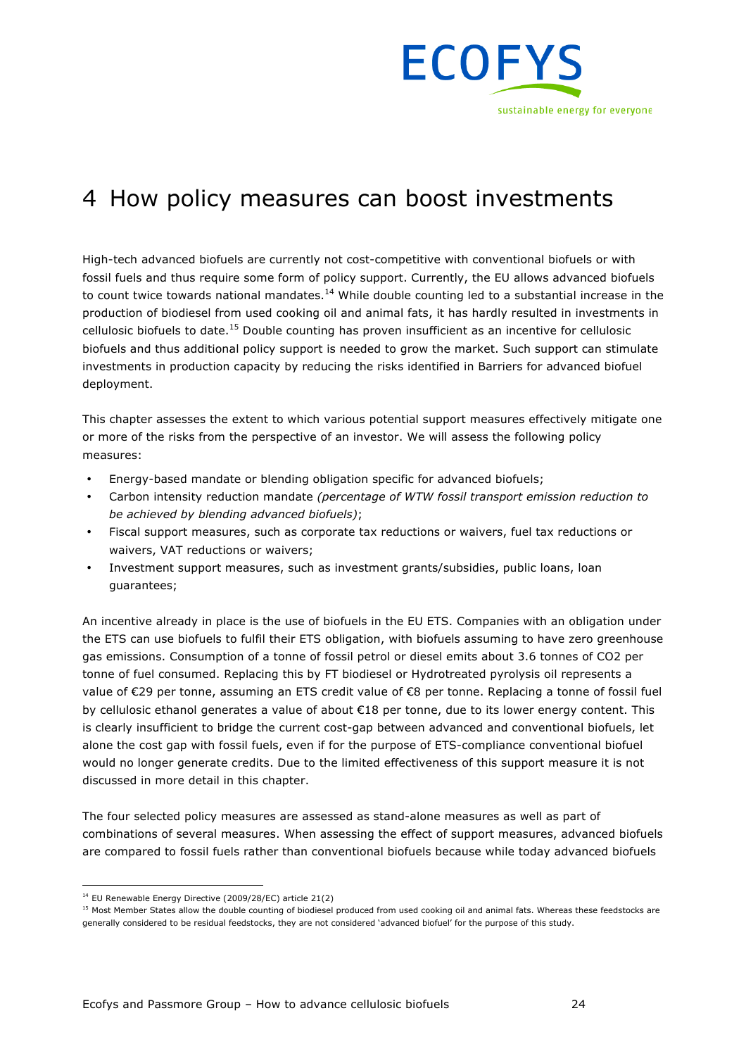# 4 How policy measures can boost investments

High-tech advanced biofuels are currently not cost-competitive with conventional biofuels or with fossil fuels and thus require some form of policy support. Currently, the EU allows advanced biofuels to count twice towards national mandates.[14] While double counting led to a substantial increase in the production of biodiesel from used cooking oil and animal fats, it has hardly resulted in investments in cellulosic biofuels to date.[15] Double counting has proven insufficient as an incentive for cellulosic biofuels and thus additional policy support is needed to grow the market. Such support can stimulate investments in production capacity by reducing the risks identified in Barriers for advanced biofuel deployment.

This chapter assesses the extent to which various potential support measures effectively mitigate one or more of the risks from the perspective of an investor. We will assess the following policy measures:

- Energy-based mandate or blending obligation specific for advanced biofuels;
- Carbon intensity reduction mandate *(percentage of WTW fossil transport emission reduction to be achieved by blending advanced biofuels)*;
- Fiscal support measures, such as corporate tax reductions or waivers, fuel tax reductions or waivers, VAT reductions or waivers;
- Investment support measures, such as investment grants/subsidies, public loans, loan guarantees;

An incentive already in place is the use of biofuels in the EU ETS. Companies with an obligation under the ETS can use biofuels to fulfil their ETS obligation, with biofuels assuming to have zero greenhouse gas emissions. Consumption of a tonne of fossil petrol or diesel emits about 3.6 tonnes of CO2 per tonne of fuel consumed. Replacing this by FT biodiesel or Hydrotreated pyrolysis oil represents a value of €29 per tonne, assuming an ETS credit value of €8 per tonne. Replacing a tonne of fossil fuel by cellulosic ethanol generates a value of about €18 per tonne, due to its lower energy content. This is clearly insufficient to bridge the current cost-gap between advanced and conventional biofuels, let alone the cost gap with fossil fuels, even if for the purpose of ETS-compliance conventional biofuel would no longer generate credits. Due to the limited effectiveness of this support measure it is not discussed in more detail in this chapter.

The four selected policy measures are assessed as stand-alone measures as well as part of combinations of several measures. When assessing the effect of support measures, advanced biofuels are compared to fossil fuels rather than conventional biofuels because while today advanced biofuels

---

[14] EU Renewable Energy Directive (2009/28/EC) article 21(2)

[15] Most Member States allow the double counting of biodiesel produced from used cooking oil and animal fats. Whereas these feedstocks are generally considered to be residual feedstocks, they are not considered 'advanced biofuel' for the purpose of this study.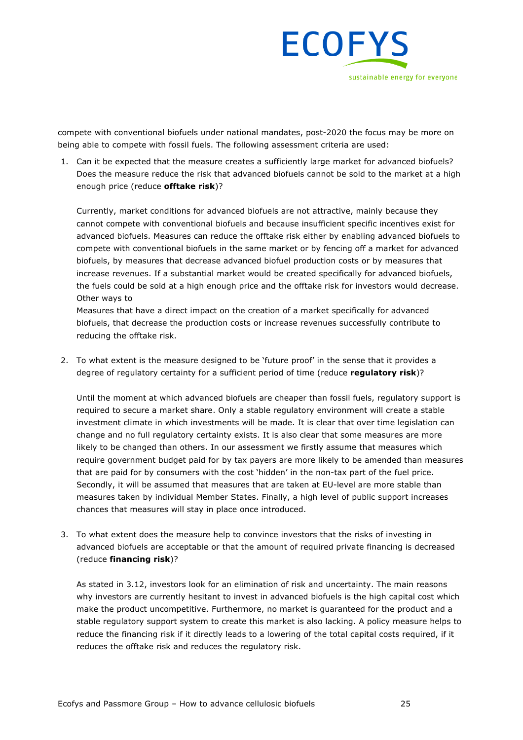compete with conventional biofuels under national mandates, post-2020 the focus may be more on being able to compete with fossil fuels. The following assessment criteria are used:

1. Can it be expected that the measure creates a sufficiently large market for advanced biofuels? Does the measure reduce the risk that advanced biofuels cannot be sold to the market at a high enough price (reduce **offtake risk**)?

   Currently, market conditions for advanced biofuels are not attractive, mainly because they cannot compete with conventional biofuels and because insufficient specific incentives exist for advanced biofuels. Measures can reduce the offtake risk either by enabling advanced biofuels to compete with conventional biofuels in the same market or by fencing off a market for advanced biofuels, by measures that decrease advanced biofuel production costs or by measures that increase revenues. If a substantial market would be created specifically for advanced biofuels, the fuels could be sold at a high enough price and the offtake risk for investors would decrease. Other ways to
   Measures that have a direct impact on the creation of a market specifically for advanced biofuels, that decrease the production costs or increase revenues successfully contribute to reducing the offtake risk.

2. To what extent is the measure designed to be 'future proof' in the sense that it provides a degree of regulatory certainty for a sufficient period of time (reduce **regulatory risk**)?

   Until the moment at which advanced biofuels are cheaper than fossil fuels, regulatory support is required to secure a market share. Only a stable regulatory environment will create a stable investment climate in which investments will be made. It is clear that over time legislation can change and no full regulatory certainty exists. It is also clear that some measures are more likely to be changed than others. In our assessment we firstly assume that measures which require government budget paid for by tax payers are more likely to be amended than measures that are paid for by consumers with the cost 'hidden' in the non-tax part of the fuel price. Secondly, it will be assumed that measures that are taken at EU-level are more stable than measures taken by individual Member States. Finally, a high level of public support increases chances that measures will stay in place once introduced.

3. To what extent does the measure help to convince investors that the risks of investing in advanced biofuels are acceptable or that the amount of required private financing is decreased (reduce **financing risk**)?

   As stated in 3.12, investors look for an elimination of risk and uncertainty. The main reasons why investors are currently hesitant to invest in advanced biofuels is the high capital cost which make the product uncompetitive. Furthermore, no market is guaranteed for the product and a stable regulatory support system to create this market is also lacking. A policy measure helps to reduce the financing risk if it directly leads to a lowering of the total capital costs required, if it reduces the offtake risk and reduces the regulatory risk.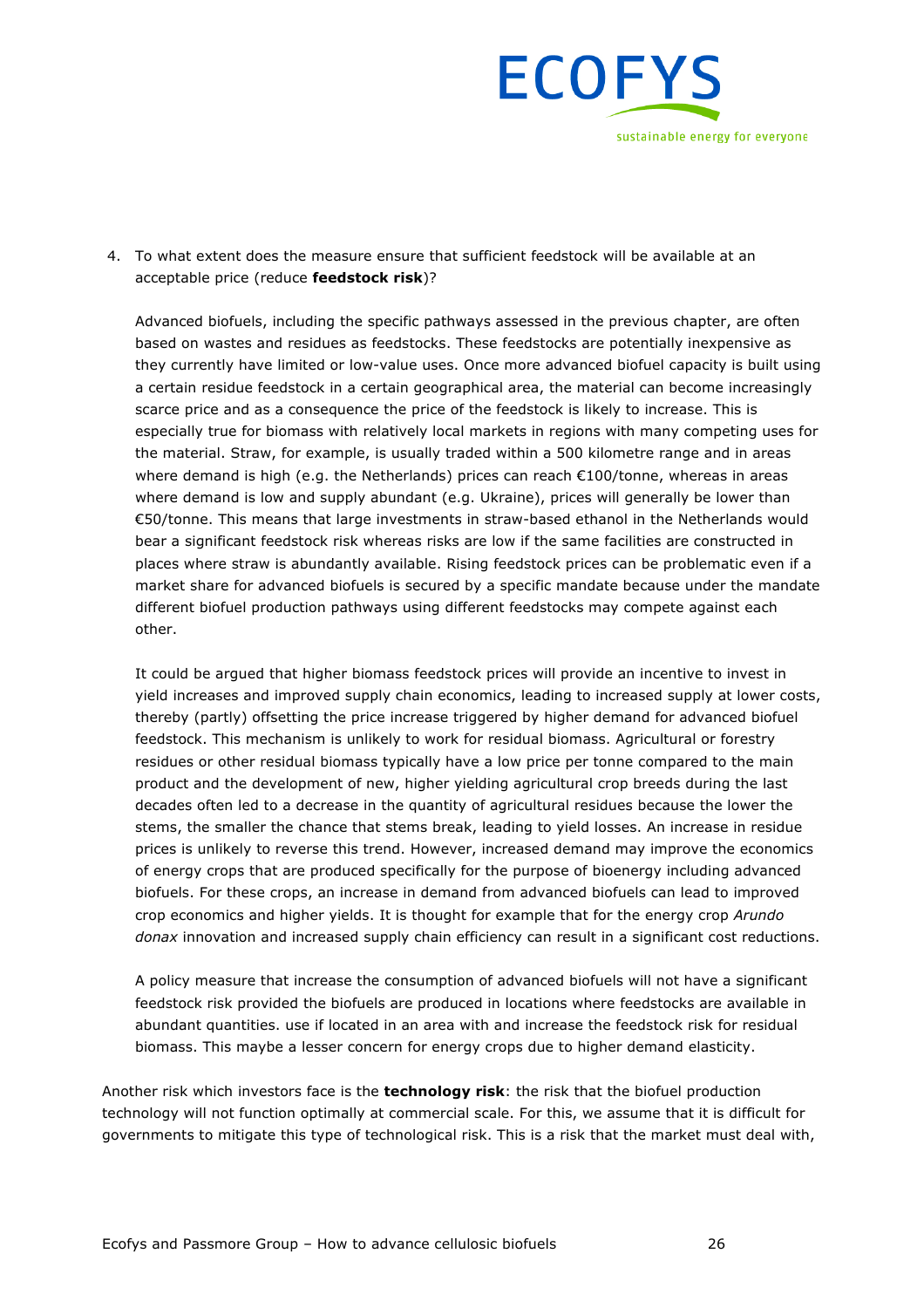4. To what extent does the measure ensure that sufficient feedstock will be available at an acceptable price (reduce **feedstock risk**)?

   Advanced biofuels, including the specific pathways assessed in the previous chapter, are often based on wastes and residues as feedstocks. These feedstocks are potentially inexpensive as they currently have limited or low-value uses. Once more advanced biofuel capacity is built using a certain residue feedstock in a certain geographical area, the material can become increasingly scarce price and as a consequence the price of the feedstock is likely to increase. This is especially true for biomass with relatively local markets in regions with many competing uses for the material. Straw, for example, is usually traded within a 500 kilometre range and in areas where demand is high (e.g. the Netherlands) prices can reach €100/tonne, whereas in areas where demand is low and supply abundant (e.g. Ukraine), prices will generally be lower than €50/tonne. This means that large investments in straw-based ethanol in the Netherlands would bear a significant feedstock risk whereas risks are low if the same facilities are constructed in places where straw is abundantly available. Rising feedstock prices can be problematic even if a market share for advanced biofuels is secured by a specific mandate because under the mandate different biofuel production pathways using different feedstocks may compete against each other.

   It could be argued that higher biomass feedstock prices will provide an incentive to invest in yield increases and improved supply chain economics, leading to increased supply at lower costs, thereby (partly) offsetting the price increase triggered by higher demand for advanced biofuel feedstock. This mechanism is unlikely to work for residual biomass. Agricultural or forestry residues or other residual biomass typically have a low price per tonne compared to the main product and the development of new, higher yielding agricultural crop breeds during the last decades often led to a decrease in the quantity of agricultural residues because the lower the stems, the smaller the chance that stems break, leading to yield losses. An increase in residue prices is unlikely to reverse this trend. However, increased demand may improve the economics of energy crops that are produced specifically for the purpose of bioenergy including advanced biofuels. For these crops, an increase in demand from advanced biofuels can lead to improved crop economics and higher yields. It is thought for example that for the energy crop *Arundo donax* innovation and increased supply chain efficiency can result in a significant cost reductions.

   A policy measure that increase the consumption of advanced biofuels will not have a significant feedstock risk provided the biofuels are produced in locations where feedstocks are available in abundant quantities. use if located in an area with and increase the feedstock risk for residual biomass. This maybe a lesser concern for energy crops due to higher demand elasticity.

Another risk which investors face is the **technology risk**: the risk that the biofuel production technology will not function optimally at commercial scale. For this, we assume that it is difficult for governments to mitigate this type of technological risk. This is a risk that the market must deal with,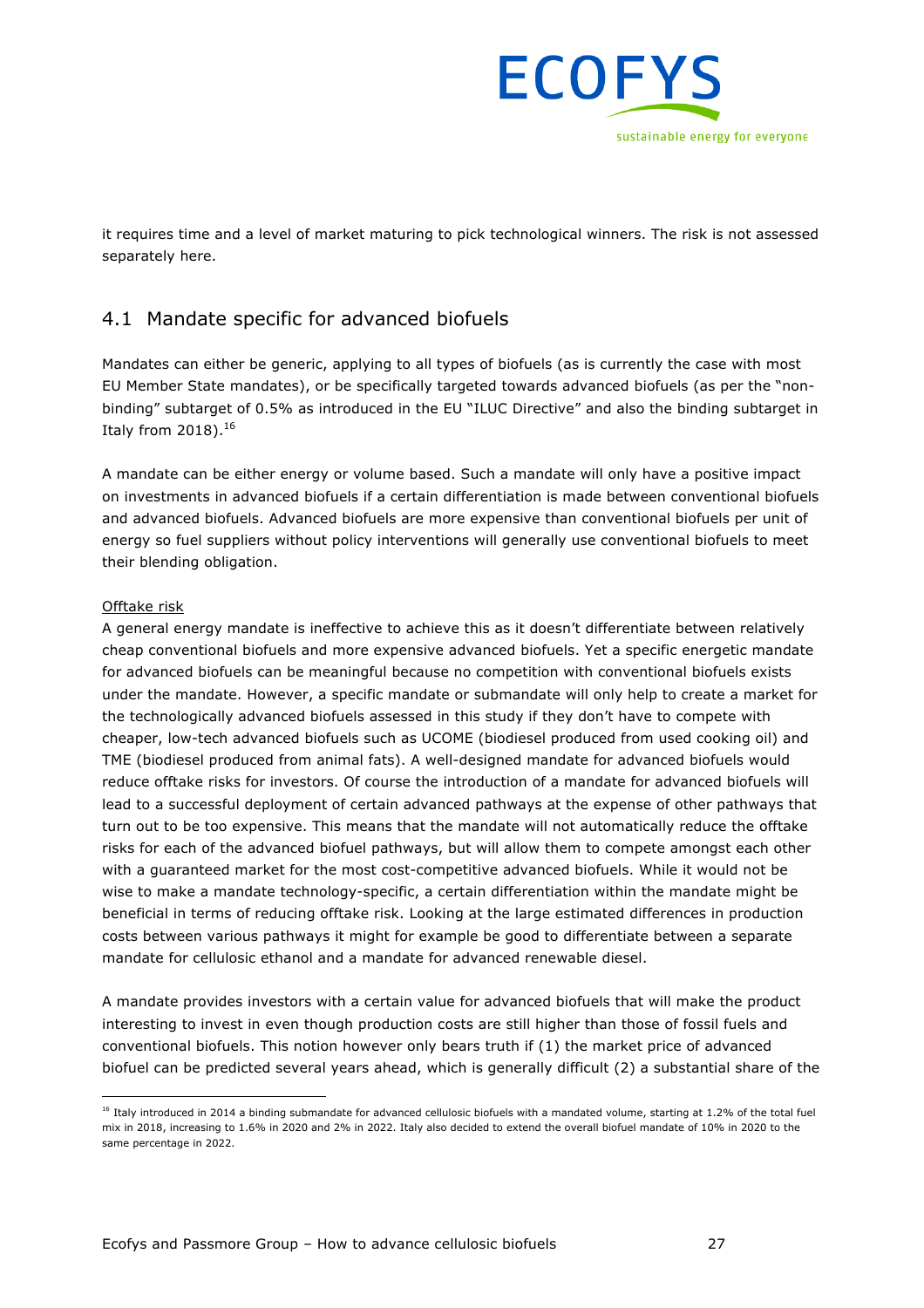it requires time and a level of market maturing to pick technological winners. The risk is not assessed separately here.

## 4.1 Mandate specific for advanced biofuels

Mandates can either be generic, applying to all types of biofuels (as is currently the case with most EU Member State mandates), or be specifically targeted towards advanced biofuels (as per the "non-binding" subtarget of 0.5% as introduced in the EU "ILUC Directive" and also the binding subtarget in Italy from 2018).[16]

A mandate can be either energy or volume based. Such a mandate will only have a positive impact on investments in advanced biofuels if a certain differentiation is made between conventional biofuels and advanced biofuels. Advanced biofuels are more expensive than conventional biofuels per unit of energy so fuel suppliers without policy interventions will generally use conventional biofuels to meet their blending obligation.

Offtake risk

A general energy mandate is ineffective to achieve this as it doesn't differentiate between relatively cheap conventional biofuels and more expensive advanced biofuels. Yet a specific energetic mandate for advanced biofuels can be meaningful because no competition with conventional biofuels exists under the mandate. However, a specific mandate or submandate will only help to create a market for the technologically advanced biofuels assessed in this study if they don't have to compete with cheaper, low-tech advanced biofuels such as UCOME (biodiesel produced from used cooking oil) and TME (biodiesel produced from animal fats). A well-designed mandate for advanced biofuels would reduce offtake risks for investors. Of course the introduction of a mandate for advanced biofuels will lead to a successful deployment of certain advanced pathways at the expense of other pathways that turn out to be too expensive. This means that the mandate will not automatically reduce the offtake risks for each of the advanced biofuel pathways, but will allow them to compete amongst each other with a guaranteed market for the most cost-competitive advanced biofuels. While it would not be wise to make a mandate technology-specific, a certain differentiation within the mandate might be beneficial in terms of reducing offtake risk. Looking at the large estimated differences in production costs between various pathways it might for example be good to differentiate between a separate mandate for cellulosic ethanol and a mandate for advanced renewable diesel.

A mandate provides investors with a certain value for advanced biofuels that will make the product interesting to invest in even though production costs are still higher than those of fossil fuels and conventional biofuels. This notion however only bears truth if (1) the market price of advanced biofuel can be predicted several years ahead, which is generally difficult (2) a substantial share of the

[16] Italy introduced in 2014 a binding submandate for advanced cellulosic biofuels with a mandated volume, starting at 1.2% of the total fuel mix in 2018, increasing to 1.6% in 2020 and 2% in 2022. Italy also decided to extend the overall biofuel mandate of 10% in 2020 to the same percentage in 2022.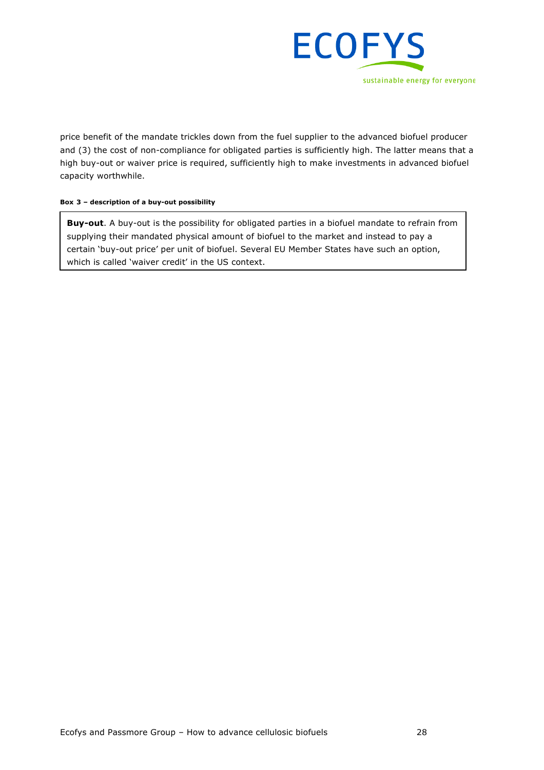price benefit of the mandate trickles down from the fuel supplier to the advanced biofuel producer and (3) the cost of non-compliance for obligated parties is sufficiently high. The latter means that a high buy-out or waiver price is required, sufficiently high to make investments in advanced biofuel capacity worthwhile.

**Box 3 – description of a buy-out possibility**

> **Buy-out**. A buy-out is the possibility for obligated parties in a biofuel mandate to refrain from supplying their mandated physical amount of biofuel to the market and instead to pay a certain 'buy-out price' per unit of biofuel. Several EU Member States have such an option, which is called 'waiver credit' in the US context.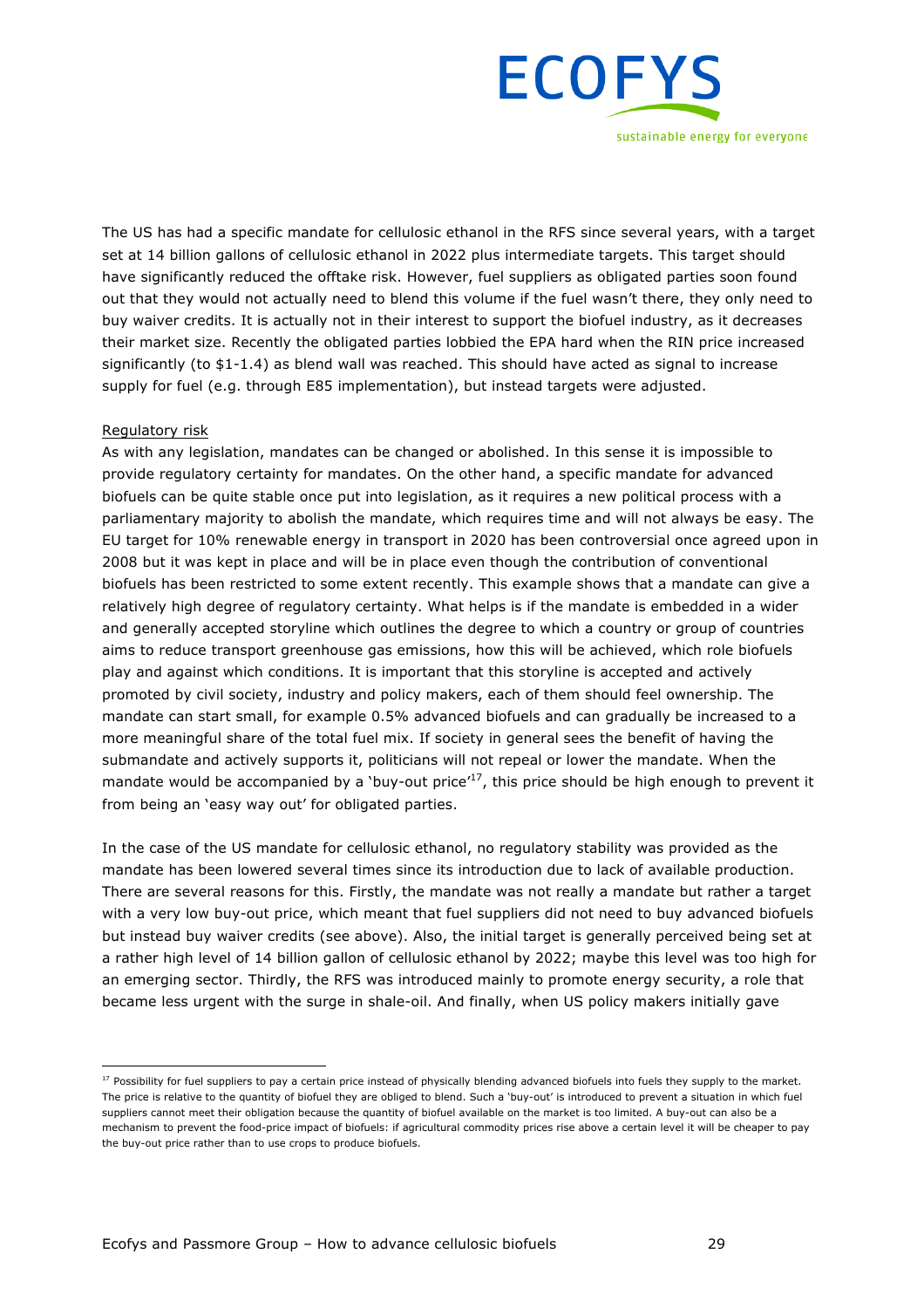The US has had a specific mandate for cellulosic ethanol in the RFS since several years, with a target set at 14 billion gallons of cellulosic ethanol in 2022 plus intermediate targets. This target should have significantly reduced the offtake risk. However, fuel suppliers as obligated parties soon found out that they would not actually need to blend this volume if the fuel wasn't there, they only need to buy waiver credits. It is actually not in their interest to support the biofuel industry, as it decreases their market size. Recently the obligated parties lobbied the EPA hard when the RIN price increased significantly (to $1-1.4) as blend wall was reached. This should have acted as signal to increase supply for fuel (e.g. through E85 implementation), but instead targets were adjusted.

Regulatory risk

As with any legislation, mandates can be changed or abolished. In this sense it is impossible to provide regulatory certainty for mandates. On the other hand, a specific mandate for advanced biofuels can be quite stable once put into legislation, as it requires a new political process with a parliamentary majority to abolish the mandate, which requires time and will not always be easy. The EU target for 10% renewable energy in transport in 2020 has been controversial once agreed upon in 2008 but it was kept in place and will be in place even though the contribution of conventional biofuels has been restricted to some extent recently. This example shows that a mandate can give a relatively high degree of regulatory certainty. What helps is if the mandate is embedded in a wider and generally accepted storyline which outlines the degree to which a country or group of countries aims to reduce transport greenhouse gas emissions, how this will be achieved, which role biofuels play and against which conditions. It is important that this storyline is accepted and actively promoted by civil society, industry and policy makers, each of them should feel ownership. The mandate can start small, for example 0.5% advanced biofuels and can gradually be increased to a more meaningful share of the total fuel mix. If society in general sees the benefit of having the submandate and actively supports it, politicians will not repeal or lower the mandate. When the mandate would be accompanied by a 'buy-out price'[17], this price should be high enough to prevent it from being an 'easy way out' for obligated parties.

In the case of the US mandate for cellulosic ethanol, no regulatory stability was provided as the mandate has been lowered several times since its introduction due to lack of available production. There are several reasons for this. Firstly, the mandate was not really a mandate but rather a target with a very low buy-out price, which meant that fuel suppliers did not need to buy advanced biofuels but instead buy waiver credits (see above). Also, the initial target is generally perceived being set at a rather high level of 14 billion gallon of cellulosic ethanol by 2022; maybe this level was too high for an emerging sector. Thirdly, the RFS was introduced mainly to promote energy security, a role that became less urgent with the surge in shale-oil. And finally, when US policy makers initially gave

[17] Possibility for fuel suppliers to pay a certain price instead of physically blending advanced biofuels into fuels they supply to the market. The price is relative to the quantity of biofuel they are obliged to blend. Such a 'buy-out' is introduced to prevent a situation in which fuel suppliers cannot meet their obligation because the quantity of biofuel available on the market is too limited. A buy-out can also be a mechanism to prevent the food-price impact of biofuels: if agricultural commodity prices rise above a certain level it will be cheaper to pay the buy-out price rather than to use crops to produce biofuels.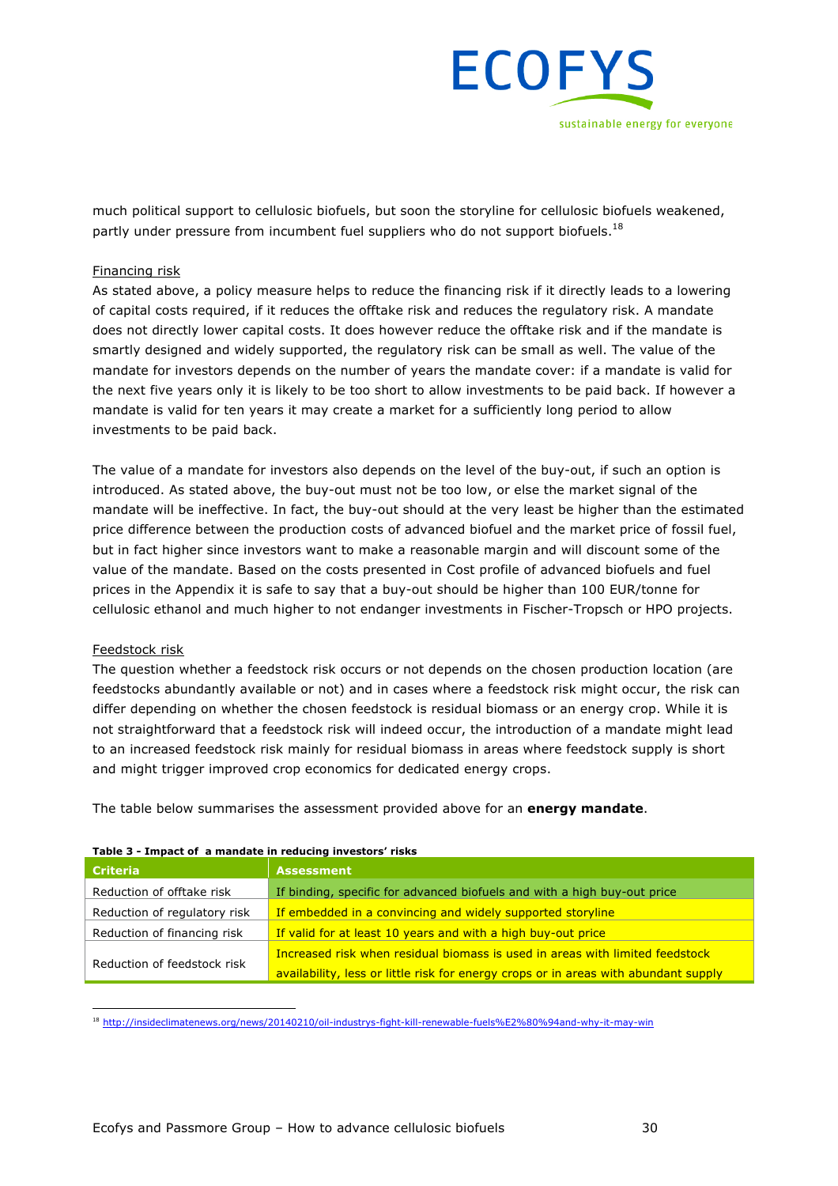much political support to cellulosic biofuels, but soon the storyline for cellulosic biofuels weakened, partly under pressure from incumbent fuel suppliers who do not support biofuels.[18]

Financing risk

As stated above, a policy measure helps to reduce the financing risk if it directly leads to a lowering of capital costs required, if it reduces the offtake risk and reduces the regulatory risk. A mandate does not directly lower capital costs. It does however reduce the offtake risk and if the mandate is smartly designed and widely supported, the regulatory risk can be small as well. The value of the mandate for investors depends on the number of years the mandate cover: if a mandate is valid for the next five years only it is likely to be too short to allow investments to be paid back. If however a mandate is valid for ten years it may create a market for a sufficiently long period to allow investments to be paid back.

The value of a mandate for investors also depends on the level of the buy-out, if such an option is introduced. As stated above, the buy-out must not be too low, or else the market signal of the mandate will be ineffective. In fact, the buy-out should at the very least be higher than the estimated price difference between the production costs of advanced biofuel and the market price of fossil fuel, but in fact higher since investors want to make a reasonable margin and will discount some of the value of the mandate. Based on the costs presented in Cost profile of advanced biofuels and fuel prices in the Appendix it is safe to say that a buy-out should be higher than 100 EUR/tonne for cellulosic ethanol and much higher to not endanger investments in Fischer-Tropsch or HPO projects.

Feedstock risk

The question whether a feedstock risk occurs or not depends on the chosen production location (are feedstocks abundantly available or not) and in cases where a feedstock risk might occur, the risk can differ depending on whether the chosen feedstock is residual biomass or an energy crop. While it is not straightforward that a feedstock risk will indeed occur, the introduction of a mandate might lead to an increased feedstock risk mainly for residual biomass in areas where feedstock supply is short and might trigger improved crop economics for dedicated energy crops.

The table below summarises the assessment provided above for an **energy mandate**.

**Table 3 - Impact of a mandate in reducing investors' risks**

| Criteria | Assessment |
|---|---|
| Reduction of offtake risk | If binding, specific for advanced biofuels and with a high buy-out price |
| Reduction of regulatory risk | If embedded in a convincing and widely supported storyline |
| Reduction of financing risk | If valid for at least 10 years and with a high buy-out price |
| Reduction of feedstock risk | Increased risk when residual biomass is used in areas with limited feedstock availability, less or little risk for energy crops or in areas with abundant supply |

[18] http://insideclimatenews.org/news/20140210/oil-industrys-fight-kill-renewable-fuels%E2%80%94and-why-it-may-win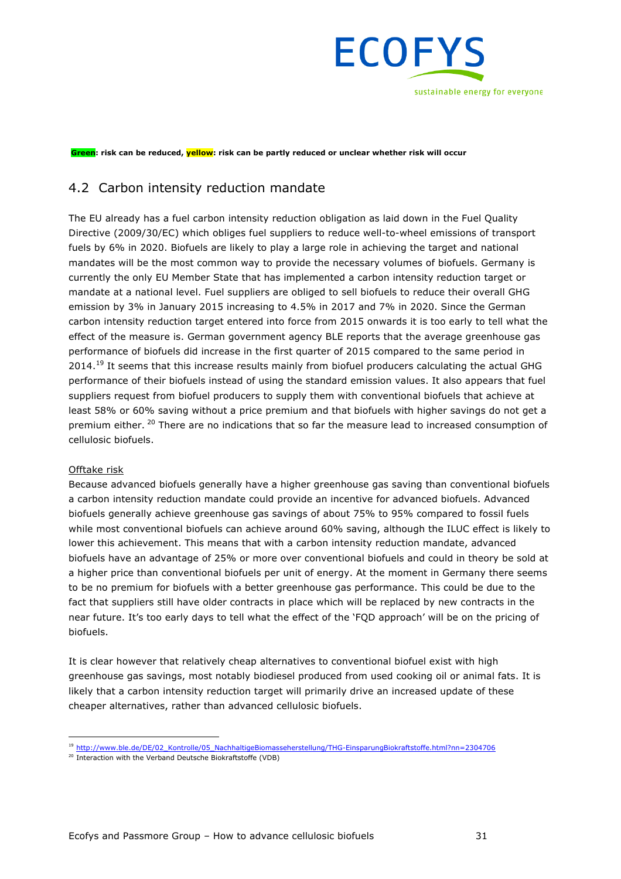**Green: risk can be reduced, yellow: risk can be partly reduced or unclear whether risk will occur**

## 4.2 Carbon intensity reduction mandate

The EU already has a fuel carbon intensity reduction obligation as laid down in the Fuel Quality Directive (2009/30/EC) which obliges fuel suppliers to reduce well-to-wheel emissions of transport fuels by 6% in 2020. Biofuels are likely to play a large role in achieving the target and national mandates will be the most common way to provide the necessary volumes of biofuels. Germany is currently the only EU Member State that has implemented a carbon intensity reduction target or mandate at a national level. Fuel suppliers are obliged to sell biofuels to reduce their overall GHG emission by 3% in January 2015 increasing to 4.5% in 2017 and 7% in 2020. Since the German carbon intensity reduction target entered into force from 2015 onwards it is too early to tell what the effect of the measure is. German government agency BLE reports that the average greenhouse gas performance of biofuels did increase in the first quarter of 2015 compared to the same period in 2014.[19] It seems that this increase results mainly from biofuel producers calculating the actual GHG performance of their biofuels instead of using the standard emission values. It also appears that fuel suppliers request from biofuel producers to supply them with conventional biofuels that achieve at least 58% or 60% saving without a price premium and that biofuels with higher savings do not get a premium either. [20] There are no indications that so far the measure lead to increased consumption of cellulosic biofuels.

<u>Offtake risk</u>

Because advanced biofuels generally have a higher greenhouse gas saving than conventional biofuels a carbon intensity reduction mandate could provide an incentive for advanced biofuels. Advanced biofuels generally achieve greenhouse gas savings of about 75% to 95% compared to fossil fuels while most conventional biofuels can achieve around 60% saving, although the ILUC effect is likely to lower this achievement. This means that with a carbon intensity reduction mandate, advanced biofuels have an advantage of 25% or more over conventional biofuels and could in theory be sold at a higher price than conventional biofuels per unit of energy. At the moment in Germany there seems to be no premium for biofuels with a better greenhouse gas performance. This could be due to the fact that suppliers still have older contracts in place which will be replaced by new contracts in the near future. It's too early days to tell what the effect of the 'FQD approach' will be on the pricing of biofuels.

It is clear however that relatively cheap alternatives to conventional biofuel exist with high greenhouse gas savings, most notably biodiesel produced from used cooking oil or animal fats. It is likely that a carbon intensity reduction target will primarily drive an increased update of these cheaper alternatives, rather than advanced cellulosic biofuels.

---

[19] http://www.ble.de/DE/02_Kontrolle/05_NachhaltigeBiomasseherstellung/THG-EinsparungBiokraftstoffe.html?nn=2304706

[20] Interaction with the Verband Deutsche Biokraftstoffe (VDB)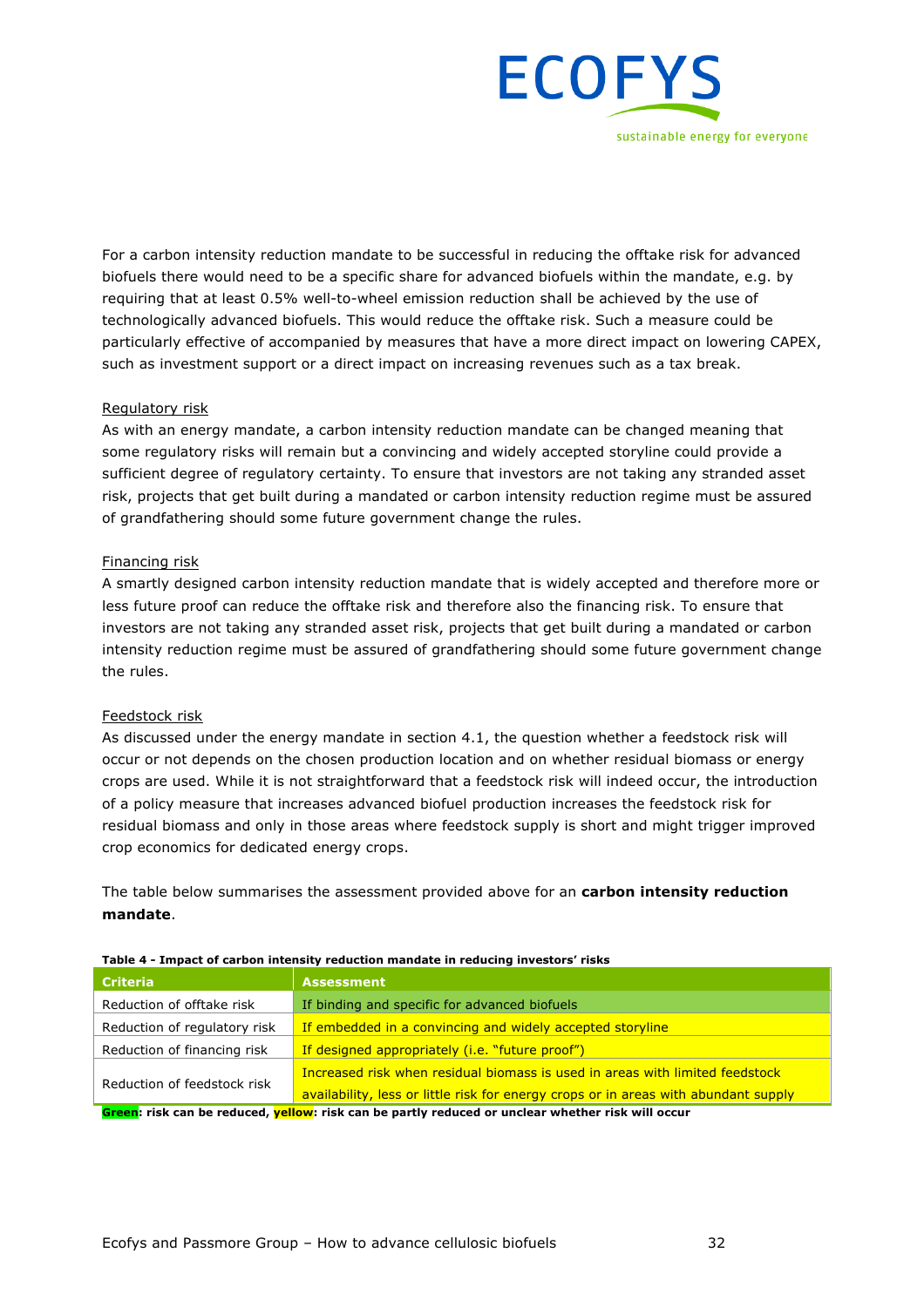For a carbon intensity reduction mandate to be successful in reducing the offtake risk for advanced biofuels there would need to be a specific share for advanced biofuels within the mandate, e.g. by requiring that at least 0.5% well-to-wheel emission reduction shall be achieved by the use of technologically advanced biofuels. This would reduce the offtake risk. Such a measure could be particularly effective of accompanied by measures that have a more direct impact on lowering CAPEX, such as investment support or a direct impact on increasing revenues such as a tax break.

Regulatory risk

As with an energy mandate, a carbon intensity reduction mandate can be changed meaning that some regulatory risks will remain but a convincing and widely accepted storyline could provide a sufficient degree of regulatory certainty. To ensure that investors are not taking any stranded asset risk, projects that get built during a mandated or carbon intensity reduction regime must be assured of grandfathering should some future government change the rules.

Financing risk

A smartly designed carbon intensity reduction mandate that is widely accepted and therefore more or less future proof can reduce the offtake risk and therefore also the financing risk. To ensure that investors are not taking any stranded asset risk, projects that get built during a mandated or carbon intensity reduction regime must be assured of grandfathering should some future government change the rules.

Feedstock risk

As discussed under the energy mandate in section 4.1, the question whether a feedstock risk will occur or not depends on the chosen production location and on whether residual biomass or energy crops are used. While it is not straightforward that a feedstock risk will indeed occur, the introduction of a policy measure that increases advanced biofuel production increases the feedstock risk for residual biomass and only in those areas where feedstock supply is short and might trigger improved crop economics for dedicated energy crops.

The table below summarises the assessment provided above for an **carbon intensity reduction mandate**.

**Table 4 - Impact of carbon intensity reduction mandate in reducing investors' risks**

| Criteria | Assessment |
|---|---|
| Reduction of offtake risk | If binding and specific for advanced biofuels |
| Reduction of regulatory risk | If embedded in a convincing and widely accepted storyline |
| Reduction of financing risk | If designed appropriately (i.e. "future proof") |
| Reduction of feedstock risk | Increased risk when residual biomass is used in areas with limited feedstock availability, less or little risk for energy crops or in areas with abundant supply |

**Green: risk can be reduced, yellow: risk can be partly reduced or unclear whether risk will occur**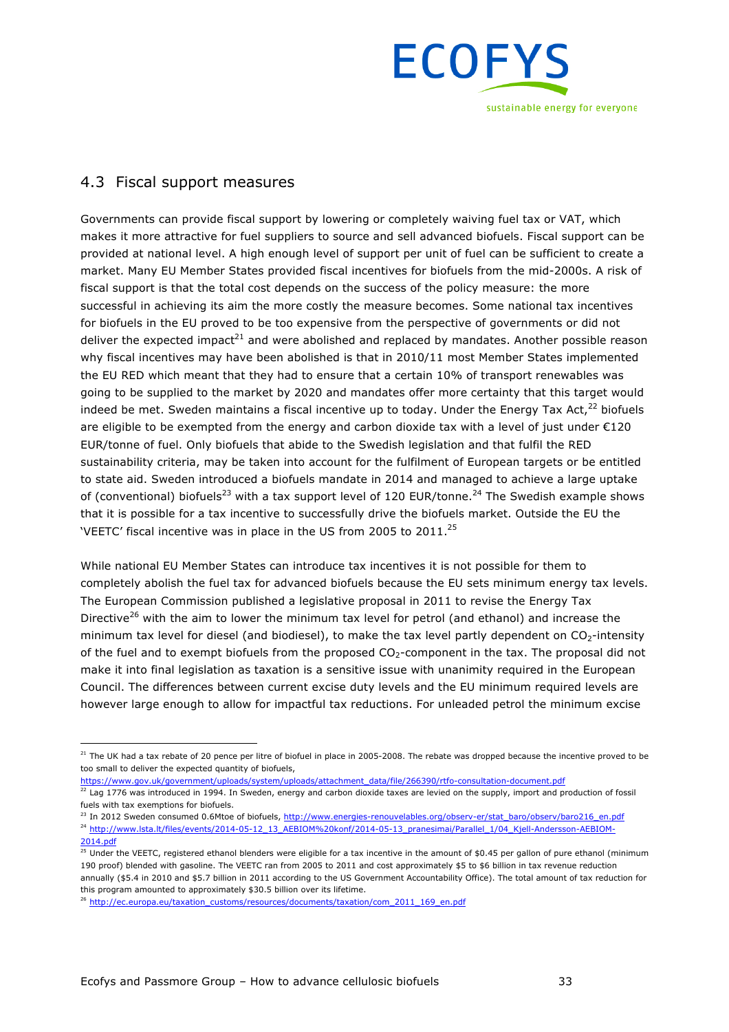## 4.3 Fiscal support measures

Governments can provide fiscal support by lowering or completely waiving fuel tax or VAT, which makes it more attractive for fuel suppliers to source and sell advanced biofuels. Fiscal support can be provided at national level. A high enough level of support per unit of fuel can be sufficient to create a market. Many EU Member States provided fiscal incentives for biofuels from the mid-2000s. A risk of fiscal support is that the total cost depends on the success of the policy measure: the more successful in achieving its aim the more costly the measure becomes. Some national tax incentives for biofuels in the EU proved to be too expensive from the perspective of governments or did not deliver the expected impact[21] and were abolished and replaced by mandates. Another possible reason why fiscal incentives may have been abolished is that in 2010/11 most Member States implemented the EU RED which meant that they had to ensure that a certain 10% of transport renewables was going to be supplied to the market by 2020 and mandates offer more certainty that this target would indeed be met. Sweden maintains a fiscal incentive up to today. Under the Energy Tax Act,[22] biofuels are eligible to be exempted from the energy and carbon dioxide tax with a level of just under €120 EUR/tonne of fuel. Only biofuels that abide to the Swedish legislation and that fulfil the RED sustainability criteria, may be taken into account for the fulfilment of European targets or be entitled to state aid. Sweden introduced a biofuels mandate in 2014 and managed to achieve a large uptake of (conventional) biofuels[23] with a tax support level of 120 EUR/tonne.[24] The Swedish example shows that it is possible for a tax incentive to successfully drive the biofuels market. Outside the EU the 'VEETC' fiscal incentive was in place in the US from 2005 to 2011.[25]

While national EU Member States can introduce tax incentives it is not possible for them to completely abolish the fuel tax for advanced biofuels because the EU sets minimum energy tax levels. The European Commission published a legislative proposal in 2011 to revise the Energy Tax Directive[26] with the aim to lower the minimum tax level for petrol (and ethanol) and increase the minimum tax level for diesel (and biodiesel), to make the tax level partly dependent on $CO_2$-intensity of the fuel and to exempt biofuels from the proposed $CO_2$-component in the tax. The proposal did not make it into final legislation as taxation is a sensitive issue with unanimity required in the European Council. The differences between current excise duty levels and the EU minimum required levels are however large enough to allow for impactful tax reductions. For unleaded petrol the minimum excise

---

[21] The UK had a tax rebate of 20 pence per litre of biofuel in place in 2005-2008. The rebate was dropped because the incentive proved to be too small to deliver the expected quantity of biofuels, https://www.gov.uk/government/uploads/system/uploads/attachment_data/file/266390/rtfo-consultation-document.pdf

[22] Lag 1776 was introduced in 1994. In Sweden, energy and carbon dioxide taxes are levied on the supply, import and production of fossil fuels with tax exemptions for biofuels.

[23] In 2012 Sweden consumed 0.6Mtoe of biofuels, http://www.energies-renouvelables.org/observ-er/stat_baro/observ/baro216_en.pdf

[24] http://www.lsta.lt/files/events/2014-05-12_13_AEBIOM%20konf/2014-05-13_pranesimai/Parallel_1/04_Kjell-Andersson-AEBIOM-2014.pdf

[25] Under the VEETC, registered ethanol blenders were eligible for a tax incentive in the amount of $0.45 per gallon of pure ethanol (minimum 190 proof) blended with gasoline. The VEETC ran from 2005 to 2011 and cost approximately $5 to $6 billion in tax revenue reduction annually ($5.4 in 2010 and $5.7 billion in 2011 according to the US Government Accountability Office). The total amount of tax reduction for this program amounted to approximately $30.5 billion over its lifetime.

[26] http://ec.europa.eu/taxation_customs/resources/documents/taxation/com_2011_169_en.pdf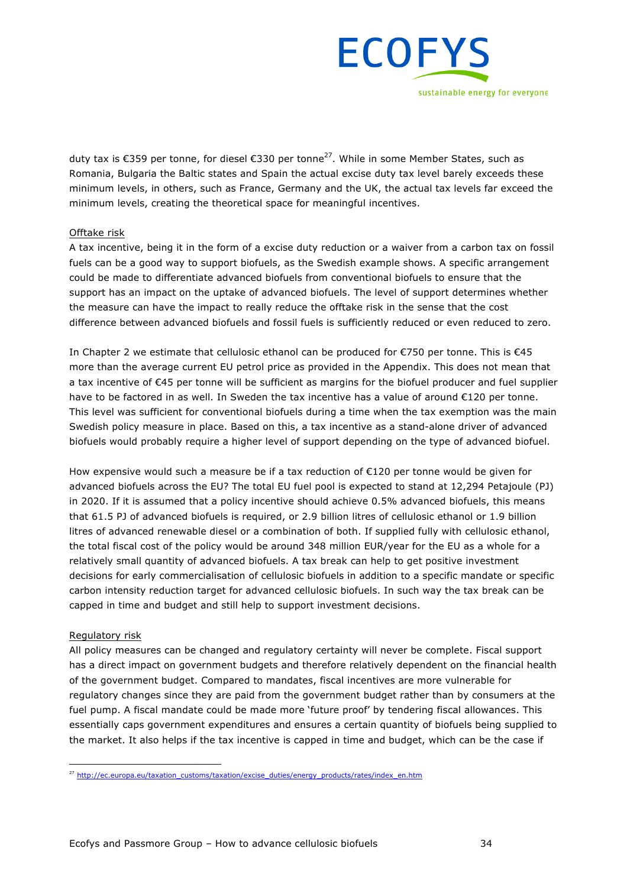duty tax is €359 per tonne, for diesel €330 per tonne[27]. While in some Member States, such as Romania, Bulgaria the Baltic states and Spain the actual excise duty tax level barely exceeds these minimum levels, in others, such as France, Germany and the UK, the actual tax levels far exceed the minimum levels, creating the theoretical space for meaningful incentives.

Offtake risk

A tax incentive, being it in the form of a excise duty reduction or a waiver from a carbon tax on fossil fuels can be a good way to support biofuels, as the Swedish example shows. A specific arrangement could be made to differentiate advanced biofuels from conventional biofuels to ensure that the support has an impact on the uptake of advanced biofuels. The level of support determines whether the measure can have the impact to really reduce the offtake risk in the sense that the cost difference between advanced biofuels and fossil fuels is sufficiently reduced or even reduced to zero.

In Chapter 2 we estimate that cellulosic ethanol can be produced for €750 per tonne. This is €45 more than the average current EU petrol price as provided in the Appendix. This does not mean that a tax incentive of €45 per tonne will be sufficient as margins for the biofuel producer and fuel supplier have to be factored in as well. In Sweden the tax incentive has a value of around €120 per tonne. This level was sufficient for conventional biofuels during a time when the tax exemption was the main Swedish policy measure in place. Based on this, a tax incentive as a stand-alone driver of advanced biofuels would probably require a higher level of support depending on the type of advanced biofuel.

How expensive would such a measure be if a tax reduction of €120 per tonne would be given for advanced biofuels across the EU? The total EU fuel pool is expected to stand at 12,294 Petajoule (PJ) in 2020. If it is assumed that a policy incentive should achieve 0.5% advanced biofuels, this means that 61.5 PJ of advanced biofuels is required, or 2.9 billion litres of cellulosic ethanol or 1.9 billion litres of advanced renewable diesel or a combination of both. If supplied fully with cellulosic ethanol, the total fiscal cost of the policy would be around 348 million EUR/year for the EU as a whole for a relatively small quantity of advanced biofuels. A tax break can help to get positive investment decisions for early commercialisation of cellulosic biofuels in addition to a specific mandate or specific carbon intensity reduction target for advanced cellulosic biofuels. In such way the tax break can be capped in time and budget and still help to support investment decisions.

Regulatory risk

All policy measures can be changed and regulatory certainty will never be complete. Fiscal support has a direct impact on government budgets and therefore relatively dependent on the financial health of the government budget. Compared to mandates, fiscal incentives are more vulnerable for regulatory changes since they are paid from the government budget rather than by consumers at the fuel pump. A fiscal mandate could be made more 'future proof' by tendering fiscal allowances. This essentially caps government expenditures and ensures a certain quantity of biofuels being supplied to the market. It also helps if the tax incentive is capped in time and budget, which can be the case if

---

[27] http://ec.europa.eu/taxation_customs/taxation/excise_duties/energy_products/rates/index_en.htm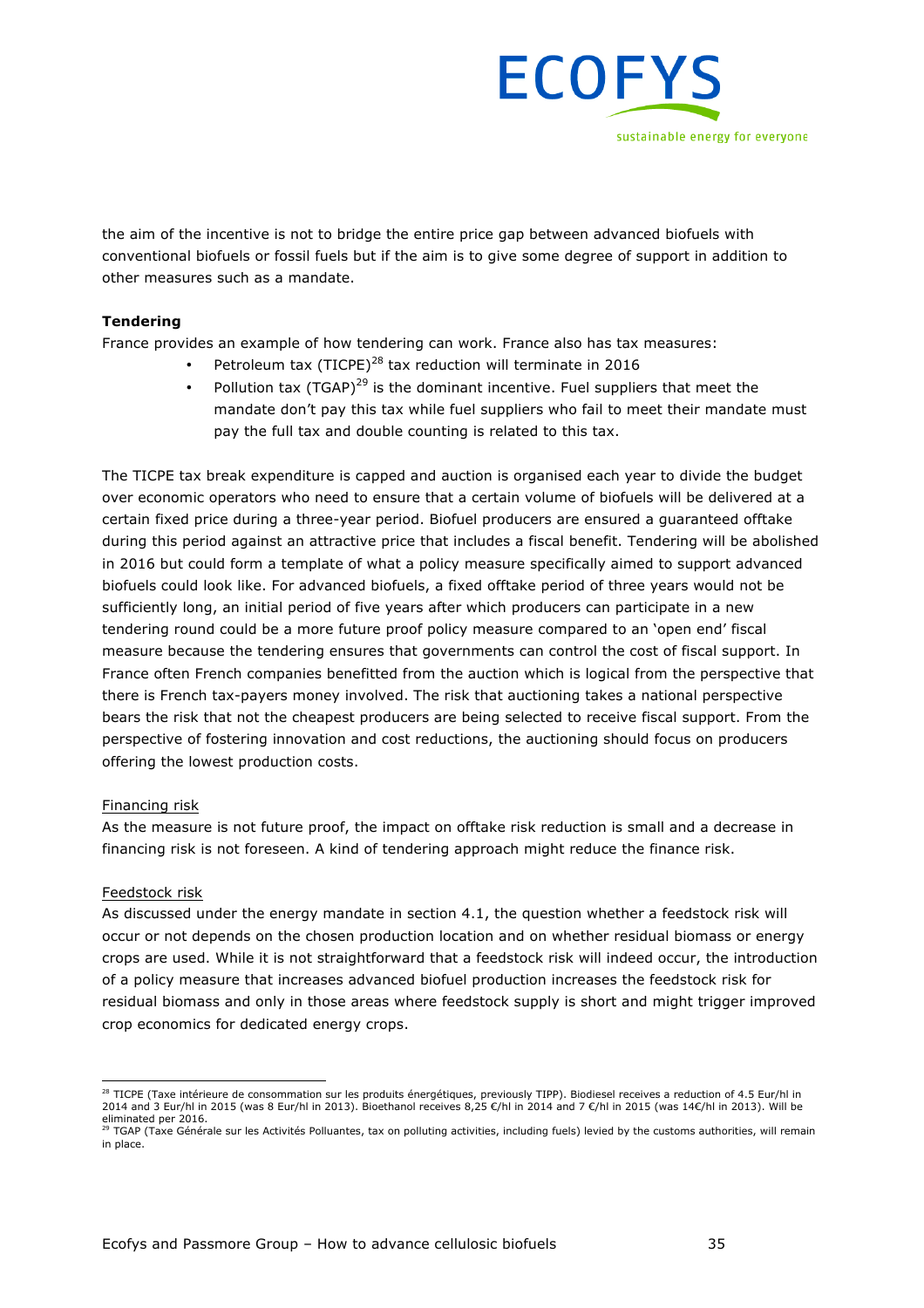the aim of the incentive is not to bridge the entire price gap between advanced biofuels with conventional biofuels or fossil fuels but if the aim is to give some degree of support in addition to other measures such as a mandate.

**Tendering**

France provides an example of how tendering can work. France also has tax measures:

- Petroleum tax (TICPE)[28] tax reduction will terminate in 2016
- Pollution tax (TGAP)[29] is the dominant incentive. Fuel suppliers that meet the mandate don't pay this tax while fuel suppliers who fail to meet their mandate must pay the full tax and double counting is related to this tax.

The TICPE tax break expenditure is capped and auction is organised each year to divide the budget over economic operators who need to ensure that a certain volume of biofuels will be delivered at a certain fixed price during a three-year period. Biofuel producers are ensured a guaranteed offtake during this period against an attractive price that includes a fiscal benefit. Tendering will be abolished in 2016 but could form a template of what a policy measure specifically aimed to support advanced biofuels could look like. For advanced biofuels, a fixed offtake period of three years would not be sufficiently long, an initial period of five years after which producers can participate in a new tendering round could be a more future proof policy measure compared to an 'open end' fiscal measure because the tendering ensures that governments can control the cost of fiscal support. In France often French companies benefitted from the auction which is logical from the perspective that there is French tax-payers money involved. The risk that auctioning takes a national perspective bears the risk that not the cheapest producers are being selected to receive fiscal support. From the perspective of fostering innovation and cost reductions, the auctioning should focus on producers offering the lowest production costs.

Financing risk

As the measure is not future proof, the impact on offtake risk reduction is small and a decrease in financing risk is not foreseen. A kind of tendering approach might reduce the finance risk.

Feedstock risk

As discussed under the energy mandate in section 4.1, the question whether a feedstock risk will occur or not depends on the chosen production location and on whether residual biomass or energy crops are used. While it is not straightforward that a feedstock risk will indeed occur, the introduction of a policy measure that increases advanced biofuel production increases the feedstock risk for residual biomass and only in those areas where feedstock supply is short and might trigger improved crop economics for dedicated energy crops.

---

[28] TICPE (Taxe intérieure de consommation sur les produits énergétiques, previously TIPP). Biodiesel receives a reduction of 4.5 Eur/hl in 2014 and 3 Eur/hl in 2015 (was 8 Eur/hl in 2013). Bioethanol receives 8,25 €/hl in 2014 and 7 €/hl in 2015 (was 14€/hl in 2013). Will be eliminated per 2016.

[29] TGAP (Taxe Générale sur les Activités Polluantes, tax on polluting activities, including fuels) levied by the customs authorities, will remain in place.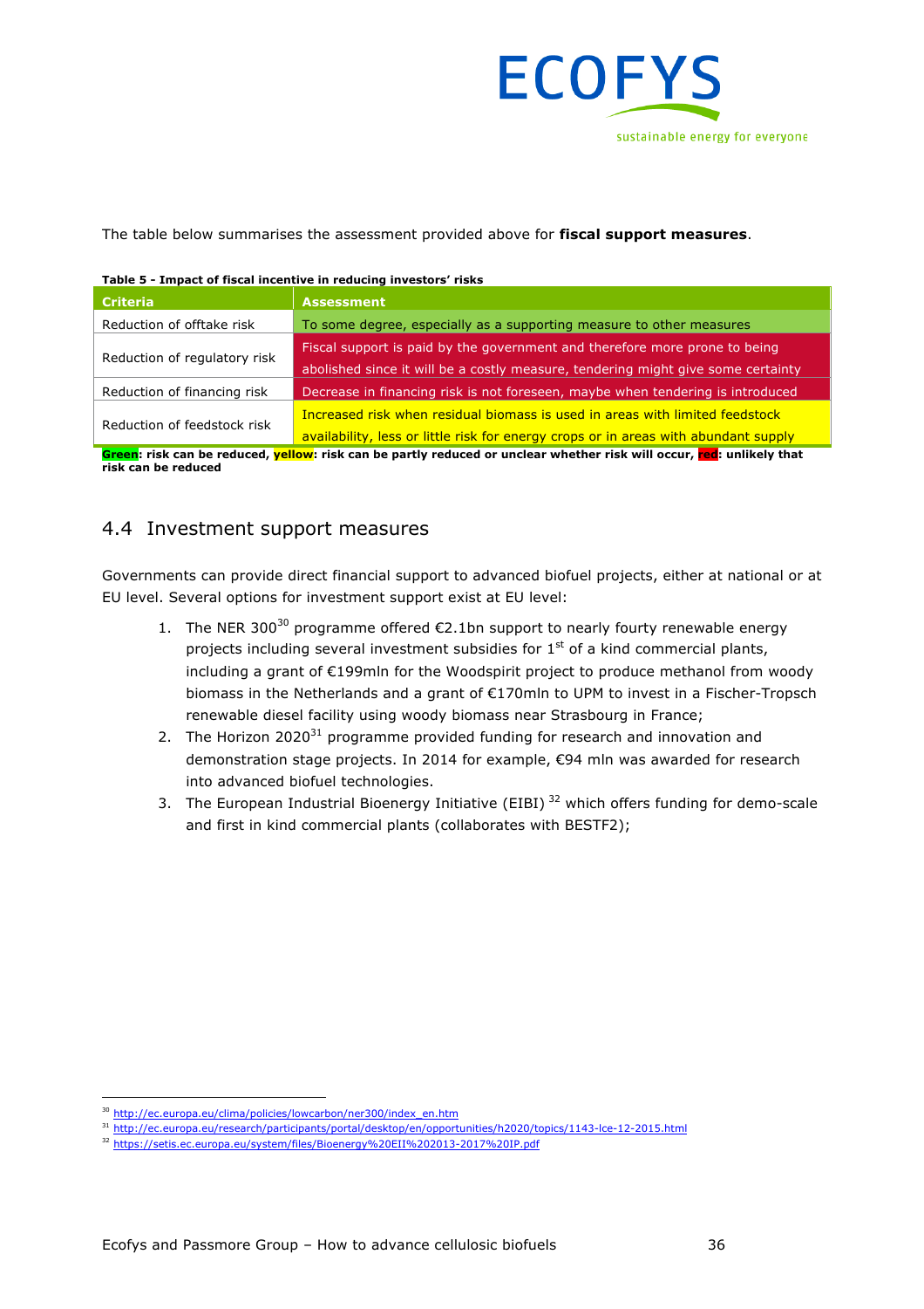The table below summarises the assessment provided above for **fiscal support measures**.

**Table 5 - Impact of fiscal incentive in reducing investors' risks**

| Criteria | Assessment |
|---|---|
| Reduction of offtake risk | To some degree, especially as a supporting measure to other measures |
| Reduction of regulatory risk | Fiscal support is paid by the government and therefore more prone to being abolished since it will be a costly measure, tendering might give some certainty |
| Reduction of financing risk | Decrease in financing risk is not foreseen, maybe when tendering is introduced |
| Reduction of feedstock risk | Increased risk when residual biomass is used in areas with limited feedstock availability, less or little risk for energy crops or in areas with abundant supply |

**Green: risk can be reduced, yellow: risk can be partly reduced or unclear whether risk will occur, red: unlikely that risk can be reduced**

## 4.4 Investment support measures

Governments can provide direct financial support to advanced biofuel projects, either at national or at EU level. Several options for investment support exist at EU level:

1. The NER 300[30] programme offered €2.1bn support to nearly fourty renewable energy projects including several investment subsidies for 1st of a kind commercial plants, including a grant of €199mln for the Woodspirit project to produce methanol from woody biomass in the Netherlands and a grant of €170mln to UPM to invest in a Fischer-Tropsch renewable diesel facility using woody biomass near Strasbourg in France;
2. The Horizon 2020[31] programme provided funding for research and innovation and demonstration stage projects. In 2014 for example, €94 mln was awarded for research into advanced biofuel technologies.
3. The European Industrial Bioenergy Initiative (EIBI) [32] which offers funding for demo-scale and first in kind commercial plants (collaborates with BESTF2);

---

[30] http://ec.europa.eu/clima/policies/lowcarbon/ner300/index_en.htm

[31] http://ec.europa.eu/research/participants/portal/desktop/en/opportunities/h2020/topics/1143-lce-12-2015.html

[32] https://setis.ec.europa.eu/system/files/Bioenergy%20EII%202013-2017%20IP.pdf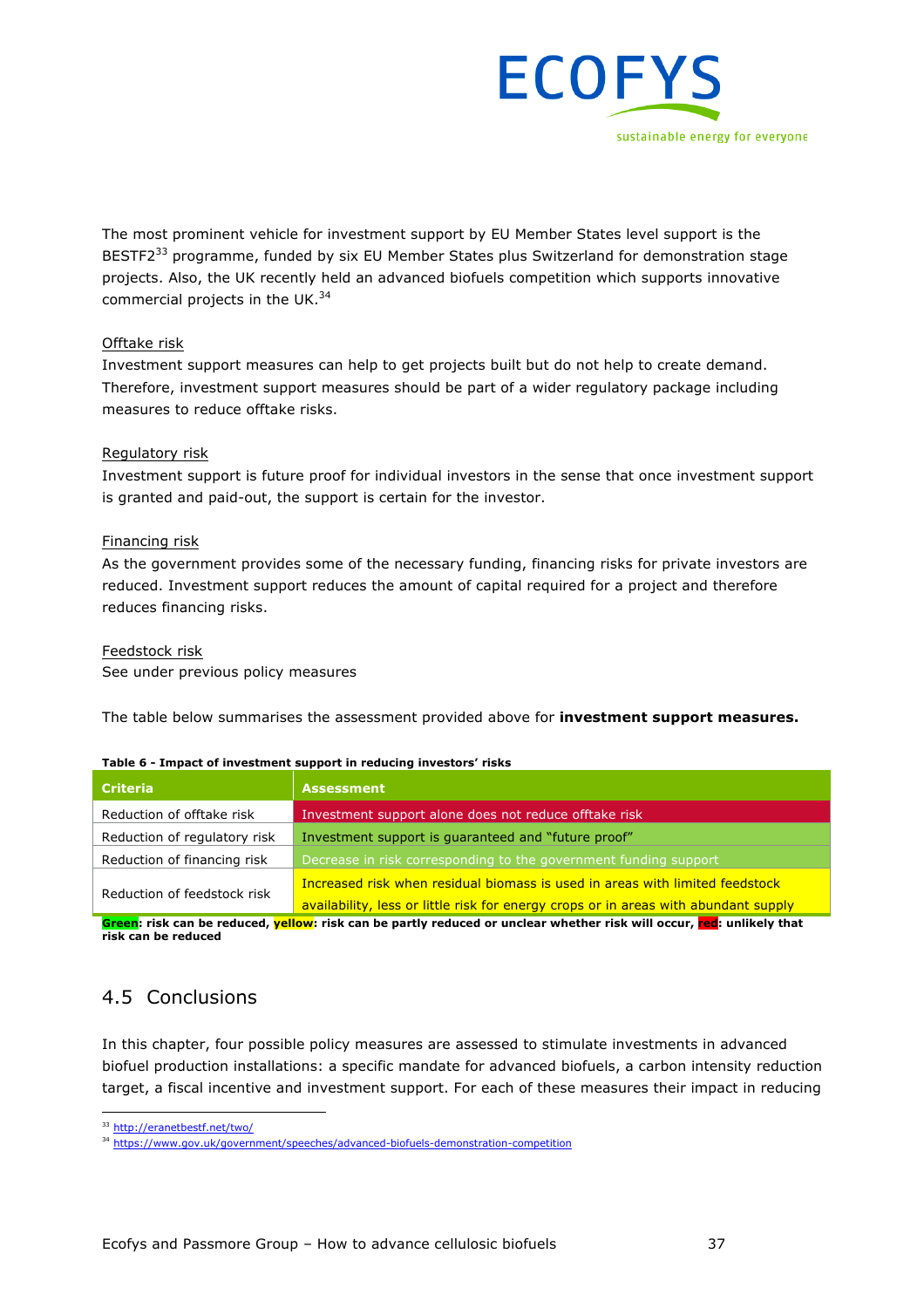The most prominent vehicle for investment support by EU Member States level support is the BESTF2[33] programme, funded by six EU Member States plus Switzerland for demonstration stage projects. Also, the UK recently held an advanced biofuels competition which supports innovative commercial projects in the UK.[34]

Offtake risk

Investment support measures can help to get projects built but do not help to create demand. Therefore, investment support measures should be part of a wider regulatory package including measures to reduce offtake risks.

Regulatory risk

Investment support is future proof for individual investors in the sense that once investment support is granted and paid-out, the support is certain for the investor.

Financing risk

As the government provides some of the necessary funding, financing risks for private investors are reduced. Investment support reduces the amount of capital required for a project and therefore reduces financing risks.

Feedstock risk

See under previous policy measures

The table below summarises the assessment provided above for **investment support measures.**

**Table 6 - Impact of investment support in reducing investors' risks**

| Criteria | Assessment |
|---|---|
| Reduction of offtake risk | Investment support alone does not reduce offtake risk |
| Reduction of regulatory risk | Investment support is guaranteed and "future proof" |
| Reduction of financing risk | Decrease in risk corresponding to the government funding support |
| Reduction of feedstock risk | Increased risk when residual biomass is used in areas with limited feedstock availability, less or little risk for energy crops or in areas with abundant supply |

**Green: risk can be reduced, yellow: risk can be partly reduced or unclear whether risk will occur, red: unlikely that risk can be reduced**

## 4.5 Conclusions

In this chapter, four possible policy measures are assessed to stimulate investments in advanced biofuel production installations: a specific mandate for advanced biofuels, a carbon intensity reduction target, a fiscal incentive and investment support. For each of these measures their impact in reducing

[33] http://eranetbestf.net/two/

[34] https://www.gov.uk/government/speeches/advanced-biofuels-demonstration-competition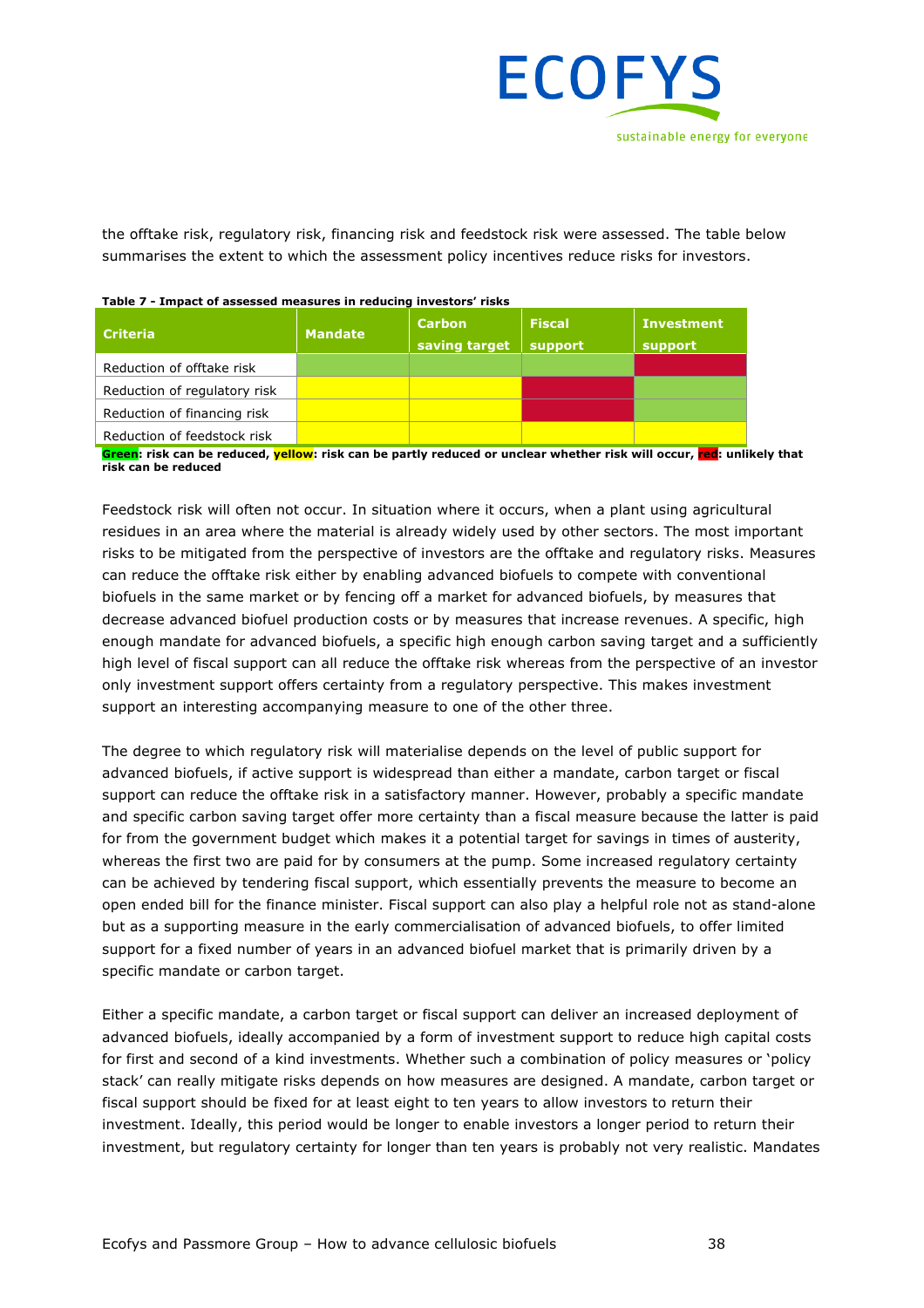the offtake risk, regulatory risk, financing risk and feedstock risk were assessed. The table below summarises the extent to which the assessment policy incentives reduce risks for investors.

**Table 7 - Impact of assessed measures in reducing investors' risks**

| Criteria | Mandate | Carbon saving target | Fiscal support | Investment support |
|---|---|---|---|---|
| Reduction of offtake risk | Green | Green | Green | Red |
| Reduction of regulatory risk | Yellow | Yellow | Red | Green |
| Reduction of financing risk | Yellow | Yellow | Red | Green |
| Reduction of feedstock risk | Yellow | Yellow | Yellow | Yellow |

**Green: risk can be reduced, yellow: risk can be partly reduced or unclear whether risk will occur, red: unlikely that risk can be reduced**

Feedstock risk will often not occur. In situation where it occurs, when a plant using agricultural residues in an area where the material is already widely used by other sectors. The most important risks to be mitigated from the perspective of investors are the offtake and regulatory risks. Measures can reduce the offtake risk either by enabling advanced biofuels to compete with conventional biofuels in the same market or by fencing off a market for advanced biofuels, by measures that decrease advanced biofuel production costs or by measures that increase revenues. A specific, high enough mandate for advanced biofuels, a specific high enough carbon saving target and a sufficiently high level of fiscal support can all reduce the offtake risk whereas from the perspective of an investor only investment support offers certainty from a regulatory perspective. This makes investment support an interesting accompanying measure to one of the other three.

The degree to which regulatory risk will materialise depends on the level of public support for advanced biofuels, if active support is widespread than either a mandate, carbon target or fiscal support can reduce the offtake risk in a satisfactory manner. However, probably a specific mandate and specific carbon saving target offer more certainty than a fiscal measure because the latter is paid for from the government budget which makes it a potential target for savings in times of austerity, whereas the first two are paid for by consumers at the pump. Some increased regulatory certainty can be achieved by tendering fiscal support, which essentially prevents the measure to become an open ended bill for the finance minister. Fiscal support can also play a helpful role not as stand-alone but as a supporting measure in the early commercialisation of advanced biofuels, to offer limited support for a fixed number of years in an advanced biofuel market that is primarily driven by a specific mandate or carbon target.

Either a specific mandate, a carbon target or fiscal support can deliver an increased deployment of advanced biofuels, ideally accompanied by a form of investment support to reduce high capital costs for first and second of a kind investments. Whether such a combination of policy measures or 'policy stack' can really mitigate risks depends on how measures are designed. A mandate, carbon target or fiscal support should be fixed for at least eight to ten years to allow investors to return their investment. Ideally, this period would be longer to enable investors a longer period to return their investment, but regulatory certainty for longer than ten years is probably not very realistic. Mandates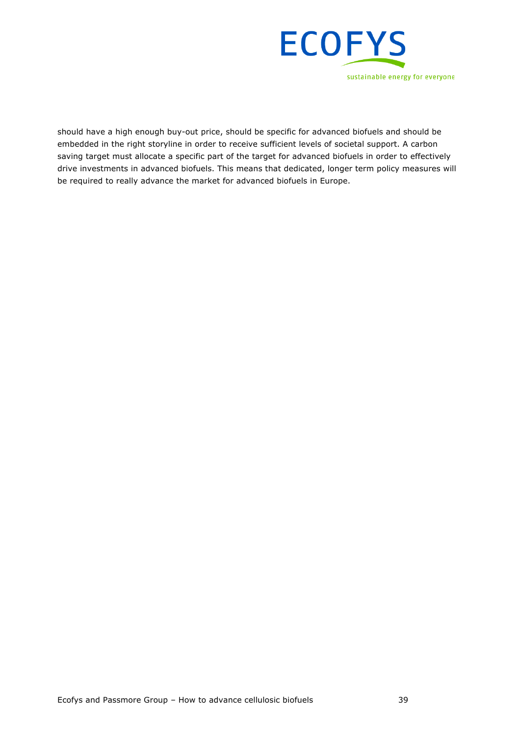should have a high enough buy-out price, should be specific for advanced biofuels and should be embedded in the right storyline in order to receive sufficient levels of societal support. A carbon saving target must allocate a specific part of the target for advanced biofuels in order to effectively drive investments in advanced biofuels. This means that dedicated, longer term policy measures will be required to really advance the market for advanced biofuels in Europe.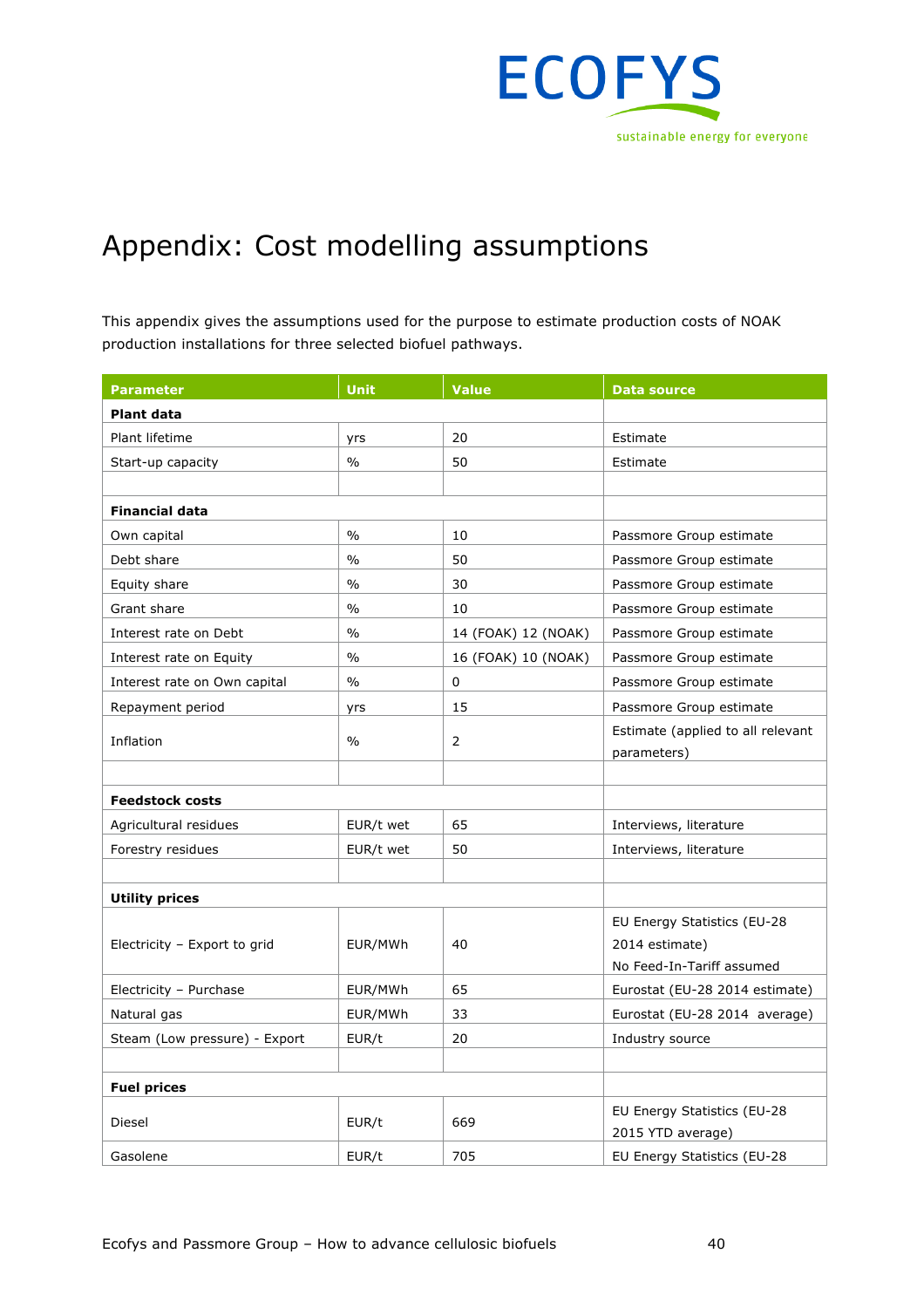# Appendix: Cost modelling assumptions

This appendix gives the assumptions used for the purpose to estimate production costs of NOAK production installations for three selected biofuel pathways.

| Parameter | Unit | Value | Data source |
|---|---|---|---|
| **Plant data** | | | |
| Plant lifetime | yrs | 20 | Estimate |
| Start-up capacity | % | 50 | Estimate |
| | | | |
| **Financial data** | | | |
| Own capital | % | 10 | Passmore Group estimate |
| Debt share | % | 50 | Passmore Group estimate |
| Equity share | % | 30 | Passmore Group estimate |
| Grant share | % | 10 | Passmore Group estimate |
| Interest rate on Debt | % | 14 (FOAK) 12 (NOAK) | Passmore Group estimate |
| Interest rate on Equity | % | 16 (FOAK) 10 (NOAK) | Passmore Group estimate |
| Interest rate on Own capital | % | 0 | Passmore Group estimate |
| Repayment period | yrs | 15 | Passmore Group estimate |
| Inflation | % | 2 | Estimate (applied to all relevant parameters) |
| | | | |
| **Feedstock costs** | | | |
| Agricultural residues | EUR/t wet | 65 | Interviews, literature |
| Forestry residues | EUR/t wet | 50 | Interviews, literature |
| | | | |
| **Utility prices** | | | |
| Electricity – Export to grid | EUR/MWh | 40 | EU Energy Statistics (EU-28 2014 estimate) No Feed-In-Tariff assumed |
| Electricity – Purchase | EUR/MWh | 65 | Eurostat (EU-28 2014 estimate) |
| Natural gas | EUR/MWh | 33 | Eurostat (EU-28 2014 average) |
| Steam (Low pressure) - Export | EUR/t | 20 | Industry source |
| | | | |
| **Fuel prices** | | | |
| Diesel | EUR/t | 669 | EU Energy Statistics (EU-28 2015 YTD average) |
| Gasolene | EUR/t | 705 | EU Energy Statistics (EU-28 |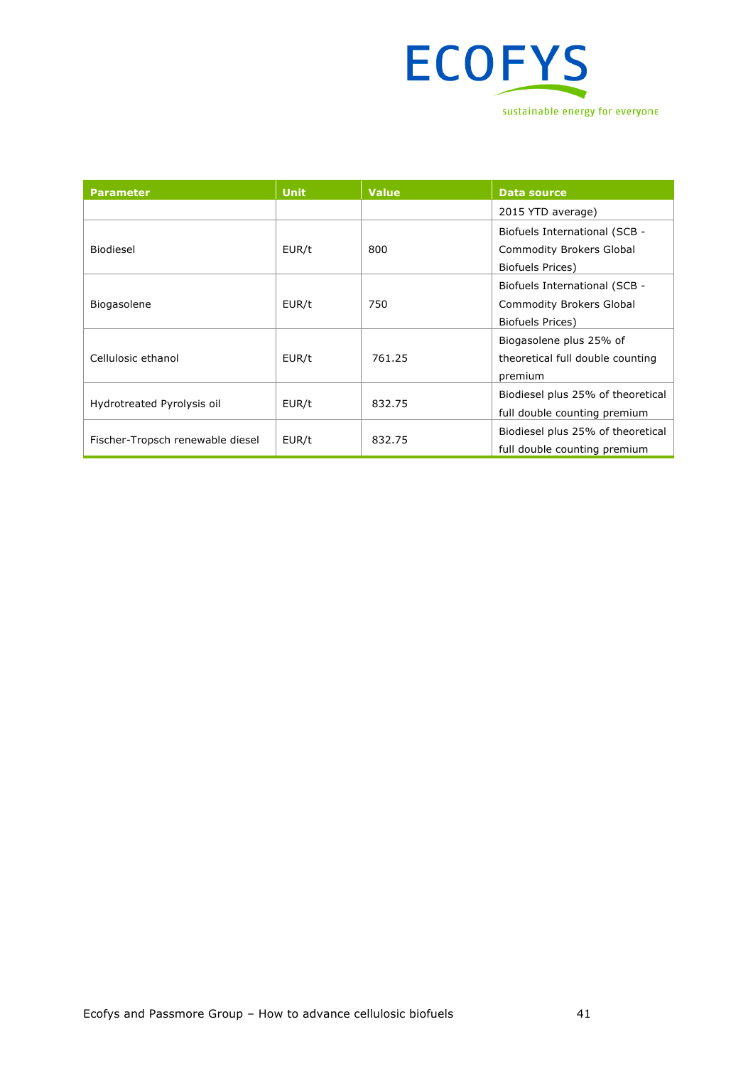| Parameter | Unit | Value | Data source |
|---|---|---|---|
| | | | 2015 YTD average) |
| Biodiesel | EUR/t | 800 | Biofuels International (SCB - Commodity Brokers Global Biofuels Prices) |
| Biogasolene | EUR/t | 750 | Biofuels International (SCB - Commodity Brokers Global Biofuels Prices) |
| Cellulosic ethanol | EUR/t | 761.25 | Biogasolene plus 25% of theoretical full double counting premium |
| Hydrotreated Pyrolysis oil | EUR/t | 832.75 | Biodiesel plus 25% of theoretical full double counting premium |
| Fischer-Tropsch renewable diesel | EUR/t | 832.75 | Biodiesel plus 25% of theoretical full double counting premium |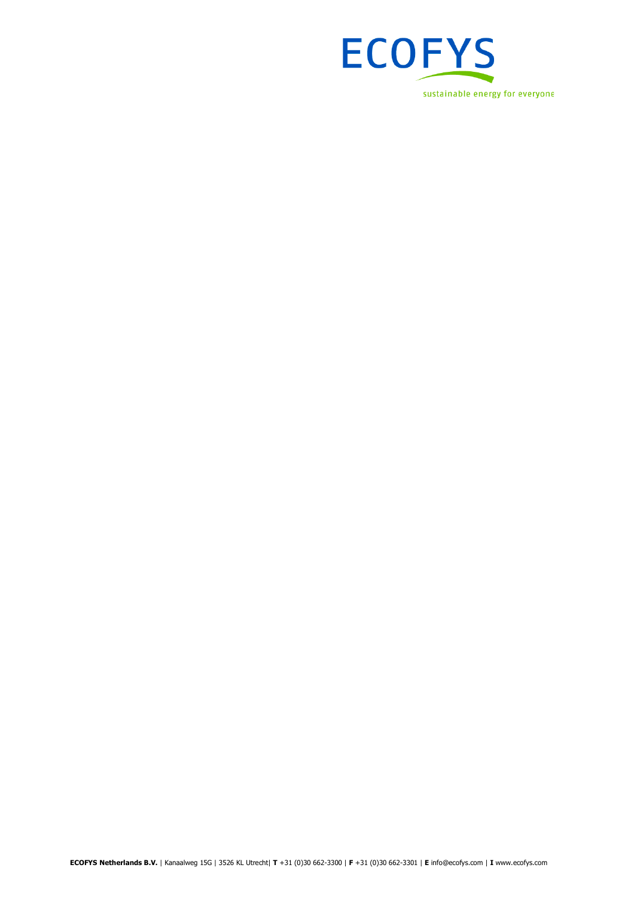ECOFYS

sustainable energy for everyone

**ECOFYS Netherlands B.V.** | Kanaalweg 15G | 3526 KL Utrecht| **T** +31 (0)30 662-3300 | **F** +31 (0)30 662-3301 | **E** info@ecofys.com | **I** www.ecofys.com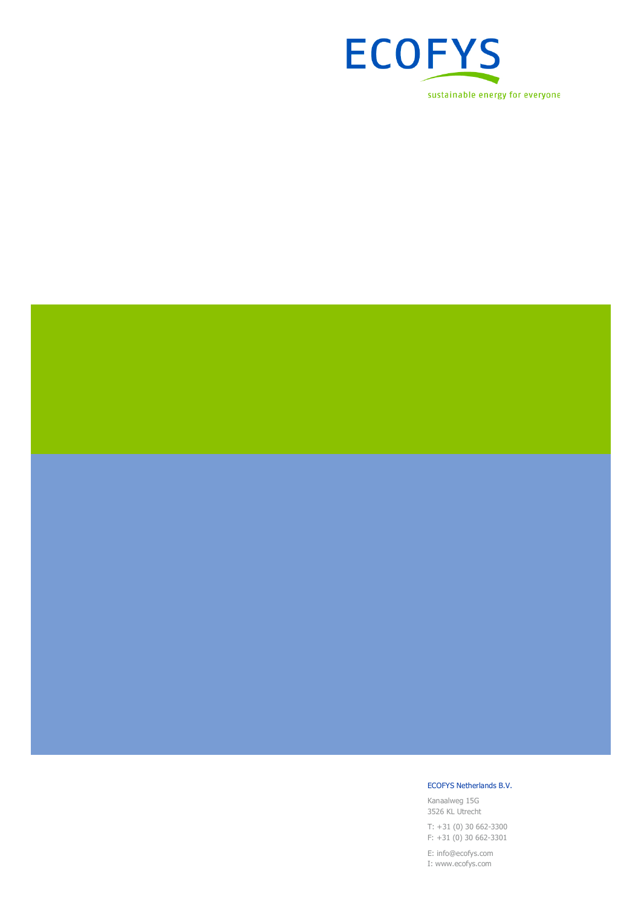ECOFYS

sustainable energy for everyone

ECOFYS Netherlands B.V.

Kanaalweg 15G
3526 KL Utrecht

T: +31 (0) 30 662-3300
F: +31 (0) 30 662-3301

E: info@ecofys.com
I: www.ecofys.com